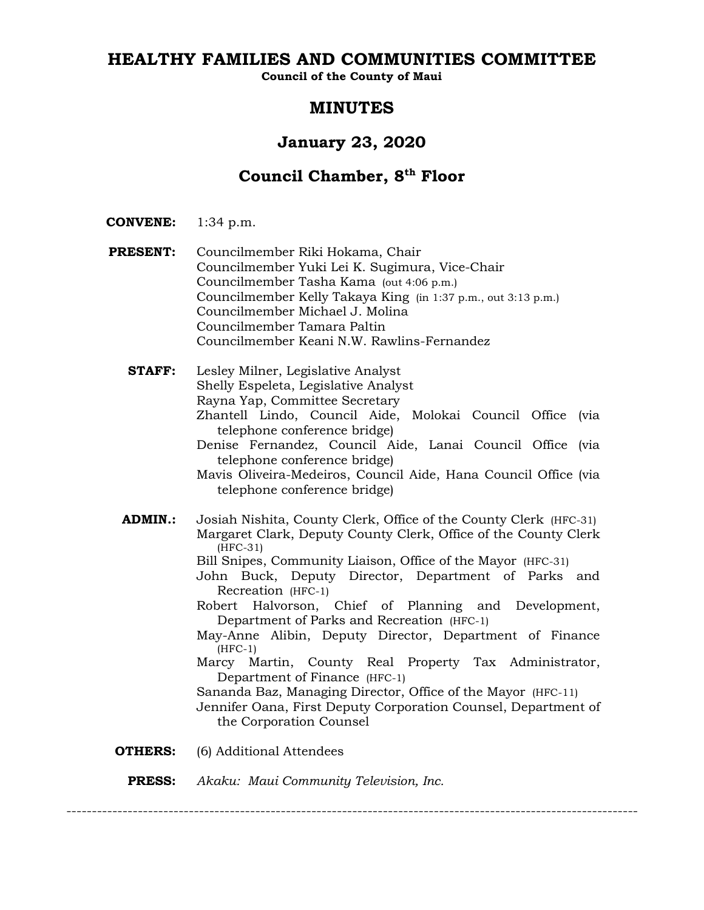# HEALTHY FAMILIES AND COMMUNITIES COMMITTEE

**Council of the County of Maui**

## MINUTES

## January 23, 2020

## Council Chamber, 8th Floor

**CONVENE:** 1:34 p.m.

**PRESENT:**
Councilmember Riki Hokama, Chair
Councilmember Yuki Lei K. Sugimura, Vice-Chair
Councilmember Tasha Kama (out 4:06 p.m.)
Councilmember Kelly Takaya King (in 1:37 p.m., out 3:13 p.m.)
Councilmember Michael J. Molina
Councilmember Tamara Paltin
Councilmember Keani N.W. Rawlins-Fernandez

**STAFF:**
Lesley Milner, Legislative Analyst
Shelly Espeleta, Legislative Analyst
Rayna Yap, Committee Secretary
Zhantell Lindo, Council Aide, Molokai Council Office (via telephone conference bridge)
Denise Fernandez, Council Aide, Lanai Council Office (via telephone conference bridge)
Mavis Oliveira-Medeiros, Council Aide, Hana Council Office (via telephone conference bridge)

**ADMIN.:**
Josiah Nishita, County Clerk, Office of the County Clerk (HFC-31)
Margaret Clark, Deputy County Clerk, Office of the County Clerk (HFC-31)
Bill Snipes, Community Liaison, Office of the Mayor (HFC-31)
John Buck, Deputy Director, Department of Parks and Recreation (HFC-1)
Robert Halvorson, Chief of Planning and Development, Department of Parks and Recreation (HFC-1)
May-Anne Alibin, Deputy Director, Department of Finance (HFC-1)
Marcy Martin, County Real Property Tax Administrator, Department of Finance (HFC-1)
Sananda Baz, Managing Director, Office of the Mayor (HFC-11)
Jennifer Oana, First Deputy Corporation Counsel, Department of the Corporation Counsel

**OTHERS:** (6) Additional Attendees

**PRESS:** *Akaku: Maui Community Television, Inc.*

---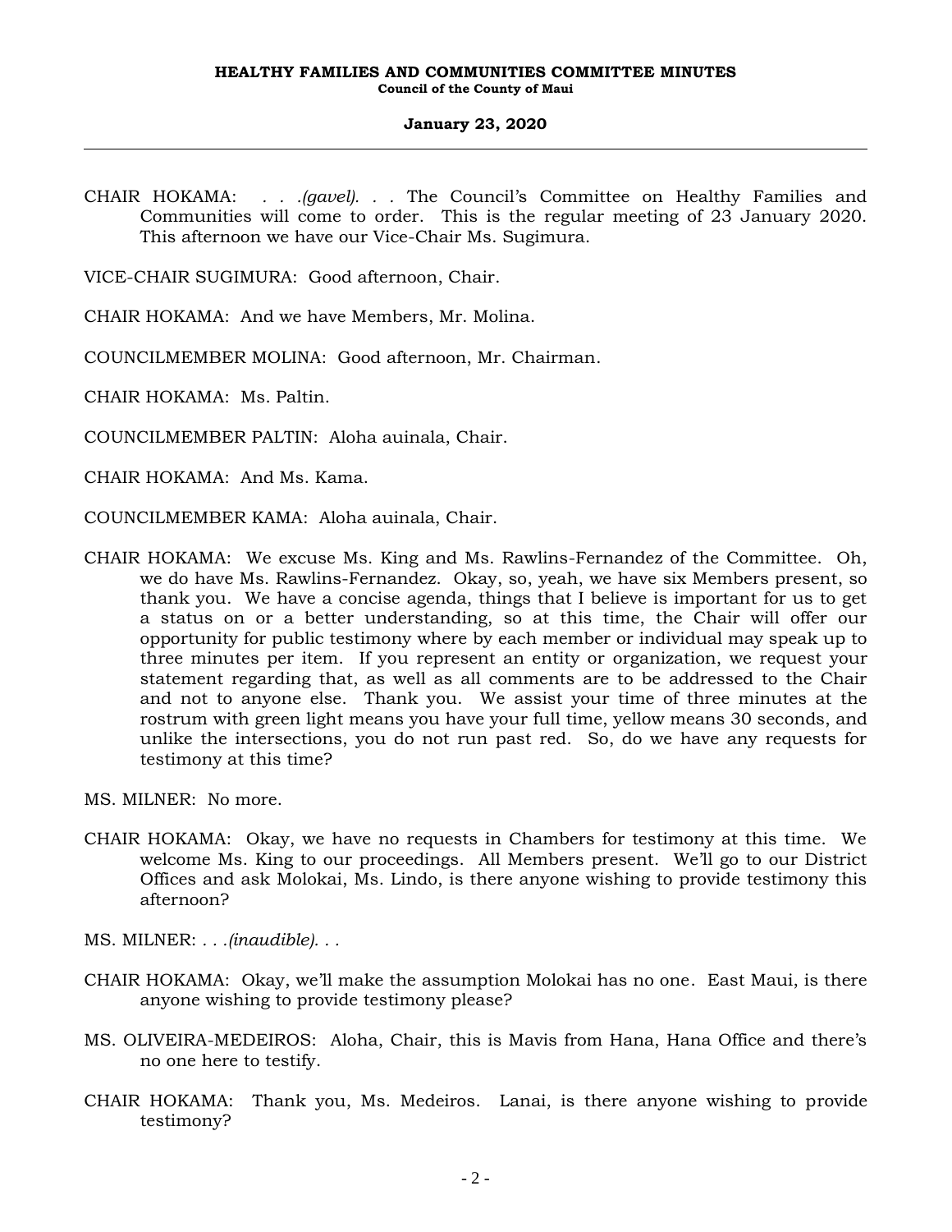CHAIR HOKAMA: . . .*(gavel)*. . . The Council's Committee on Healthy Families and Communities will come to order. This is the regular meeting of 23 January 2020. This afternoon we have our Vice-Chair Ms. Sugimura.

VICE-CHAIR SUGIMURA: Good afternoon, Chair.

CHAIR HOKAMA: And we have Members, Mr. Molina.

COUNCILMEMBER MOLINA: Good afternoon, Mr. Chairman.

CHAIR HOKAMA: Ms. Paltin.

COUNCILMEMBER PALTIN: Aloha auinala, Chair.

CHAIR HOKAMA: And Ms. Kama.

COUNCILMEMBER KAMA: Aloha auinala, Chair.

CHAIR HOKAMA: We excuse Ms. King and Ms. Rawlins-Fernandez of the Committee. Oh, we do have Ms. Rawlins-Fernandez. Okay, so, yeah, we have six Members present, so thank you. We have a concise agenda, things that I believe is important for us to get a status on or a better understanding, so at this time, the Chair will offer our opportunity for public testimony where by each member or individual may speak up to three minutes per item. If you represent an entity or organization, we request your statement regarding that, as well as all comments are to be addressed to the Chair and not to anyone else. Thank you. We assist your time of three minutes at the rostrum with green light means you have your full time, yellow means 30 seconds, and unlike the intersections, you do not run past red. So, do we have any requests for testimony at this time?

MS. MILNER: No more.

CHAIR HOKAMA: Okay, we have no requests in Chambers for testimony at this time. We welcome Ms. King to our proceedings. All Members present. We'll go to our District Offices and ask Molokai, Ms. Lindo, is there anyone wishing to provide testimony this afternoon?

MS. MILNER: . . .*(inaudible)*. . .

CHAIR HOKAMA: Okay, we'll make the assumption Molokai has no one. East Maui, is there anyone wishing to provide testimony please?

MS. OLIVEIRA-MEDEIROS: Aloha, Chair, this is Mavis from Hana, Hana Office and there's no one here to testify.

CHAIR HOKAMA: Thank you, Ms. Medeiros. Lanai, is there anyone wishing to provide testimony?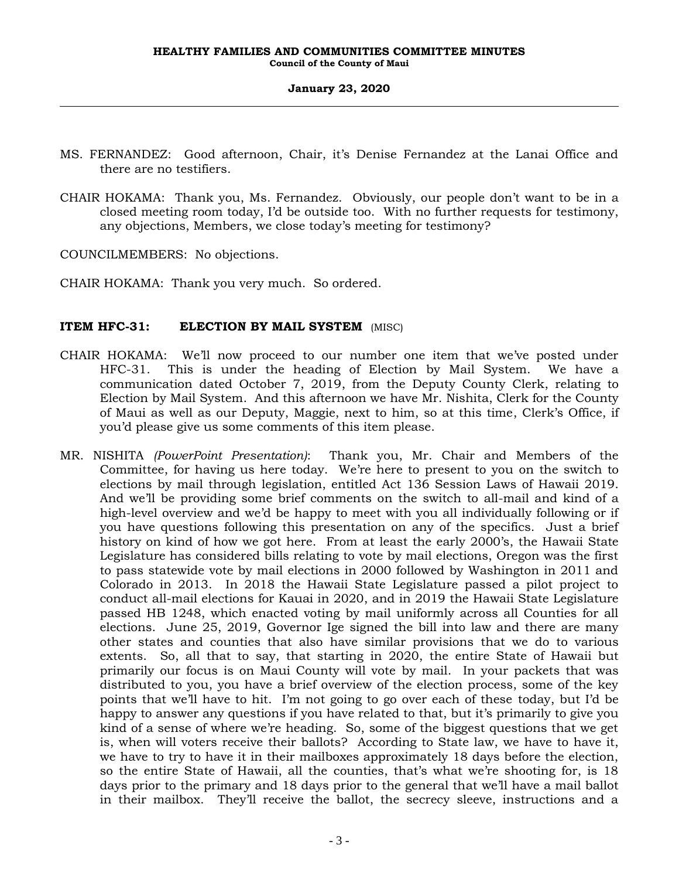MS. FERNANDEZ: Good afternoon, Chair, it's Denise Fernandez at the Lanai Office and there are no testifiers.

CHAIR HOKAMA: Thank you, Ms. Fernandez. Obviously, our people don't want to be in a closed meeting room today, I'd be outside too. With no further requests for testimony, any objections, Members, we close today's meeting for testimony?

COUNCILMEMBERS: No objections.

CHAIR HOKAMA: Thank you very much. So ordered.

**ITEM HFC-31: ELECTION BY MAIL SYSTEM** (MISC)

CHAIR HOKAMA: We'll now proceed to our number one item that we've posted under HFC-31. This is under the heading of Election by Mail System. We have a communication dated October 7, 2019, from the Deputy County Clerk, relating to Election by Mail System. And this afternoon we have Mr. Nishita, Clerk for the County of Maui as well as our Deputy, Maggie, next to him, so at this time, Clerk's Office, if you'd please give us some comments of this item please.

MR. NISHITA *(PowerPoint Presentation)*: Thank you, Mr. Chair and Members of the Committee, for having us here today. We're here to present to you on the switch to elections by mail through legislation, entitled Act 136 Session Laws of Hawaii 2019. And we'll be providing some brief comments on the switch to all-mail and kind of a high-level overview and we'd be happy to meet with you all individually following or if you have questions following this presentation on any of the specifics. Just a brief history on kind of how we got here. From at least the early 2000's, the Hawaii State Legislature has considered bills relating to vote by mail elections, Oregon was the first to pass statewide vote by mail elections in 2000 followed by Washington in 2011 and Colorado in 2013. In 2018 the Hawaii State Legislature passed a pilot project to conduct all-mail elections for Kauai in 2020, and in 2019 the Hawaii State Legislature passed HB 1248, which enacted voting by mail uniformly across all Counties for all elections. June 25, 2019, Governor Ige signed the bill into law and there are many other states and counties that also have similar provisions that we do to various extents. So, all that to say, that starting in 2020, the entire State of Hawaii but primarily our focus is on Maui County will vote by mail. In your packets that was distributed to you, you have a brief overview of the election process, some of the key points that we'll have to hit. I'm not going to go over each of these today, but I'd be happy to answer any questions if you have related to that, but it's primarily to give you kind of a sense of where we're heading. So, some of the biggest questions that we get is, when will voters receive their ballots? According to State law, we have to have it, we have to try to have it in their mailboxes approximately 18 days before the election, so the entire State of Hawaii, all the counties, that's what we're shooting for, is 18 days prior to the primary and 18 days prior to the general that we'll have a mail ballot in their mailbox. They'll receive the ballot, the secrecy sleeve, instructions and a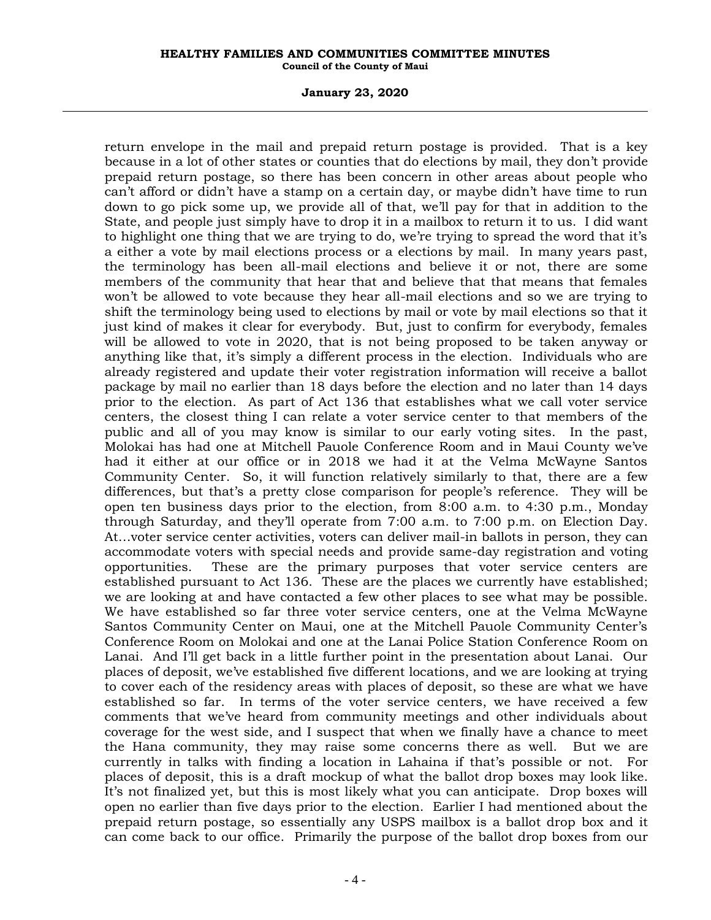return envelope in the mail and prepaid return postage is provided. That is a key because in a lot of other states or counties that do elections by mail, they don't provide prepaid return postage, so there has been concern in other areas about people who can't afford or didn't have a stamp on a certain day, or maybe didn't have time to run down to go pick some up, we provide all of that, we'll pay for that in addition to the State, and people just simply have to drop it in a mailbox to return it to us. I did want to highlight one thing that we are trying to do, we're trying to spread the word that it's a either a vote by mail elections process or a elections by mail. In many years past, the terminology has been all-mail elections and believe it or not, there are some members of the community that hear that and believe that that means that females won't be allowed to vote because they hear all-mail elections and so we are trying to shift the terminology being used to elections by mail or vote by mail elections so that it just kind of makes it clear for everybody. But, just to confirm for everybody, females will be allowed to vote in 2020, that is not being proposed to be taken anyway or anything like that, it's simply a different process in the election. Individuals who are already registered and update their voter registration information will receive a ballot package by mail no earlier than 18 days before the election and no later than 14 days prior to the election. As part of Act 136 that establishes what we call voter service centers, the closest thing I can relate a voter service center to that members of the public and all of you may know is similar to our early voting sites. In the past, Molokai has had one at Mitchell Pauole Conference Room and in Maui County we've had it either at our office or in 2018 we had it at the Velma McWayne Santos Community Center. So, it will function relatively similarly to that, there are a few differences, but that's a pretty close comparison for people's reference. They will be open ten business days prior to the election, from 8:00 a.m. to 4:30 p.m., Monday through Saturday, and they'll operate from 7:00 a.m. to 7:00 p.m. on Election Day. At...voter service center activities, voters can deliver mail-in ballots in person, they can accommodate voters with special needs and provide same-day registration and voting opportunities. These are the primary purposes that voter service centers are established pursuant to Act 136. These are the places we currently have established; we are looking at and have contacted a few other places to see what may be possible. We have established so far three voter service centers, one at the Velma McWayne Santos Community Center on Maui, one at the Mitchell Pauole Community Center's Conference Room on Molokai and one at the Lanai Police Station Conference Room on Lanai. And I'll get back in a little further point in the presentation about Lanai. Our places of deposit, we've established five different locations, and we are looking at trying to cover each of the residency areas with places of deposit, so these are what we have established so far. In terms of the voter service centers, we have received a few comments that we've heard from community meetings and other individuals about coverage for the west side, and I suspect that when we finally have a chance to meet the Hana community, they may raise some concerns there as well. But we are currently in talks with finding a location in Lahaina if that's possible or not. For places of deposit, this is a draft mockup of what the ballot drop boxes may look like. It's not finalized yet, but this is most likely what you can anticipate. Drop boxes will open no earlier than five days prior to the election. Earlier I had mentioned about the prepaid return postage, so essentially any USPS mailbox is a ballot drop box and it can come back to our office. Primarily the purpose of the ballot drop boxes from our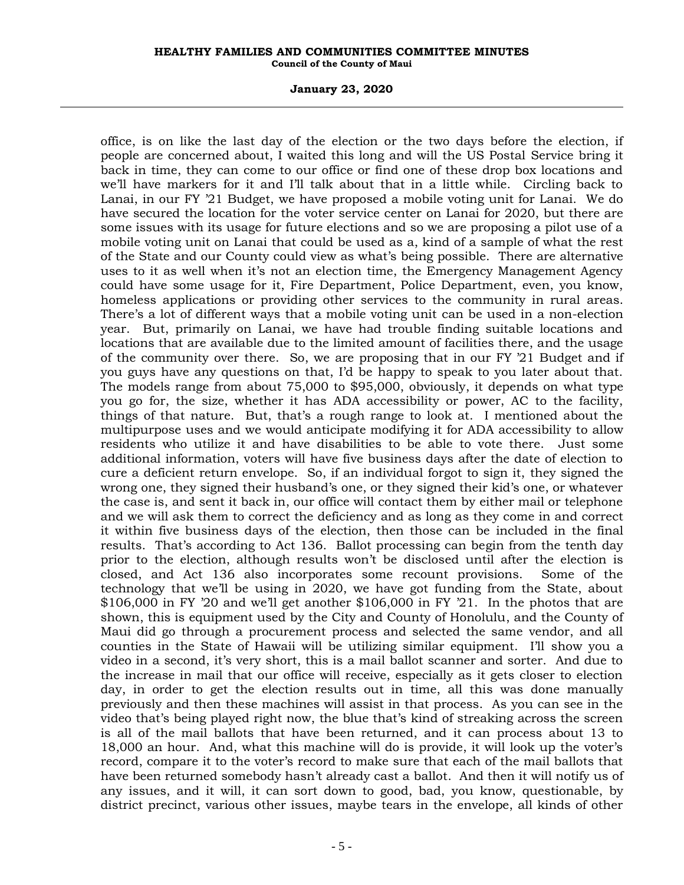office, is on like the last day of the election or the two days before the election, if people are concerned about, I waited this long and will the US Postal Service bring it back in time, they can come to our office or find one of these drop box locations and we'll have markers for it and I'll talk about that in a little while. Circling back to Lanai, in our FY '21 Budget, we have proposed a mobile voting unit for Lanai. We do have secured the location for the voter service center on Lanai for 2020, but there are some issues with its usage for future elections and so we are proposing a pilot use of a mobile voting unit on Lanai that could be used as a, kind of a sample of what the rest of the State and our County could view as what's being possible. There are alternative uses to it as well when it's not an election time, the Emergency Management Agency could have some usage for it, Fire Department, Police Department, even, you know, homeless applications or providing other services to the community in rural areas. There's a lot of different ways that a mobile voting unit can be used in a non-election year. But, primarily on Lanai, we have had trouble finding suitable locations and locations that are available due to the limited amount of facilities there, and the usage of the community over there. So, we are proposing that in our FY '21 Budget and if you guys have any questions on that, I'd be happy to speak to you later about that. The models range from about 75,000 to $95,000, obviously, it depends on what type you go for, the size, whether it has ADA accessibility or power, AC to the facility, things of that nature. But, that's a rough range to look at. I mentioned about the multipurpose uses and we would anticipate modifying it for ADA accessibility to allow residents who utilize it and have disabilities to be able to vote there. Just some additional information, voters will have five business days after the date of election to cure a deficient return envelope. So, if an individual forgot to sign it, they signed the wrong one, they signed their husband's one, or they signed their kid's one, or whatever the case is, and sent it back in, our office will contact them by either mail or telephone and we will ask them to correct the deficiency and as long as they come in and correct it within five business days of the election, then those can be included in the final results. That's according to Act 136. Ballot processing can begin from the tenth day prior to the election, although results won't be disclosed until after the election is closed, and Act 136 also incorporates some recount provisions. Some of the technology that we'll be using in 2020, we have got funding from the State, about $106,000 in FY '20 and we'll get another $106,000 in FY '21. In the photos that are shown, this is equipment used by the City and County of Honolulu, and the County of Maui did go through a procurement process and selected the same vendor, and all counties in the State of Hawaii will be utilizing similar equipment. I'll show you a video in a second, it's very short, this is a mail ballot scanner and sorter. And due to the increase in mail that our office will receive, especially as it gets closer to election day, in order to get the election results out in time, all this was done manually previously and then these machines will assist in that process. As you can see in the video that's being played right now, the blue that's kind of streaking across the screen is all of the mail ballots that have been returned, and it can process about 13 to 18,000 an hour. And, what this machine will do is provide, it will look up the voter's record, compare it to the voter's record to make sure that each of the mail ballots that have been returned somebody hasn't already cast a ballot. And then it will notify us of any issues, and it will, it can sort down to good, bad, you know, questionable, by district precinct, various other issues, maybe tears in the envelope, all kinds of other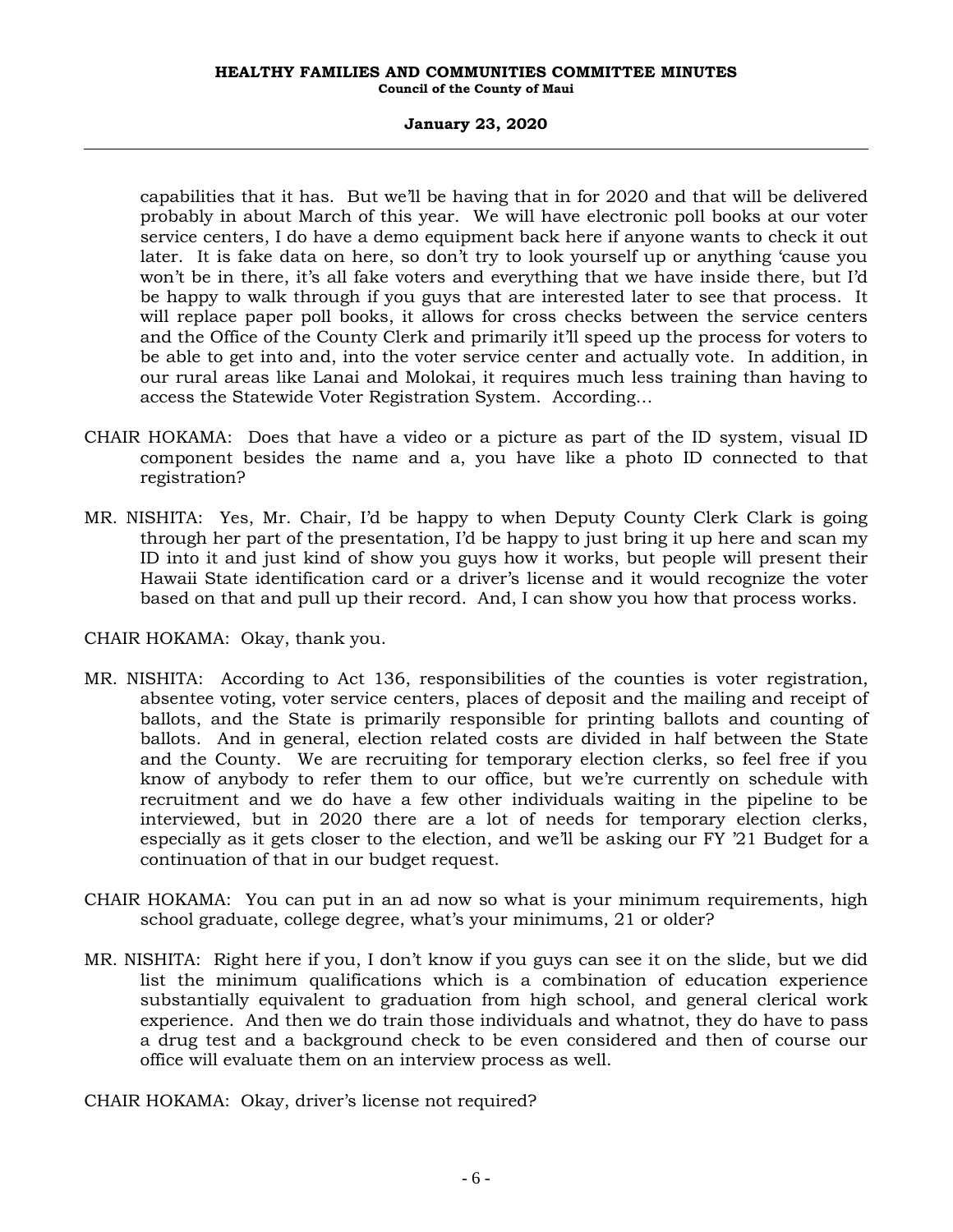capabilities that it has. But we'll be having that in for 2020 and that will be delivered probably in about March of this year. We will have electronic poll books at our voter service centers, I do have a demo equipment back here if anyone wants to check it out later. It is fake data on here, so don't try to look yourself up or anything 'cause you won't be in there, it's all fake voters and everything that we have inside there, but I'd be happy to walk through if you guys that are interested later to see that process. It will replace paper poll books, it allows for cross checks between the service centers and the Office of the County Clerk and primarily it'll speed up the process for voters to be able to get into and, into the voter service center and actually vote. In addition, in our rural areas like Lanai and Molokai, it requires much less training than having to access the Statewide Voter Registration System. According...

CHAIR HOKAMA: Does that have a video or a picture as part of the ID system, visual ID component besides the name and a, you have like a photo ID connected to that registration?

MR. NISHITA: Yes, Mr. Chair, I'd be happy to when Deputy County Clerk Clark is going through her part of the presentation, I'd be happy to just bring it up here and scan my ID into it and just kind of show you guys how it works, but people will present their Hawaii State identification card or a driver's license and it would recognize the voter based on that and pull up their record. And, I can show you how that process works.

CHAIR HOKAMA: Okay, thank you.

MR. NISHITA: According to Act 136, responsibilities of the counties is voter registration, absentee voting, voter service centers, places of deposit and the mailing and receipt of ballots, and the State is primarily responsible for printing ballots and counting of ballots. And in general, election related costs are divided in half between the State and the County. We are recruiting for temporary election clerks, so feel free if you know of anybody to refer them to our office, but we're currently on schedule with recruitment and we do have a few other individuals waiting in the pipeline to be interviewed, but in 2020 there are a lot of needs for temporary election clerks, especially as it gets closer to the election, and we'll be asking our FY '21 Budget for a continuation of that in our budget request.

CHAIR HOKAMA: You can put in an ad now so what is your minimum requirements, high school graduate, college degree, what's your minimums, 21 or older?

MR. NISHITA: Right here if you, I don't know if you guys can see it on the slide, but we did list the minimum qualifications which is a combination of education experience substantially equivalent to graduation from high school, and general clerical work experience. And then we do train those individuals and whatnot, they do have to pass a drug test and a background check to be even considered and then of course our office will evaluate them on an interview process as well.

CHAIR HOKAMA: Okay, driver's license not required?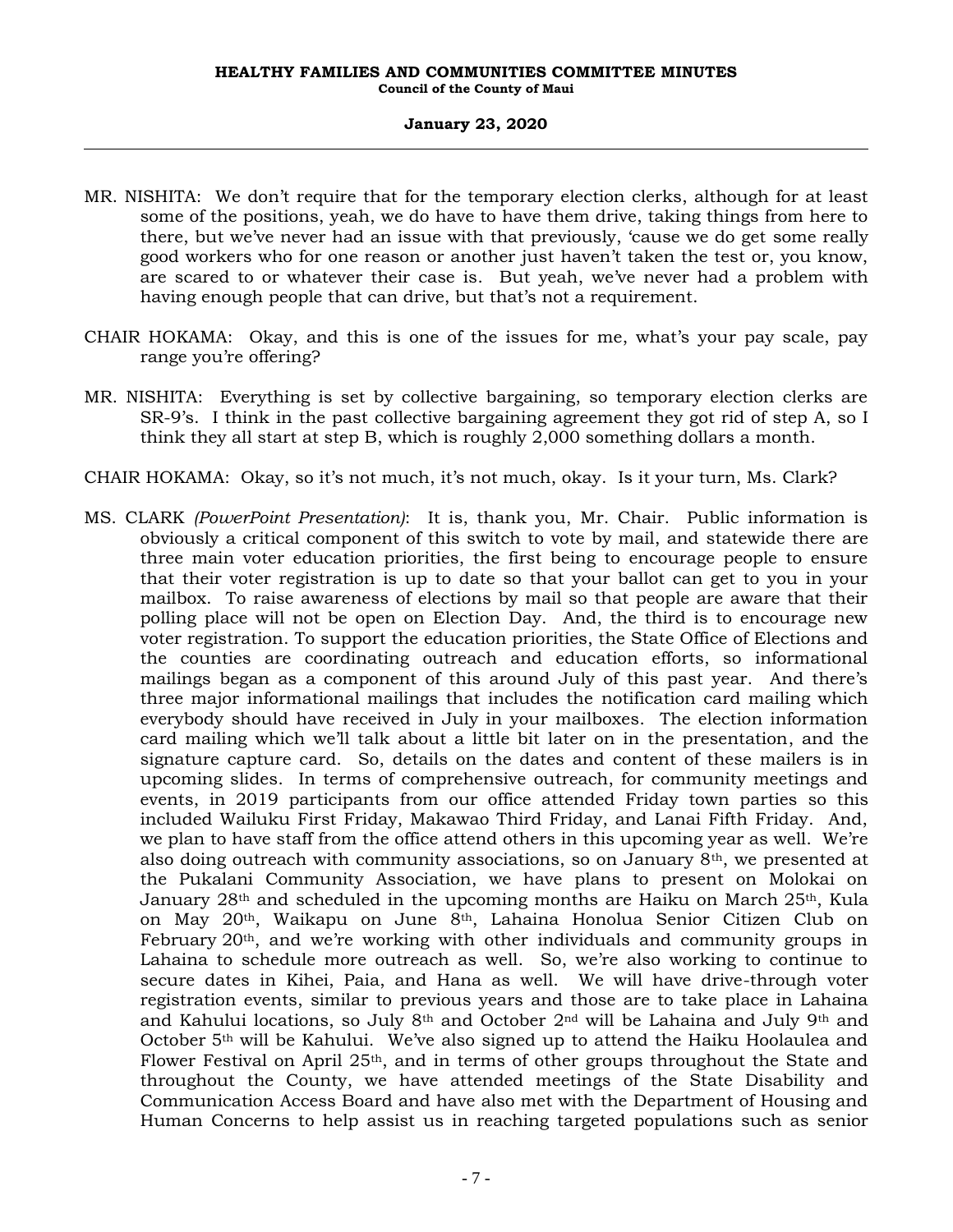MR. NISHITA: We don't require that for the temporary election clerks, although for at least some of the positions, yeah, we do have to have them drive, taking things from here to there, but we've never had an issue with that previously, 'cause we do get some really good workers who for one reason or another just haven't taken the test or, you know, are scared to or whatever their case is. But yeah, we've never had a problem with having enough people that can drive, but that's not a requirement.

CHAIR HOKAMA: Okay, and this is one of the issues for me, what's your pay scale, pay range you're offering?

MR. NISHITA: Everything is set by collective bargaining, so temporary election clerks are SR-9's. I think in the past collective bargaining agreement they got rid of step A, so I think they all start at step B, which is roughly 2,000 something dollars a month.

CHAIR HOKAMA: Okay, so it's not much, it's not much, okay. Is it your turn, Ms. Clark?

MS. CLARK *(PowerPoint Presentation)*: It is, thank you, Mr. Chair. Public information is obviously a critical component of this switch to vote by mail, and statewide there are three main voter education priorities, the first being to encourage people to ensure that their voter registration is up to date so that your ballot can get to you in your mailbox. To raise awareness of elections by mail so that people are aware that their polling place will not be open on Election Day. And, the third is to encourage new voter registration. To support the education priorities, the State Office of Elections and the counties are coordinating outreach and education efforts, so informational mailings began as a component of this around July of this past year. And there's three major informational mailings that includes the notification card mailing which everybody should have received in July in your mailboxes. The election information card mailing which we'll talk about a little bit later on in the presentation, and the signature capture card. So, details on the dates and content of these mailers is in upcoming slides. In terms of comprehensive outreach, for community meetings and events, in 2019 participants from our office attended Friday town parties so this included Wailuku First Friday, Makawao Third Friday, and Lanai Fifth Friday. And, we plan to have staff from the office attend others in this upcoming year as well. We're also doing outreach with community associations, so on January 8th, we presented at the Pukalani Community Association, we have plans to present on Molokai on January 28th and scheduled in the upcoming months are Haiku on March 25th, Kula on May 20th, Waikapu on June 8th, Lahaina Honolua Senior Citizen Club on February 20th, and we're working with other individuals and community groups in Lahaina to schedule more outreach as well. So, we're also working to continue to secure dates in Kihei, Paia, and Hana as well. We will have drive-through voter registration events, similar to previous years and those are to take place in Lahaina and Kahului locations, so July 8th and October 2nd will be Lahaina and July 9th and October 5th will be Kahului. We've also signed up to attend the Haiku Hoolaulea and Flower Festival on April 25th, and in terms of other groups throughout the State and throughout the County, we have attended meetings of the State Disability and Communication Access Board and have also met with the Department of Housing and Human Concerns to help assist us in reaching targeted populations such as senior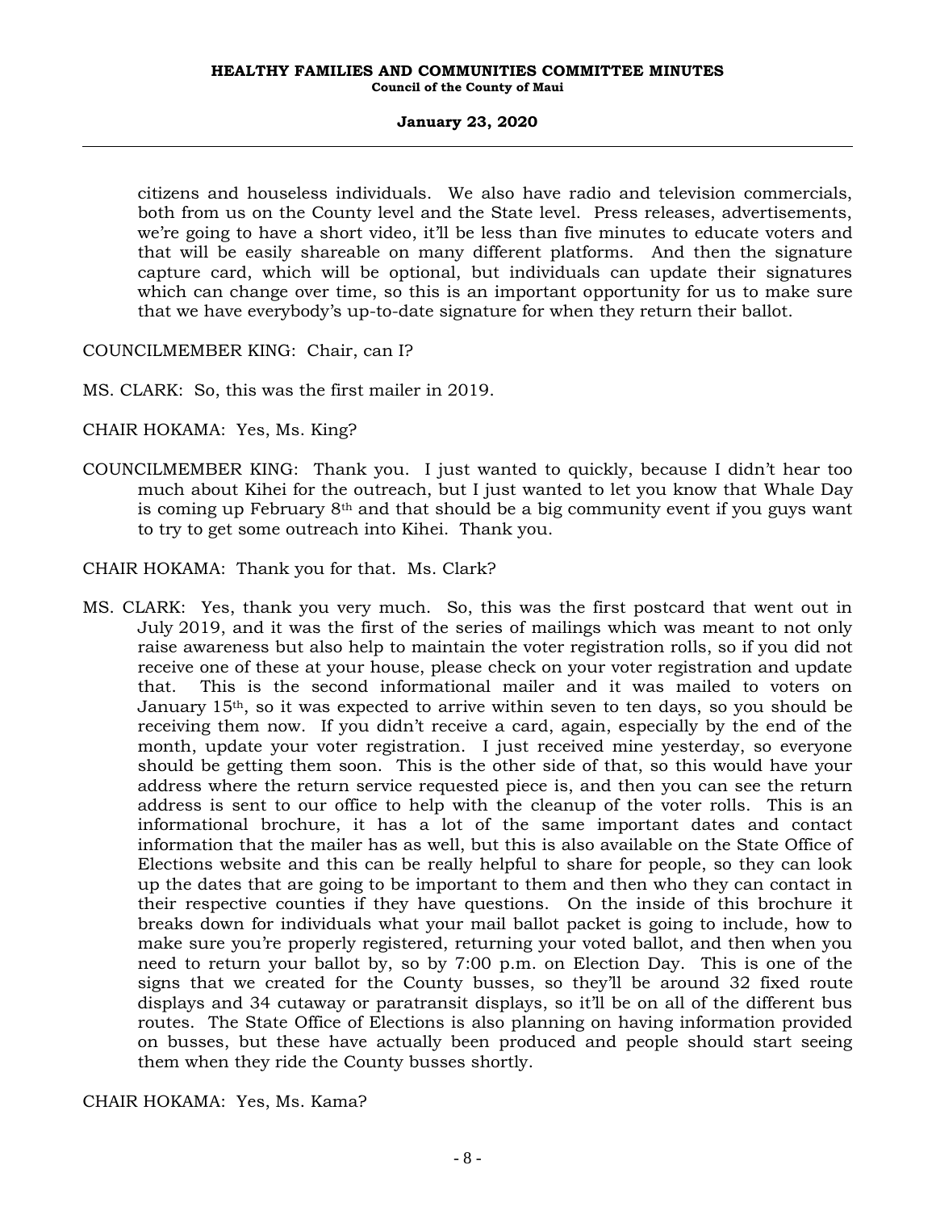citizens and houseless individuals. We also have radio and television commercials, both from us on the County level and the State level. Press releases, advertisements, we're going to have a short video, it'll be less than five minutes to educate voters and that will be easily shareable on many different platforms. And then the signature capture card, which will be optional, but individuals can update their signatures which can change over time, so this is an important opportunity for us to make sure that we have everybody's up-to-date signature for when they return their ballot.

COUNCILMEMBER KING: Chair, can I?

MS. CLARK: So, this was the first mailer in 2019.

CHAIR HOKAMA: Yes, Ms. King?

COUNCILMEMBER KING: Thank you. I just wanted to quickly, because I didn't hear too much about Kihei for the outreach, but I just wanted to let you know that Whale Day is coming up February 8th and that should be a big community event if you guys want to try to get some outreach into Kihei. Thank you.

CHAIR HOKAMA: Thank you for that. Ms. Clark?

MS. CLARK: Yes, thank you very much. So, this was the first postcard that went out in July 2019, and it was the first of the series of mailings which was meant to not only raise awareness but also help to maintain the voter registration rolls, so if you did not receive one of these at your house, please check on your voter registration and update that. This is the second informational mailer and it was mailed to voters on January 15th, so it was expected to arrive within seven to ten days, so you should be receiving them now. If you didn't receive a card, again, especially by the end of the month, update your voter registration. I just received mine yesterday, so everyone should be getting them soon. This is the other side of that, so this would have your address where the return service requested piece is, and then you can see the return address is sent to our office to help with the cleanup of the voter rolls. This is an informational brochure, it has a lot of the same important dates and contact information that the mailer has as well, but this is also available on the State Office of Elections website and this can be really helpful to share for people, so they can look up the dates that are going to be important to them and then who they can contact in their respective counties if they have questions. On the inside of this brochure it breaks down for individuals what your mail ballot packet is going to include, how to make sure you're properly registered, returning your voted ballot, and then when you need to return your ballot by, so by 7:00 p.m. on Election Day. This is one of the signs that we created for the County busses, so they'll be around 32 fixed route displays and 34 cutaway or paratransit displays, so it'll be on all of the different bus routes. The State Office of Elections is also planning on having information provided on busses, but these have actually been produced and people should start seeing them when they ride the County busses shortly.

CHAIR HOKAMA: Yes, Ms. Kama?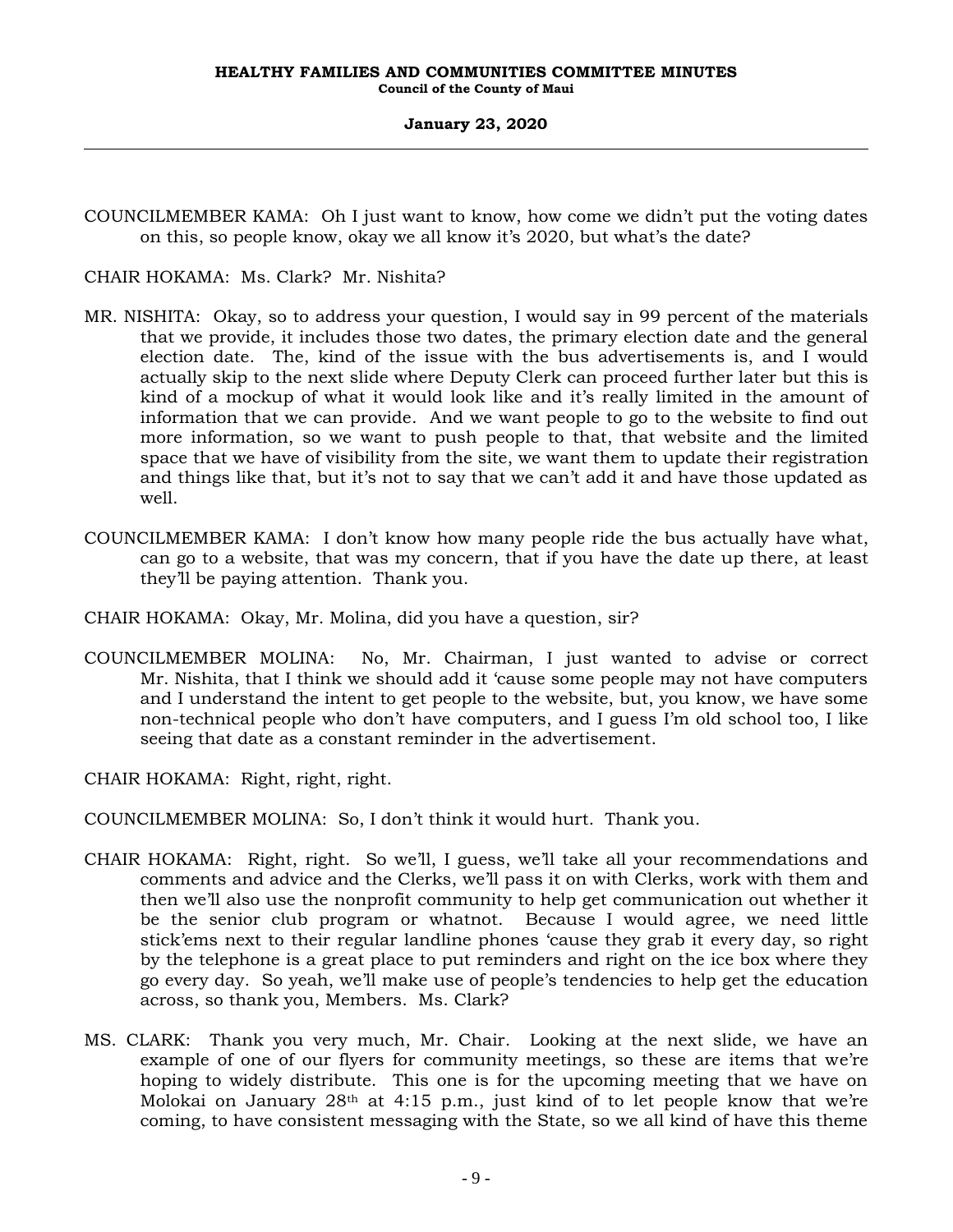COUNCILMEMBER KAMA: Oh I just want to know, how come we didn't put the voting dates on this, so people know, okay we all know it's 2020, but what's the date?

CHAIR HOKAMA: Ms. Clark? Mr. Nishita?

MR. NISHITA: Okay, so to address your question, I would say in 99 percent of the materials that we provide, it includes those two dates, the primary election date and the general election date. The, kind of the issue with the bus advertisements is, and I would actually skip to the next slide where Deputy Clerk can proceed further later but this is kind of a mockup of what it would look like and it's really limited in the amount of information that we can provide. And we want people to go to the website to find out more information, so we want to push people to that, that website and the limited space that we have of visibility from the site, we want them to update their registration and things like that, but it's not to say that we can't add it and have those updated as well.

COUNCILMEMBER KAMA: I don't know how many people ride the bus actually have what, can go to a website, that was my concern, that if you have the date up there, at least they'll be paying attention. Thank you.

CHAIR HOKAMA: Okay, Mr. Molina, did you have a question, sir?

COUNCILMEMBER MOLINA: No, Mr. Chairman, I just wanted to advise or correct Mr. Nishita, that I think we should add it 'cause some people may not have computers and I understand the intent to get people to the website, but, you know, we have some non-technical people who don't have computers, and I guess I'm old school too, I like seeing that date as a constant reminder in the advertisement.

CHAIR HOKAMA: Right, right, right.

COUNCILMEMBER MOLINA: So, I don't think it would hurt. Thank you.

CHAIR HOKAMA: Right, right. So we'll, I guess, we'll take all your recommendations and comments and advice and the Clerks, we'll pass it on with Clerks, work with them and then we'll also use the nonprofit community to help get communication out whether it be the senior club program or whatnot. Because I would agree, we need little stick'ems next to their regular landline phones 'cause they grab it every day, so right by the telephone is a great place to put reminders and right on the ice box where they go every day. So yeah, we'll make use of people's tendencies to help get the education across, so thank you, Members. Ms. Clark?

MS. CLARK: Thank you very much, Mr. Chair. Looking at the next slide, we have an example of one of our flyers for community meetings, so these are items that we're hoping to widely distribute. This one is for the upcoming meeting that we have on Molokai on January 28th at 4:15 p.m., just kind of to let people know that we're coming, to have consistent messaging with the State, so we all kind of have this theme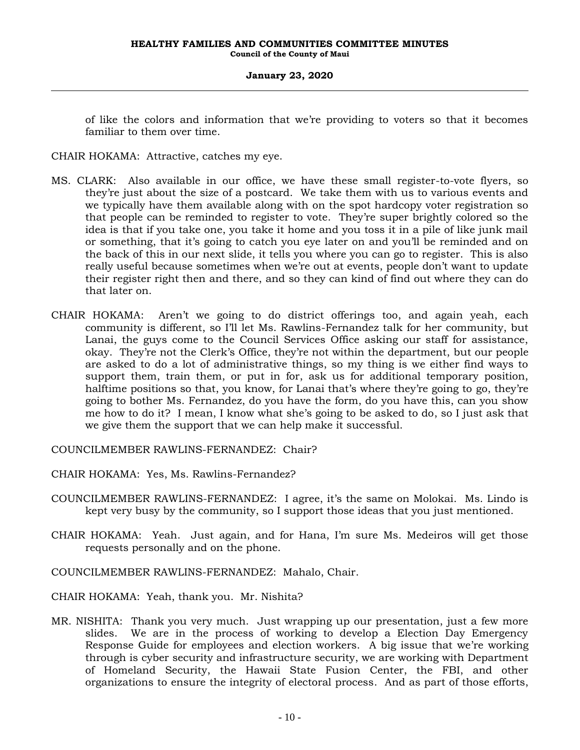of like the colors and information that we're providing to voters so that it becomes familiar to them over time.

CHAIR HOKAMA: Attractive, catches my eye.

MS. CLARK: Also available in our office, we have these small register-to-vote flyers, so they're just about the size of a postcard. We take them with us to various events and we typically have them available along with on the spot hardcopy voter registration so that people can be reminded to register to vote. They're super brightly colored so the idea is that if you take one, you take it home and you toss it in a pile of like junk mail or something, that it's going to catch you eye later on and you'll be reminded and on the back of this in our next slide, it tells you where you can go to register. This is also really useful because sometimes when we're out at events, people don't want to update their register right then and there, and so they can kind of find out where they can do that later on.

CHAIR HOKAMA: Aren't we going to do district offerings too, and again yeah, each community is different, so I'll let Ms. Rawlins-Fernandez talk for her community, but Lanai, the guys come to the Council Services Office asking our staff for assistance, okay. They're not the Clerk's Office, they're not within the department, but our people are asked to do a lot of administrative things, so my thing is we either find ways to support them, train them, or put in for, ask us for additional temporary position, halftime positions so that, you know, for Lanai that's where they're going to go, they're going to bother Ms. Fernandez, do you have the form, do you have this, can you show me how to do it? I mean, I know what she's going to be asked to do, so I just ask that we give them the support that we can help make it successful.

COUNCILMEMBER RAWLINS-FERNANDEZ: Chair?

CHAIR HOKAMA: Yes, Ms. Rawlins-Fernandez?

COUNCILMEMBER RAWLINS-FERNANDEZ: I agree, it's the same on Molokai. Ms. Lindo is kept very busy by the community, so I support those ideas that you just mentioned.

CHAIR HOKAMA: Yeah. Just again, and for Hana, I'm sure Ms. Medeiros will get those requests personally and on the phone.

COUNCILMEMBER RAWLINS-FERNANDEZ: Mahalo, Chair.

CHAIR HOKAMA: Yeah, thank you. Mr. Nishita?

MR. NISHITA: Thank you very much. Just wrapping up our presentation, just a few more slides. We are in the process of working to develop a Election Day Emergency Response Guide for employees and election workers. A big issue that we're working through is cyber security and infrastructure security, we are working with Department of Homeland Security, the Hawaii State Fusion Center, the FBI, and other organizations to ensure the integrity of electoral process. And as part of those efforts,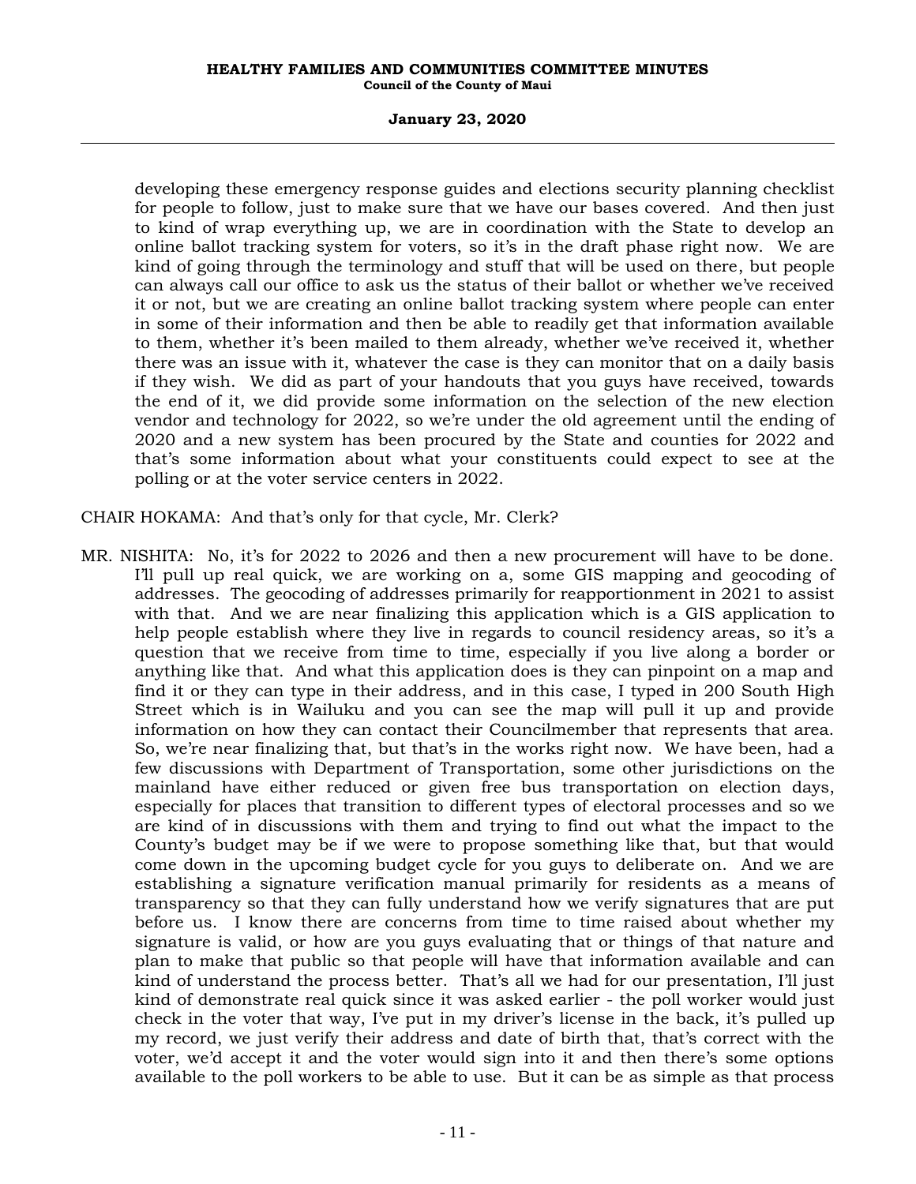developing these emergency response guides and elections security planning checklist for people to follow, just to make sure that we have our bases covered. And then just to kind of wrap everything up, we are in coordination with the State to develop an online ballot tracking system for voters, so it's in the draft phase right now. We are kind of going through the terminology and stuff that will be used on there, but people can always call our office to ask us the status of their ballot or whether we've received it or not, but we are creating an online ballot tracking system where people can enter in some of their information and then be able to readily get that information available to them, whether it's been mailed to them already, whether we've received it, whether there was an issue with it, whatever the case is they can monitor that on a daily basis if they wish. We did as part of your handouts that you guys have received, towards the end of it, we did provide some information on the selection of the new election vendor and technology for 2022, so we're under the old agreement until the ending of 2020 and a new system has been procured by the State and counties for 2022 and that's some information about what your constituents could expect to see at the polling or at the voter service centers in 2022.

CHAIR HOKAMA: And that's only for that cycle, Mr. Clerk?

MR. NISHITA: No, it's for 2022 to 2026 and then a new procurement will have to be done. I'll pull up real quick, we are working on a, some GIS mapping and geocoding of addresses. The geocoding of addresses primarily for reapportionment in 2021 to assist with that. And we are near finalizing this application which is a GIS application to help people establish where they live in regards to council residency areas, so it's a question that we receive from time to time, especially if you live along a border or anything like that. And what this application does is they can pinpoint on a map and find it or they can type in their address, and in this case, I typed in 200 South High Street which is in Wailuku and you can see the map will pull it up and provide information on how they can contact their Councilmember that represents that area. So, we're near finalizing that, but that's in the works right now. We have been, had a few discussions with Department of Transportation, some other jurisdictions on the mainland have either reduced or given free bus transportation on election days, especially for places that transition to different types of electoral processes and so we are kind of in discussions with them and trying to find out what the impact to the County's budget may be if we were to propose something like that, but that would come down in the upcoming budget cycle for you guys to deliberate on. And we are establishing a signature verification manual primarily for residents as a means of transparency so that they can fully understand how we verify signatures that are put before us. I know there are concerns from time to time raised about whether my signature is valid, or how are you guys evaluating that or things of that nature and plan to make that public so that people will have that information available and can kind of understand the process better. That's all we had for our presentation, I'll just kind of demonstrate real quick since it was asked earlier - the poll worker would just check in the voter that way, I've put in my driver's license in the back, it's pulled up my record, we just verify their address and date of birth that, that's correct with the voter, we'd accept it and the voter would sign into it and then there's some options available to the poll workers to be able to use. But it can be as simple as that process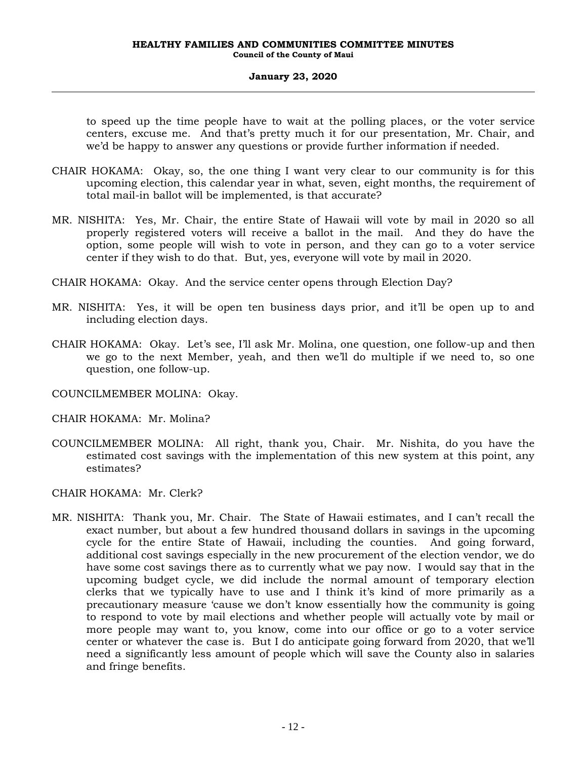to speed up the time people have to wait at the polling places, or the voter service centers, excuse me. And that's pretty much it for our presentation, Mr. Chair, and we'd be happy to answer any questions or provide further information if needed.

CHAIR HOKAMA: Okay, so, the one thing I want very clear to our community is for this upcoming election, this calendar year in what, seven, eight months, the requirement of total mail-in ballot will be implemented, is that accurate?

MR. NISHITA: Yes, Mr. Chair, the entire State of Hawaii will vote by mail in 2020 so all properly registered voters will receive a ballot in the mail. And they do have the option, some people will wish to vote in person, and they can go to a voter service center if they wish to do that. But, yes, everyone will vote by mail in 2020.

CHAIR HOKAMA: Okay. And the service center opens through Election Day?

MR. NISHITA: Yes, it will be open ten business days prior, and it'll be open up to and including election days.

CHAIR HOKAMA: Okay. Let's see, I'll ask Mr. Molina, one question, one follow-up and then we go to the next Member, yeah, and then we'll do multiple if we need to, so one question, one follow-up.

COUNCILMEMBER MOLINA: Okay.

CHAIR HOKAMA: Mr. Molina?

COUNCILMEMBER MOLINA: All right, thank you, Chair. Mr. Nishita, do you have the estimated cost savings with the implementation of this new system at this point, any estimates?

CHAIR HOKAMA: Mr. Clerk?

MR. NISHITA: Thank you, Mr. Chair. The State of Hawaii estimates, and I can't recall the exact number, but about a few hundred thousand dollars in savings in the upcoming cycle for the entire State of Hawaii, including the counties. And going forward, additional cost savings especially in the new procurement of the election vendor, we do have some cost savings there as to currently what we pay now. I would say that in the upcoming budget cycle, we did include the normal amount of temporary election clerks that we typically have to use and I think it's kind of more primarily as a precautionary measure 'cause we don't know essentially how the community is going to respond to vote by mail elections and whether people will actually vote by mail or more people may want to, you know, come into our office or go to a voter service center or whatever the case is. But I do anticipate going forward from 2020, that we'll need a significantly less amount of people which will save the County also in salaries and fringe benefits.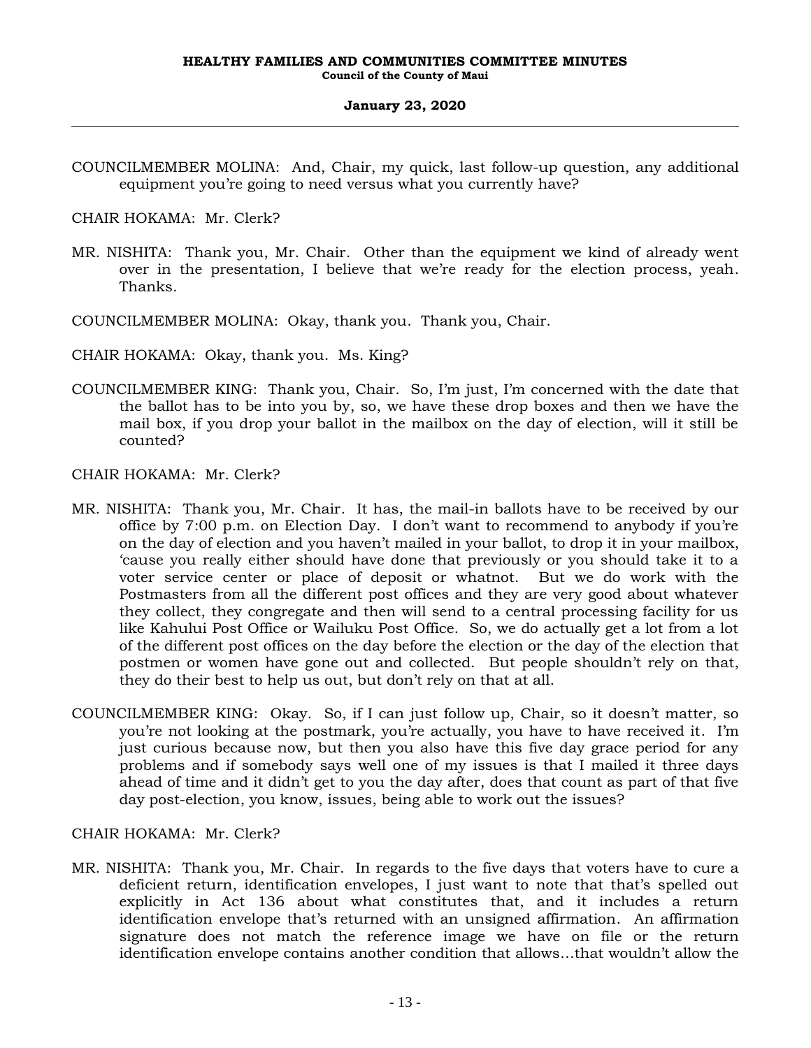COUNCILMEMBER MOLINA: And, Chair, my quick, last follow-up question, any additional equipment you're going to need versus what you currently have?

CHAIR HOKAMA: Mr. Clerk?

MR. NISHITA: Thank you, Mr. Chair. Other than the equipment we kind of already went over in the presentation, I believe that we're ready for the election process, yeah. Thanks.

COUNCILMEMBER MOLINA: Okay, thank you. Thank you, Chair.

CHAIR HOKAMA: Okay, thank you. Ms. King?

COUNCILMEMBER KING: Thank you, Chair. So, I'm just, I'm concerned with the date that the ballot has to be into you by, so, we have these drop boxes and then we have the mail box, if you drop your ballot in the mailbox on the day of election, will it still be counted?

CHAIR HOKAMA: Mr. Clerk?

MR. NISHITA: Thank you, Mr. Chair. It has, the mail-in ballots have to be received by our office by 7:00 p.m. on Election Day. I don't want to recommend to anybody if you're on the day of election and you haven't mailed in your ballot, to drop it in your mailbox, 'cause you really either should have done that previously or you should take it to a voter service center or place of deposit or whatnot. But we do work with the Postmasters from all the different post offices and they are very good about whatever they collect, they congregate and then will send to a central processing facility for us like Kahului Post Office or Wailuku Post Office. So, we do actually get a lot from a lot of the different post offices on the day before the election or the day of the election that postmen or women have gone out and collected. But people shouldn't rely on that, they do their best to help us out, but don't rely on that at all.

COUNCILMEMBER KING: Okay. So, if I can just follow up, Chair, so it doesn't matter, so you're not looking at the postmark, you're actually, you have to have received it. I'm just curious because now, but then you also have this five day grace period for any problems and if somebody says well one of my issues is that I mailed it three days ahead of time and it didn't get to you the day after, does that count as part of that five day post-election, you know, issues, being able to work out the issues?

CHAIR HOKAMA: Mr. Clerk?

MR. NISHITA: Thank you, Mr. Chair. In regards to the five days that voters have to cure a deficient return, identification envelopes, I just want to note that that's spelled out explicitly in Act 136 about what constitutes that, and it includes a return identification envelope that's returned with an unsigned affirmation. An affirmation signature does not match the reference image we have on file or the return identification envelope contains another condition that allows...that wouldn't allow the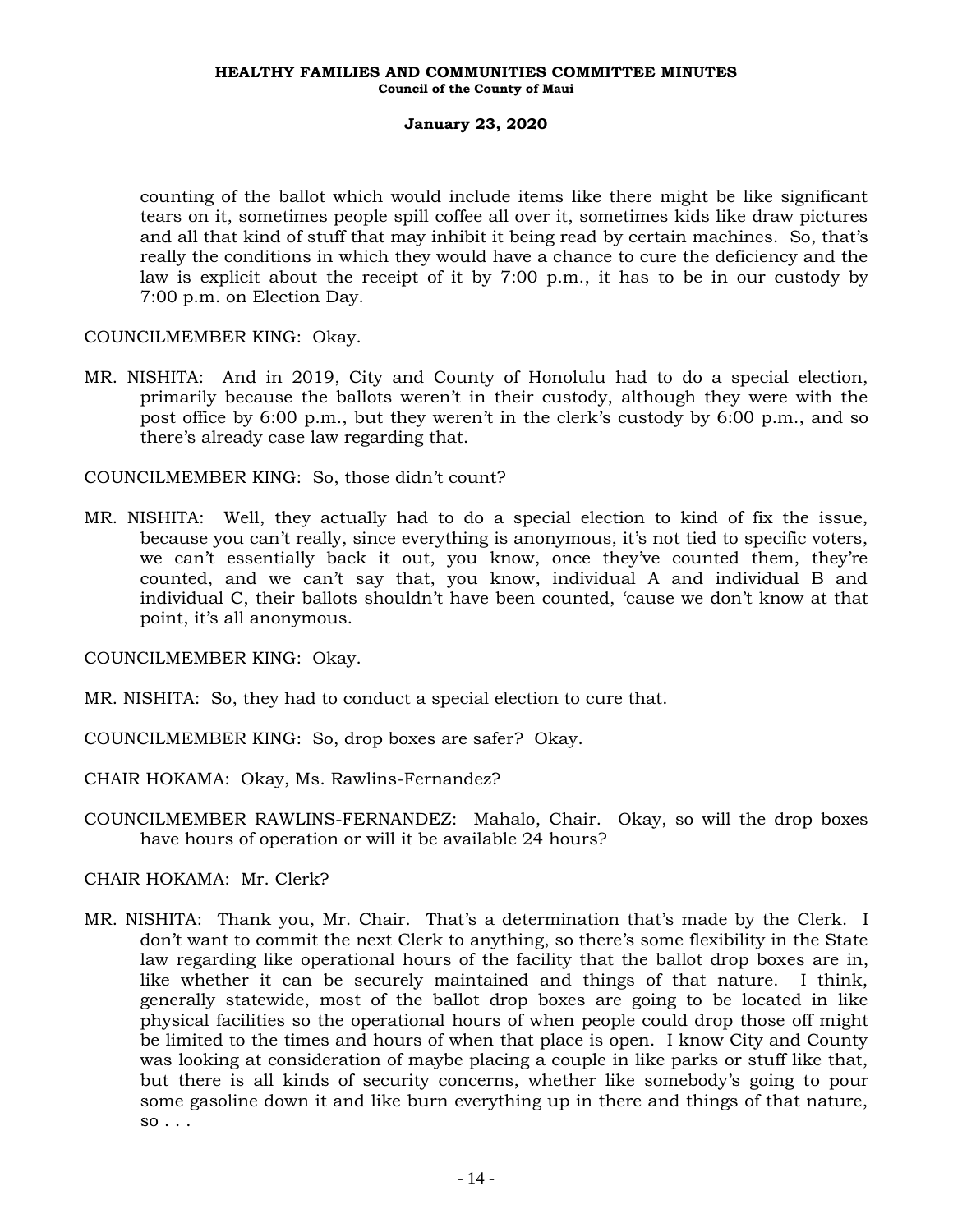counting of the ballot which would include items like there might be like significant tears on it, sometimes people spill coffee all over it, sometimes kids like draw pictures and all that kind of stuff that may inhibit it being read by certain machines. So, that's really the conditions in which they would have a chance to cure the deficiency and the law is explicit about the receipt of it by 7:00 p.m., it has to be in our custody by 7:00 p.m. on Election Day.

COUNCILMEMBER KING: Okay.

MR. NISHITA: And in 2019, City and County of Honolulu had to do a special election, primarily because the ballots weren't in their custody, although they were with the post office by 6:00 p.m., but they weren't in the clerk's custody by 6:00 p.m., and so there's already case law regarding that.

COUNCILMEMBER KING: So, those didn't count?

MR. NISHITA: Well, they actually had to do a special election to kind of fix the issue, because you can't really, since everything is anonymous, it's not tied to specific voters, we can't essentially back it out, you know, once they've counted them, they're counted, and we can't say that, you know, individual A and individual B and individual C, their ballots shouldn't have been counted, 'cause we don't know at that point, it's all anonymous.

COUNCILMEMBER KING: Okay.

MR. NISHITA: So, they had to conduct a special election to cure that.

COUNCILMEMBER KING: So, drop boxes are safer? Okay.

CHAIR HOKAMA: Okay, Ms. Rawlins-Fernandez?

COUNCILMEMBER RAWLINS-FERNANDEZ: Mahalo, Chair. Okay, so will the drop boxes have hours of operation or will it be available 24 hours?

CHAIR HOKAMA: Mr. Clerk?

MR. NISHITA: Thank you, Mr. Chair. That's a determination that's made by the Clerk. I don't want to commit the next Clerk to anything, so there's some flexibility in the State law regarding like operational hours of the facility that the ballot drop boxes are in, like whether it can be securely maintained and things of that nature. I think, generally statewide, most of the ballot drop boxes are going to be located in like physical facilities so the operational hours of when people could drop those off might be limited to the times and hours of when that place is open. I know City and County was looking at consideration of maybe placing a couple in like parks or stuff like that, but there is all kinds of security concerns, whether like somebody's going to pour some gasoline down it and like burn everything up in there and things of that nature, so . . .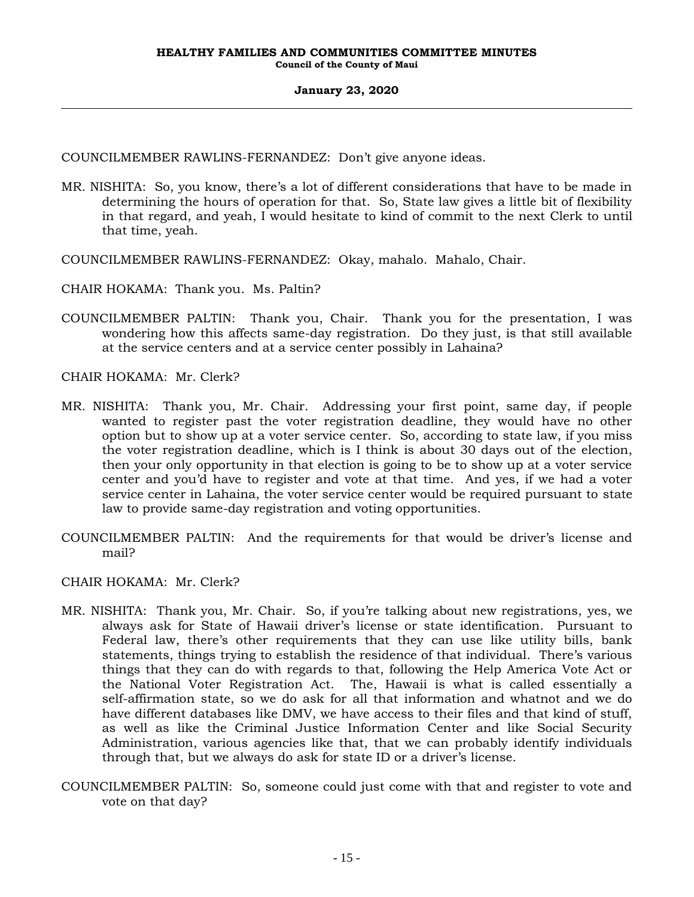COUNCILMEMBER RAWLINS-FERNANDEZ: Don't give anyone ideas.

MR. NISHITA: So, you know, there's a lot of different considerations that have to be made in determining the hours of operation for that. So, State law gives a little bit of flexibility in that regard, and yeah, I would hesitate to kind of commit to the next Clerk to until that time, yeah.

COUNCILMEMBER RAWLINS-FERNANDEZ: Okay, mahalo. Mahalo, Chair.

CHAIR HOKAMA: Thank you. Ms. Paltin?

COUNCILMEMBER PALTIN: Thank you, Chair. Thank you for the presentation, I was wondering how this affects same-day registration. Do they just, is that still available at the service centers and at a service center possibly in Lahaina?

CHAIR HOKAMA: Mr. Clerk?

MR. NISHITA: Thank you, Mr. Chair. Addressing your first point, same day, if people wanted to register past the voter registration deadline, they would have no other option but to show up at a voter service center. So, according to state law, if you miss the voter registration deadline, which is I think is about 30 days out of the election, then your only opportunity in that election is going to be to show up at a voter service center and you'd have to register and vote at that time. And yes, if we had a voter service center in Lahaina, the voter service center would be required pursuant to state law to provide same-day registration and voting opportunities.

COUNCILMEMBER PALTIN: And the requirements for that would be driver's license and mail?

CHAIR HOKAMA: Mr. Clerk?

MR. NISHITA: Thank you, Mr. Chair. So, if you're talking about new registrations, yes, we always ask for State of Hawaii driver's license or state identification. Pursuant to Federal law, there's other requirements that they can use like utility bills, bank statements, things trying to establish the residence of that individual. There's various things that they can do with regards to that, following the Help America Vote Act or the National Voter Registration Act. The, Hawaii is what is called essentially a self-affirmation state, so we do ask for all that information and whatnot and we do have different databases like DMV, we have access to their files and that kind of stuff, as well as like the Criminal Justice Information Center and like Social Security Administration, various agencies like that, that we can probably identify individuals through that, but we always do ask for state ID or a driver's license.

COUNCILMEMBER PALTIN: So, someone could just come with that and register to vote and vote on that day?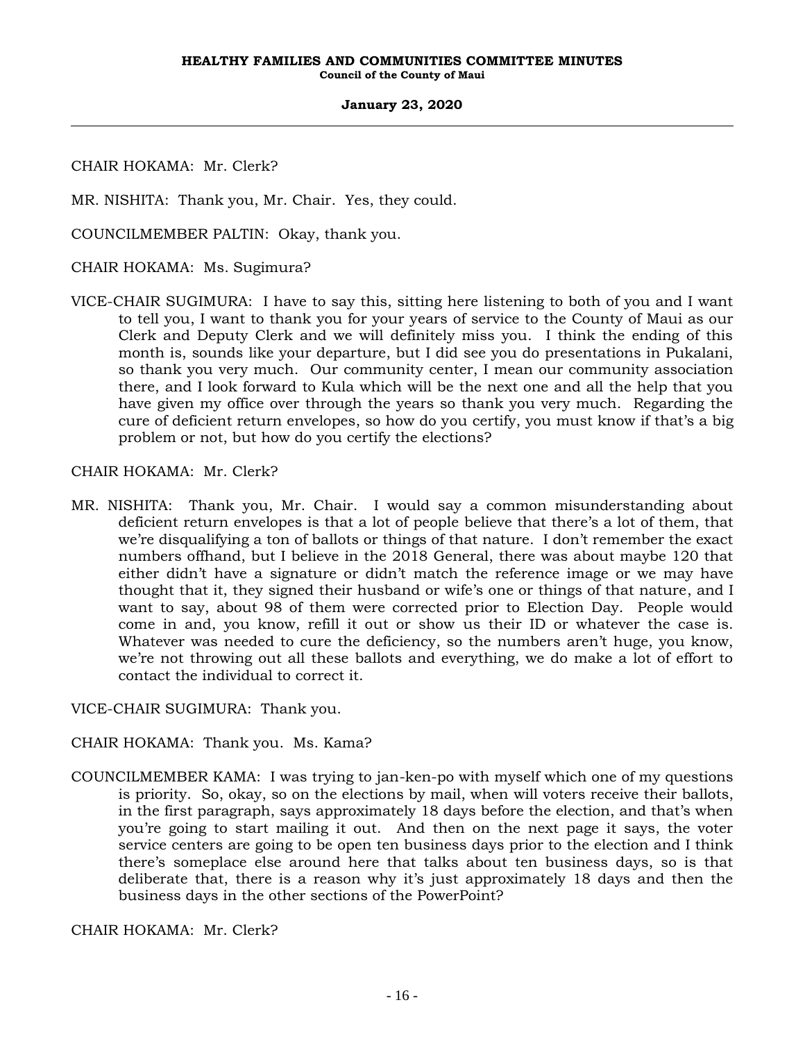CHAIR HOKAMA: Mr. Clerk?

MR. NISHITA: Thank you, Mr. Chair. Yes, they could.

COUNCILMEMBER PALTIN: Okay, thank you.

CHAIR HOKAMA: Ms. Sugimura?

VICE-CHAIR SUGIMURA: I have to say this, sitting here listening to both of you and I want to tell you, I want to thank you for your years of service to the County of Maui as our Clerk and Deputy Clerk and we will definitely miss you. I think the ending of this month is, sounds like your departure, but I did see you do presentations in Pukalani, so thank you very much. Our community center, I mean our community association there, and I look forward to Kula which will be the next one and all the help that you have given my office over through the years so thank you very much. Regarding the cure of deficient return envelopes, so how do you certify, you must know if that's a big problem or not, but how do you certify the elections?

CHAIR HOKAMA: Mr. Clerk?

MR. NISHITA: Thank you, Mr. Chair. I would say a common misunderstanding about deficient return envelopes is that a lot of people believe that there's a lot of them, that we're disqualifying a ton of ballots or things of that nature. I don't remember the exact numbers offhand, but I believe in the 2018 General, there was about maybe 120 that either didn't have a signature or didn't match the reference image or we may have thought that it, they signed their husband or wife's one or things of that nature, and I want to say, about 98 of them were corrected prior to Election Day. People would come in and, you know, refill it out or show us their ID or whatever the case is. Whatever was needed to cure the deficiency, so the numbers aren't huge, you know, we're not throwing out all these ballots and everything, we do make a lot of effort to contact the individual to correct it.

VICE-CHAIR SUGIMURA: Thank you.

CHAIR HOKAMA: Thank you. Ms. Kama?

COUNCILMEMBER KAMA: I was trying to jan-ken-po with myself which one of my questions is priority. So, okay, so on the elections by mail, when will voters receive their ballots, in the first paragraph, says approximately 18 days before the election, and that's when you're going to start mailing it out. And then on the next page it says, the voter service centers are going to be open ten business days prior to the election and I think there's someplace else around here that talks about ten business days, so is that deliberate that, there is a reason why it's just approximately 18 days and then the business days in the other sections of the PowerPoint?

CHAIR HOKAMA: Mr. Clerk?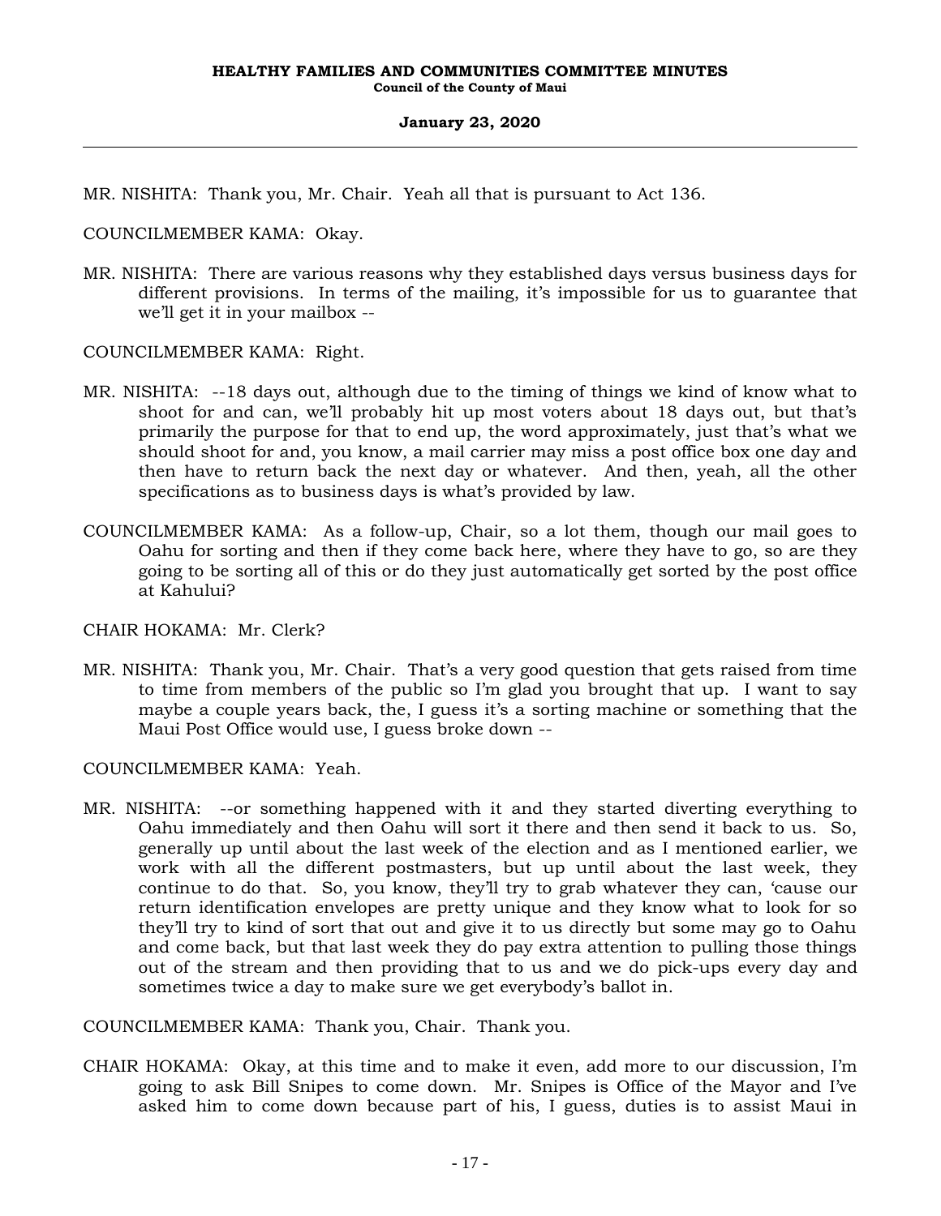MR. NISHITA: Thank you, Mr. Chair. Yeah all that is pursuant to Act 136.

COUNCILMEMBER KAMA: Okay.

MR. NISHITA: There are various reasons why they established days versus business days for different provisions. In terms of the mailing, it's impossible for us to guarantee that we'll get it in your mailbox --

COUNCILMEMBER KAMA: Right.

MR. NISHITA: --18 days out, although due to the timing of things we kind of know what to shoot for and can, we'll probably hit up most voters about 18 days out, but that's primarily the purpose for that to end up, the word approximately, just that's what we should shoot for and, you know, a mail carrier may miss a post office box one day and then have to return back the next day or whatever. And then, yeah, all the other specifications as to business days is what's provided by law.

COUNCILMEMBER KAMA: As a follow-up, Chair, so a lot them, though our mail goes to Oahu for sorting and then if they come back here, where they have to go, so are they going to be sorting all of this or do they just automatically get sorted by the post office at Kahului?

CHAIR HOKAMA: Mr. Clerk?

MR. NISHITA: Thank you, Mr. Chair. That's a very good question that gets raised from time to time from members of the public so I'm glad you brought that up. I want to say maybe a couple years back, the, I guess it's a sorting machine or something that the Maui Post Office would use, I guess broke down --

COUNCILMEMBER KAMA: Yeah.

MR. NISHITA: --or something happened with it and they started diverting everything to Oahu immediately and then Oahu will sort it there and then send it back to us. So, generally up until about the last week of the election and as I mentioned earlier, we work with all the different postmasters, but up until about the last week, they continue to do that. So, you know, they'll try to grab whatever they can, 'cause our return identification envelopes are pretty unique and they know what to look for so they'll try to kind of sort that out and give it to us directly but some may go to Oahu and come back, but that last week they do pay extra attention to pulling those things out of the stream and then providing that to us and we do pick-ups every day and sometimes twice a day to make sure we get everybody's ballot in.

COUNCILMEMBER KAMA: Thank you, Chair. Thank you.

CHAIR HOKAMA: Okay, at this time and to make it even, add more to our discussion, I'm going to ask Bill Snipes to come down. Mr. Snipes is Office of the Mayor and I've asked him to come down because part of his, I guess, duties is to assist Maui in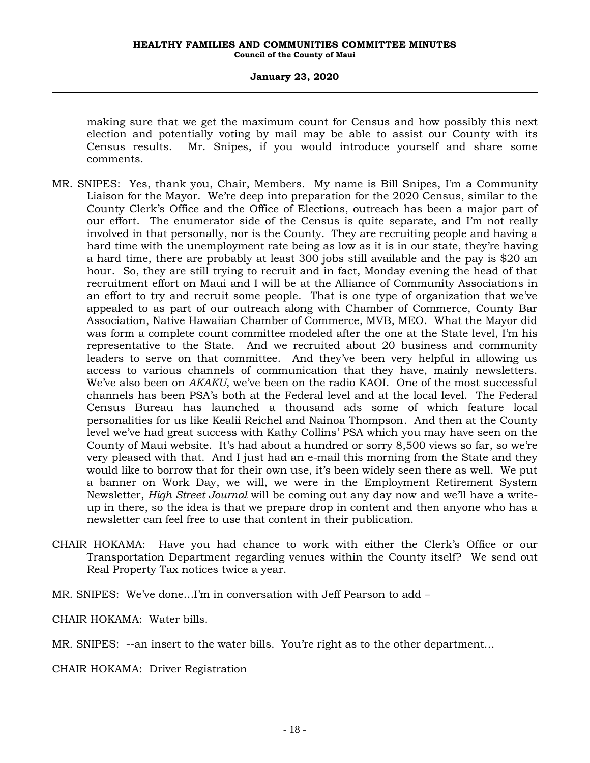making sure that we get the maximum count for Census and how possibly this next election and potentially voting by mail may be able to assist our County with its Census results. Mr. Snipes, if you would introduce yourself and share some comments.

MR. SNIPES: Yes, thank you, Chair, Members. My name is Bill Snipes, I'm a Community Liaison for the Mayor. We're deep into preparation for the 2020 Census, similar to the County Clerk's Office and the Office of Elections, outreach has been a major part of our effort. The enumerator side of the Census is quite separate, and I'm not really involved in that personally, nor is the County. They are recruiting people and having a hard time with the unemployment rate being as low as it is in our state, they're having a hard time, there are probably at least 300 jobs still available and the pay is $20 an hour. So, they are still trying to recruit and in fact, Monday evening the head of that recruitment effort on Maui and I will be at the Alliance of Community Associations in an effort to try and recruit some people. That is one type of organization that we've appealed to as part of our outreach along with Chamber of Commerce, County Bar Association, Native Hawaiian Chamber of Commerce, MVB, MEO. What the Mayor did was form a complete count committee modeled after the one at the State level, I'm his representative to the State. And we recruited about 20 business and community leaders to serve on that committee. And they've been very helpful in allowing us access to various channels of communication that they have, mainly newsletters. We've also been on *AKAKU*, we've been on the radio KAOI. One of the most successful channels has been PSA's both at the Federal level and at the local level. The Federal Census Bureau has launched a thousand ads some of which feature local personalities for us like Kealii Reichel and Nainoa Thompson. And then at the County level we've had great success with Kathy Collins' PSA which you may have seen on the County of Maui website. It's had about a hundred or sorry 8,500 views so far, so we're very pleased with that. And I just had an e-mail this morning from the State and they would like to borrow that for their own use, it's been widely seen there as well. We put a banner on Work Day, we will, we were in the Employment Retirement System Newsletter, *High Street Journal* will be coming out any day now and we'll have a write-up in there, so the idea is that we prepare drop in content and then anyone who has a newsletter can feel free to use that content in their publication.

CHAIR HOKAMA: Have you had chance to work with either the Clerk's Office or our Transportation Department regarding venues within the County itself? We send out Real Property Tax notices twice a year.

MR. SNIPES: We've done…I'm in conversation with Jeff Pearson to add –

CHAIR HOKAMA: Water bills.

MR. SNIPES: --an insert to the water bills. You're right as to the other department…

CHAIR HOKAMA: Driver Registration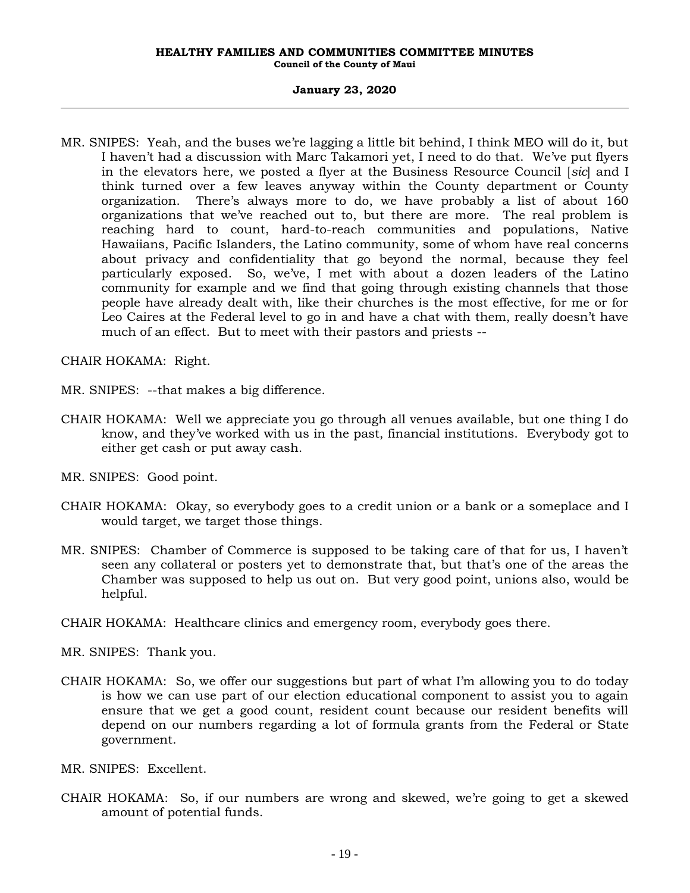MR. SNIPES: Yeah, and the buses we're lagging a little bit behind, I think MEO will do it, but I haven't had a discussion with Marc Takamori yet, I need to do that. We've put flyers in the elevators here, we posted a flyer at the Business Resource Council [*sic*] and I think turned over a few leaves anyway within the County department or County organization. There's always more to do, we have probably a list of about 160 organizations that we've reached out to, but there are more. The real problem is reaching hard to count, hard-to-reach communities and populations, Native Hawaiians, Pacific Islanders, the Latino community, some of whom have real concerns about privacy and confidentiality that go beyond the normal, because they feel particularly exposed. So, we've, I met with about a dozen leaders of the Latino community for example and we find that going through existing channels that those people have already dealt with, like their churches is the most effective, for me or for Leo Caires at the Federal level to go in and have a chat with them, really doesn't have much of an effect. But to meet with their pastors and priests --

CHAIR HOKAMA: Right.

MR. SNIPES: --that makes a big difference.

CHAIR HOKAMA: Well we appreciate you go through all venues available, but one thing I do know, and they've worked with us in the past, financial institutions. Everybody got to either get cash or put away cash.

MR. SNIPES: Good point.

CHAIR HOKAMA: Okay, so everybody goes to a credit union or a bank or a someplace and I would target, we target those things.

MR. SNIPES: Chamber of Commerce is supposed to be taking care of that for us, I haven't seen any collateral or posters yet to demonstrate that, but that's one of the areas the Chamber was supposed to help us out on. But very good point, unions also, would be helpful.

CHAIR HOKAMA: Healthcare clinics and emergency room, everybody goes there.

MR. SNIPES: Thank you.

CHAIR HOKAMA: So, we offer our suggestions but part of what I'm allowing you to do today is how we can use part of our election educational component to assist you to again ensure that we get a good count, resident count because our resident benefits will depend on our numbers regarding a lot of formula grants from the Federal or State government.

MR. SNIPES: Excellent.

CHAIR HOKAMA: So, if our numbers are wrong and skewed, we're going to get a skewed amount of potential funds.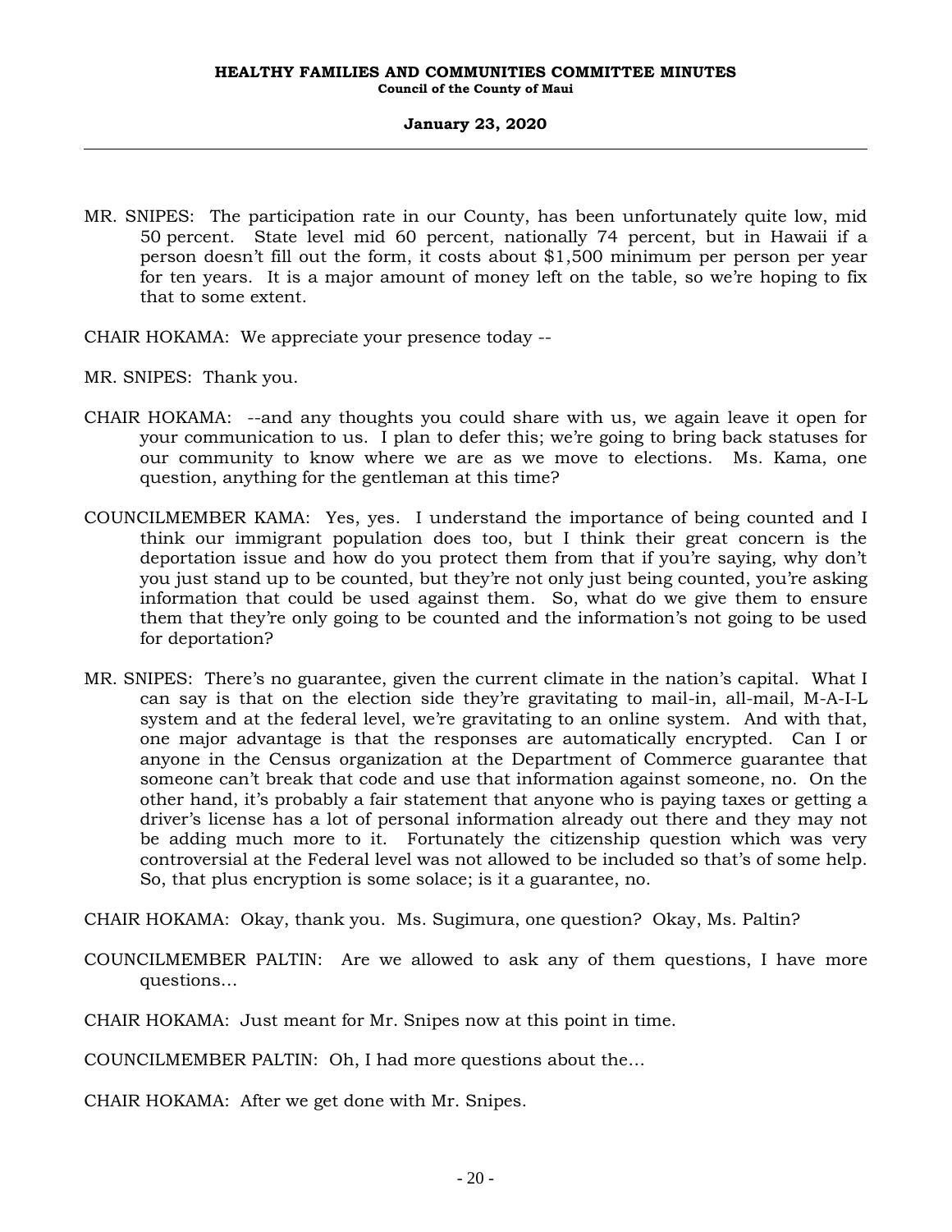MR. SNIPES: The participation rate in our County, has been unfortunately quite low, mid 50 percent. State level mid 60 percent, nationally 74 percent, but in Hawaii if a person doesn't fill out the form, it costs about $1,500 minimum per person per year for ten years. It is a major amount of money left on the table, so we're hoping to fix that to some extent.

CHAIR HOKAMA: We appreciate your presence today --

MR. SNIPES: Thank you.

CHAIR HOKAMA: --and any thoughts you could share with us, we again leave it open for your communication to us. I plan to defer this; we're going to bring back statuses for our community to know where we are as we move to elections. Ms. Kama, one question, anything for the gentleman at this time?

COUNCILMEMBER KAMA: Yes, yes. I understand the importance of being counted and I think our immigrant population does too, but I think their great concern is the deportation issue and how do you protect them from that if you're saying, why don't you just stand up to be counted, but they're not only just being counted, you're asking information that could be used against them. So, what do we give them to ensure them that they're only going to be counted and the information's not going to be used for deportation?

MR. SNIPES: There's no guarantee, given the current climate in the nation's capital. What I can say is that on the election side they're gravitating to mail-in, all-mail, M-A-I-L system and at the federal level, we're gravitating to an online system. And with that, one major advantage is that the responses are automatically encrypted. Can I or anyone in the Census organization at the Department of Commerce guarantee that someone can't break that code and use that information against someone, no. On the other hand, it's probably a fair statement that anyone who is paying taxes or getting a driver's license has a lot of personal information already out there and they may not be adding much more to it. Fortunately the citizenship question which was very controversial at the Federal level was not allowed to be included so that's of some help. So, that plus encryption is some solace; is it a guarantee, no.

CHAIR HOKAMA: Okay, thank you. Ms. Sugimura, one question? Okay, Ms. Paltin?

COUNCILMEMBER PALTIN: Are we allowed to ask any of them questions, I have more questions…

CHAIR HOKAMA: Just meant for Mr. Snipes now at this point in time.

COUNCILMEMBER PALTIN: Oh, I had more questions about the…

CHAIR HOKAMA: After we get done with Mr. Snipes.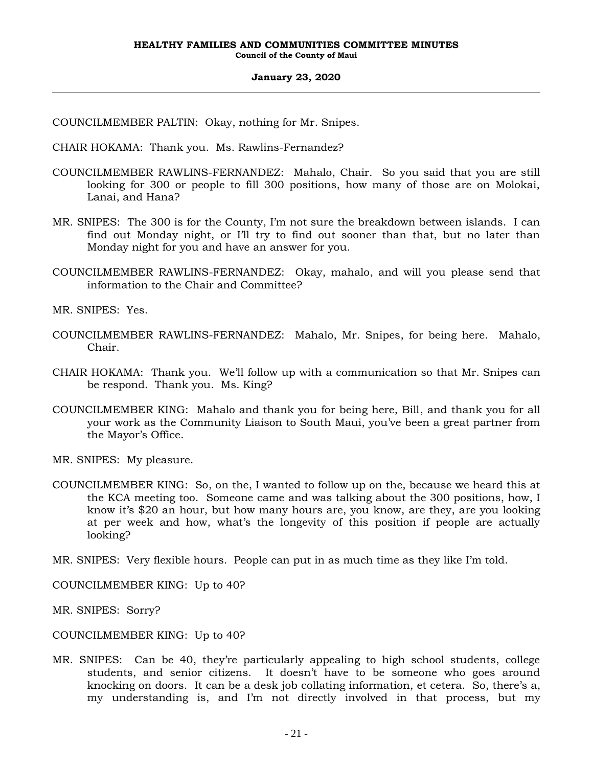COUNCILMEMBER PALTIN: Okay, nothing for Mr. Snipes.

CHAIR HOKAMA: Thank you. Ms. Rawlins-Fernandez?

COUNCILMEMBER RAWLINS-FERNANDEZ: Mahalo, Chair. So you said that you are still looking for 300 or people to fill 300 positions, how many of those are on Molokai, Lanai, and Hana?

MR. SNIPES: The 300 is for the County, I'm not sure the breakdown between islands. I can find out Monday night, or I'll try to find out sooner than that, but no later than Monday night for you and have an answer for you.

COUNCILMEMBER RAWLINS-FERNANDEZ: Okay, mahalo, and will you please send that information to the Chair and Committee?

MR. SNIPES: Yes.

COUNCILMEMBER RAWLINS-FERNANDEZ: Mahalo, Mr. Snipes, for being here. Mahalo, Chair.

CHAIR HOKAMA: Thank you. We'll follow up with a communication so that Mr. Snipes can be respond. Thank you. Ms. King?

COUNCILMEMBER KING: Mahalo and thank you for being here, Bill, and thank you for all your work as the Community Liaison to South Maui, you've been a great partner from the Mayor's Office.

MR. SNIPES: My pleasure.

COUNCILMEMBER KING: So, on the, I wanted to follow up on the, because we heard this at the KCA meeting too. Someone came and was talking about the 300 positions, how, I know it's $20 an hour, but how many hours are, you know, are they, are you looking at per week and how, what's the longevity of this position if people are actually looking?

MR. SNIPES: Very flexible hours. People can put in as much time as they like I'm told.

COUNCILMEMBER KING: Up to 40?

MR. SNIPES: Sorry?

COUNCILMEMBER KING: Up to 40?

MR. SNIPES: Can be 40, they're particularly appealing to high school students, college students, and senior citizens. It doesn't have to be someone who goes around knocking on doors. It can be a desk job collating information, et cetera. So, there's a, my understanding is, and I'm not directly involved in that process, but my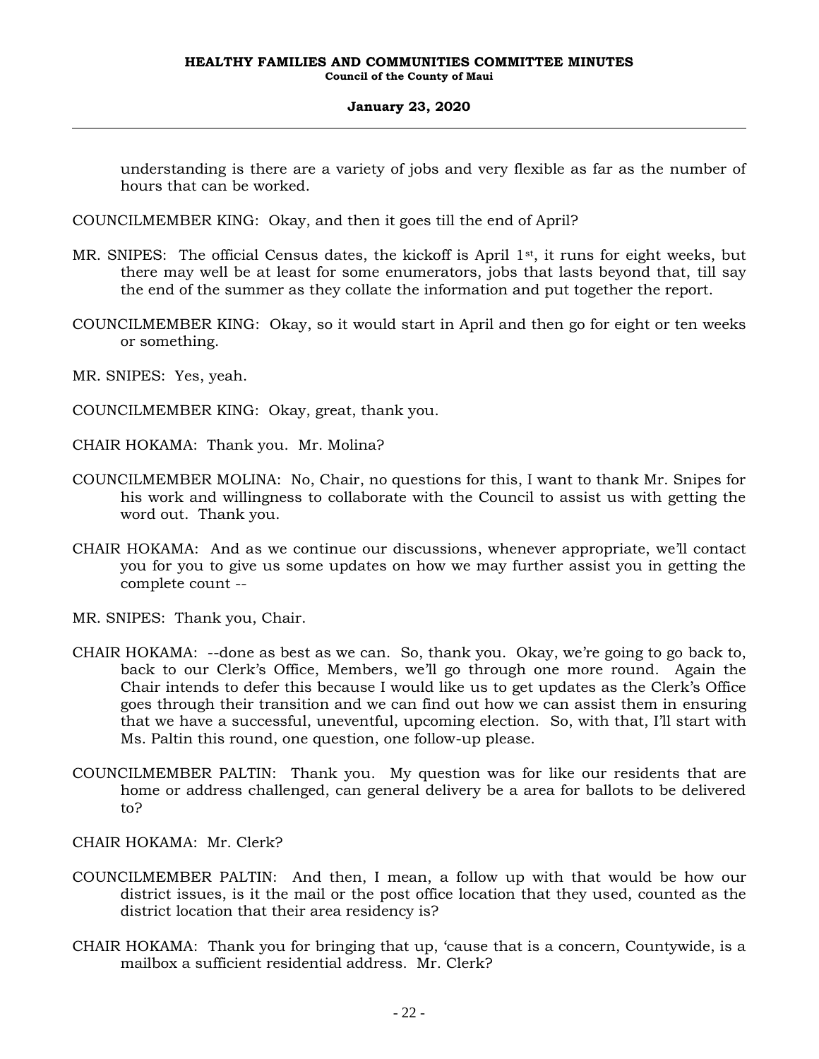understanding is there are a variety of jobs and very flexible as far as the number of hours that can be worked.

COUNCILMEMBER KING: Okay, and then it goes till the end of April?

MR. SNIPES: The official Census dates, the kickoff is April 1st, it runs for eight weeks, but there may well be at least for some enumerators, jobs that lasts beyond that, till say the end of the summer as they collate the information and put together the report.

COUNCILMEMBER KING: Okay, so it would start in April and then go for eight or ten weeks or something.

MR. SNIPES: Yes, yeah.

COUNCILMEMBER KING: Okay, great, thank you.

CHAIR HOKAMA: Thank you. Mr. Molina?

COUNCILMEMBER MOLINA: No, Chair, no questions for this, I want to thank Mr. Snipes for his work and willingness to collaborate with the Council to assist us with getting the word out. Thank you.

CHAIR HOKAMA: And as we continue our discussions, whenever appropriate, we'll contact you for you to give us some updates on how we may further assist you in getting the complete count --

MR. SNIPES: Thank you, Chair.

CHAIR HOKAMA: --done as best as we can. So, thank you. Okay, we're going to go back to, back to our Clerk's Office, Members, we'll go through one more round. Again the Chair intends to defer this because I would like us to get updates as the Clerk's Office goes through their transition and we can find out how we can assist them in ensuring that we have a successful, uneventful, upcoming election. So, with that, I'll start with Ms. Paltin this round, one question, one follow-up please.

COUNCILMEMBER PALTIN: Thank you. My question was for like our residents that are home or address challenged, can general delivery be a area for ballots to be delivered to?

CHAIR HOKAMA: Mr. Clerk?

COUNCILMEMBER PALTIN: And then, I mean, a follow up with that would be how our district issues, is it the mail or the post office location that they used, counted as the district location that their area residency is?

CHAIR HOKAMA: Thank you for bringing that up, 'cause that is a concern, Countywide, is a mailbox a sufficient residential address. Mr. Clerk?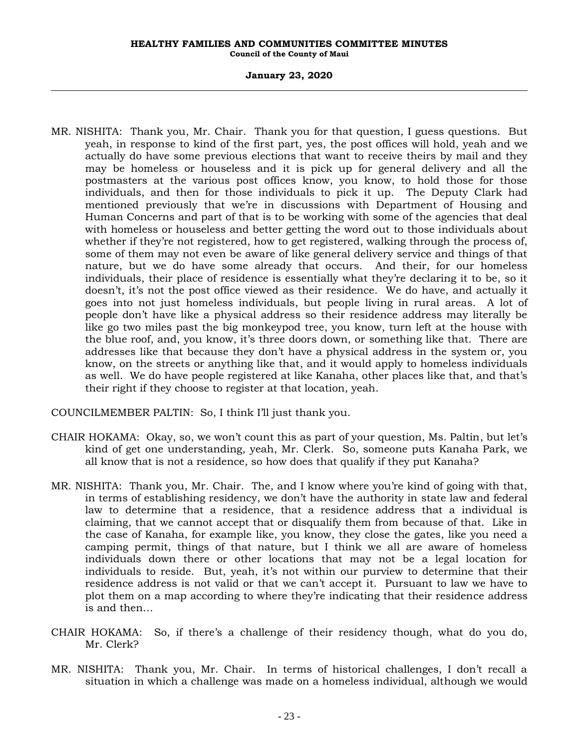MR. NISHITA: Thank you, Mr. Chair. Thank you for that question, I guess questions. But yeah, in response to kind of the first part, yes, the post offices will hold, yeah and we actually do have some previous elections that want to receive theirs by mail and they may be homeless or houseless and it is pick up for general delivery and all the postmasters at the various post offices know, you know, to hold those for those individuals, and then for those individuals to pick it up. The Deputy Clark had mentioned previously that we're in discussions with Department of Housing and Human Concerns and part of that is to be working with some of the agencies that deal with homeless or houseless and better getting the word out to those individuals about whether if they're not registered, how to get registered, walking through the process of, some of them may not even be aware of like general delivery service and things of that nature, but we do have some already that occurs. And their, for our homeless individuals, their place of residence is essentially what they're declaring it to be, so it doesn't, it's not the post office viewed as their residence. We do have, and actually it goes into not just homeless individuals, but people living in rural areas. A lot of people don't have like a physical address so their residence address may literally be like go two miles past the big monkeypod tree, you know, turn left at the house with the blue roof, and, you know, it's three doors down, or something like that. There are addresses like that because they don't have a physical address in the system or, you know, on the streets or anything like that, and it would apply to homeless individuals as well. We do have people registered at like Kanaha, other places like that, and that's their right if they choose to register at that location, yeah.

COUNCILMEMBER PALTIN: So, I think I'll just thank you.

CHAIR HOKAMA: Okay, so, we won't count this as part of your question, Ms. Paltin, but let's kind of get one understanding, yeah, Mr. Clerk. So, someone puts Kanaha Park, we all know that is not a residence, so how does that qualify if they put Kanaha?

MR. NISHITA: Thank you, Mr. Chair. The, and I know where you're kind of going with that, in terms of establishing residency, we don't have the authority in state law and federal law to determine that a residence, that a residence address that a individual is claiming, that we cannot accept that or disqualify them from because of that. Like in the case of Kanaha, for example like, you know, they close the gates, like you need a camping permit, things of that nature, but I think we all are aware of homeless individuals down there or other locations that may not be a legal location for individuals to reside. But, yeah, it's not within our purview to determine that their residence address is not valid or that we can't accept it. Pursuant to law we have to plot them on a map according to where they're indicating that their residence address is and then...

CHAIR HOKAMA: So, if there's a challenge of their residency though, what do you do, Mr. Clerk?

MR. NISHITA: Thank you, Mr. Chair. In terms of historical challenges, I don't recall a situation in which a challenge was made on a homeless individual, although we would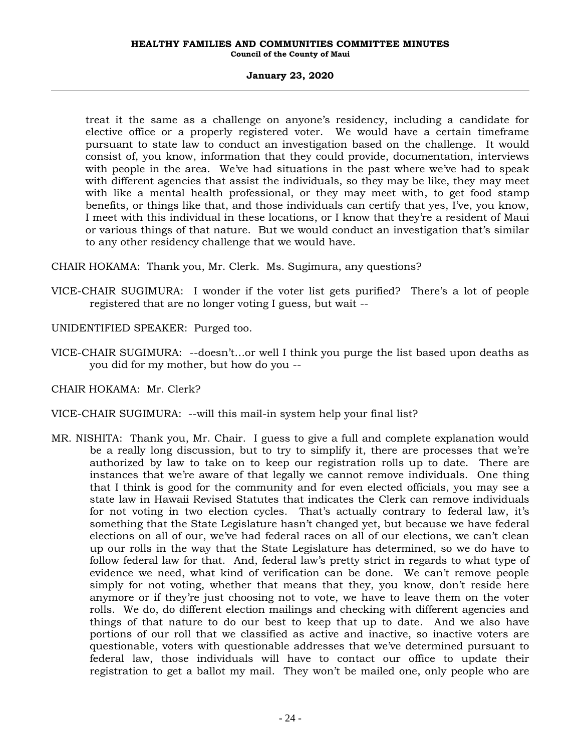treat it the same as a challenge on anyone's residency, including a candidate for elective office or a properly registered voter. We would have a certain timeframe pursuant to state law to conduct an investigation based on the challenge. It would consist of, you know, information that they could provide, documentation, interviews with people in the area. We've had situations in the past where we've had to speak with different agencies that assist the individuals, so they may be like, they may meet with like a mental health professional, or they may meet with, to get food stamp benefits, or things like that, and those individuals can certify that yes, I've, you know, I meet with this individual in these locations, or I know that they're a resident of Maui or various things of that nature. But we would conduct an investigation that's similar to any other residency challenge that we would have.

CHAIR HOKAMA: Thank you, Mr. Clerk. Ms. Sugimura, any questions?

VICE-CHAIR SUGIMURA: I wonder if the voter list gets purified? There's a lot of people registered that are no longer voting I guess, but wait --

UNIDENTIFIED SPEAKER: Purged too.

VICE-CHAIR SUGIMURA: --doesn't…or well I think you purge the list based upon deaths as you did for my mother, but how do you --

CHAIR HOKAMA: Mr. Clerk?

VICE-CHAIR SUGIMURA: --will this mail-in system help your final list?

MR. NISHITA: Thank you, Mr. Chair. I guess to give a full and complete explanation would be a really long discussion, but to try to simplify it, there are processes that we're authorized by law to take on to keep our registration rolls up to date. There are instances that we're aware of that legally we cannot remove individuals. One thing that I think is good for the community and for even elected officials, you may see a state law in Hawaii Revised Statutes that indicates the Clerk can remove individuals for not voting in two election cycles. That's actually contrary to federal law, it's something that the State Legislature hasn't changed yet, but because we have federal elections on all of our, we've had federal races on all of our elections, we can't clean up our rolls in the way that the State Legislature has determined, so we do have to follow federal law for that. And, federal law's pretty strict in regards to what type of evidence we need, what kind of verification can be done. We can't remove people simply for not voting, whether that means that they, you know, don't reside here anymore or if they're just choosing not to vote, we have to leave them on the voter rolls. We do, do different election mailings and checking with different agencies and things of that nature to do our best to keep that up to date. And we also have portions of our roll that we classified as active and inactive, so inactive voters are questionable, voters with questionable addresses that we've determined pursuant to federal law, those individuals will have to contact our office to update their registration to get a ballot my mail. They won't be mailed one, only people who are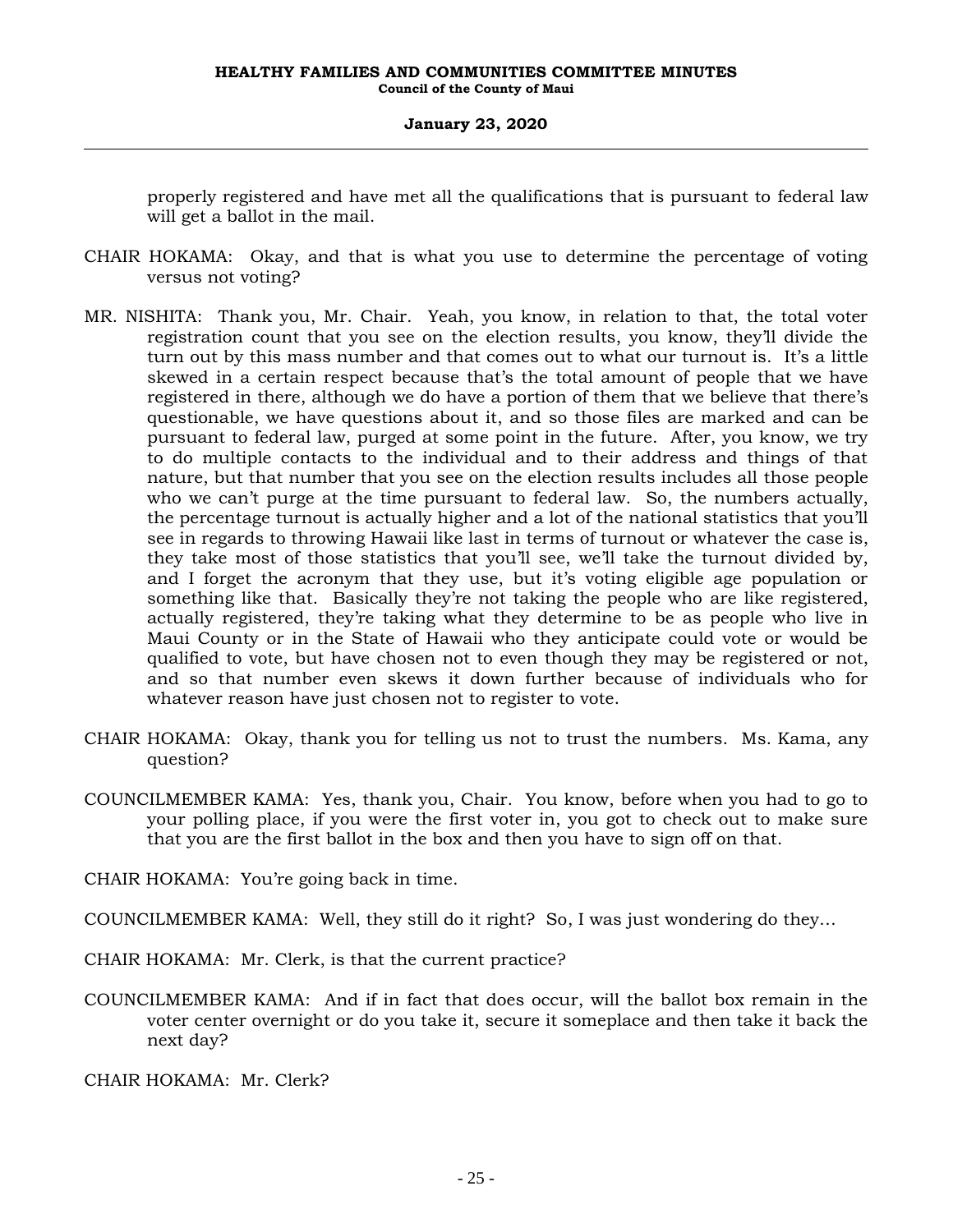properly registered and have met all the qualifications that is pursuant to federal law will get a ballot in the mail.

CHAIR HOKAMA: Okay, and that is what you use to determine the percentage of voting versus not voting?

MR. NISHITA: Thank you, Mr. Chair. Yeah, you know, in relation to that, the total voter registration count that you see on the election results, you know, they'll divide the turn out by this mass number and that comes out to what our turnout is. It's a little skewed in a certain respect because that's the total amount of people that we have registered in there, although we do have a portion of them that we believe that there's questionable, we have questions about it, and so those files are marked and can be pursuant to federal law, purged at some point in the future. After, you know, we try to do multiple contacts to the individual and to their address and things of that nature, but that number that you see on the election results includes all those people who we can't purge at the time pursuant to federal law. So, the numbers actually, the percentage turnout is actually higher and a lot of the national statistics that you'll see in regards to throwing Hawaii like last in terms of turnout or whatever the case is, they take most of those statistics that you'll see, we'll take the turnout divided by, and I forget the acronym that they use, but it's voting eligible age population or something like that. Basically they're not taking the people who are like registered, actually registered, they're taking what they determine to be as people who live in Maui County or in the State of Hawaii who they anticipate could vote or would be qualified to vote, but have chosen not to even though they may be registered or not, and so that number even skews it down further because of individuals who for whatever reason have just chosen not to register to vote.

CHAIR HOKAMA: Okay, thank you for telling us not to trust the numbers. Ms. Kama, any question?

COUNCILMEMBER KAMA: Yes, thank you, Chair. You know, before when you had to go to your polling place, if you were the first voter in, you got to check out to make sure that you are the first ballot in the box and then you have to sign off on that.

CHAIR HOKAMA: You're going back in time.

COUNCILMEMBER KAMA: Well, they still do it right? So, I was just wondering do they...

CHAIR HOKAMA: Mr. Clerk, is that the current practice?

COUNCILMEMBER KAMA: And if in fact that does occur, will the ballot box remain in the voter center overnight or do you take it, secure it someplace and then take it back the next day?

CHAIR HOKAMA: Mr. Clerk?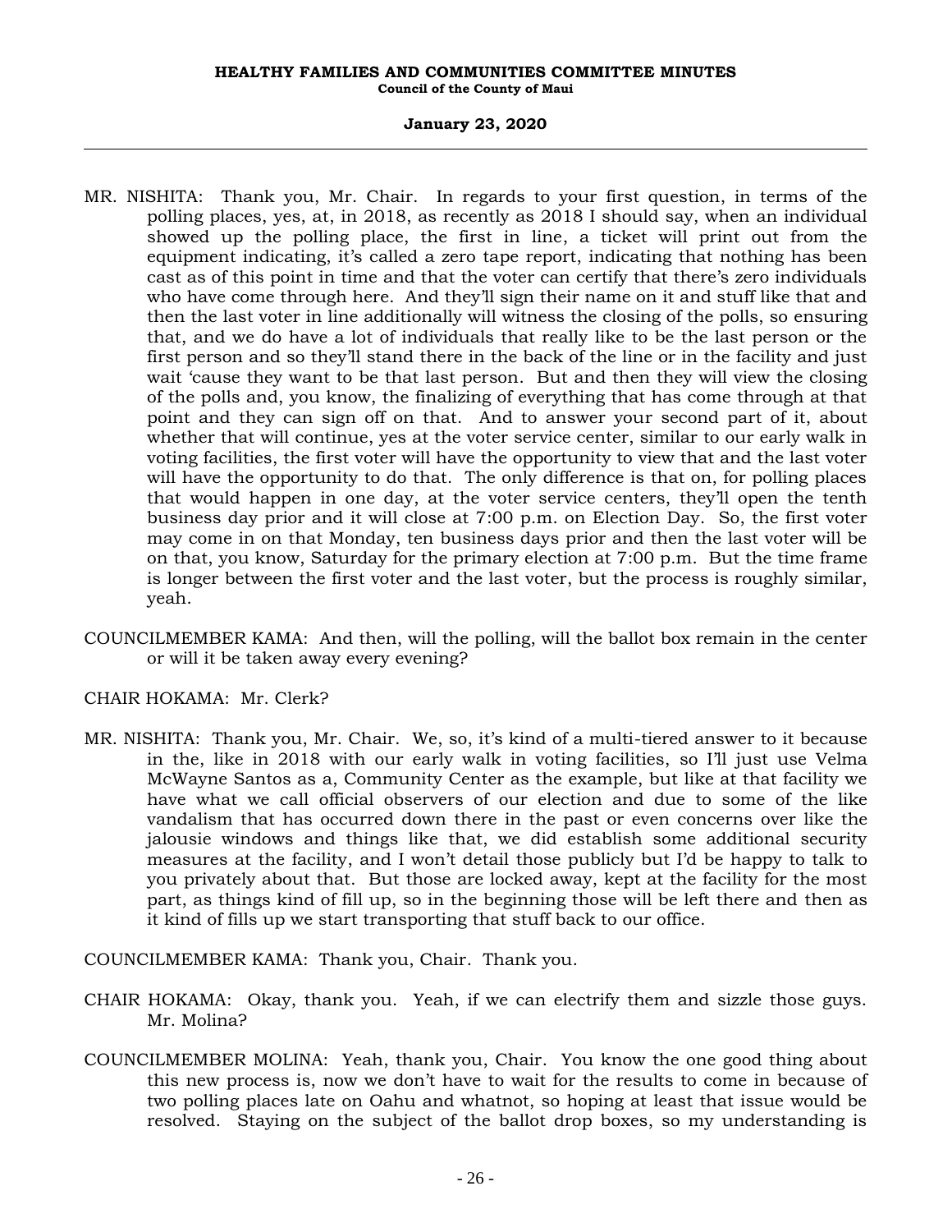MR. NISHITA: Thank you, Mr. Chair. In regards to your first question, in terms of the polling places, yes, at, in 2018, as recently as 2018 I should say, when an individual showed up the polling place, the first in line, a ticket will print out from the equipment indicating, it's called a zero tape report, indicating that nothing has been cast as of this point in time and that the voter can certify that there's zero individuals who have come through here. And they'll sign their name on it and stuff like that and then the last voter in line additionally will witness the closing of the polls, so ensuring that, and we do have a lot of individuals that really like to be the last person or the first person and so they'll stand there in the back of the line or in the facility and just wait 'cause they want to be that last person. But and then they will view the closing of the polls and, you know, the finalizing of everything that has come through at that point and they can sign off on that. And to answer your second part of it, about whether that will continue, yes at the voter service center, similar to our early walk in voting facilities, the first voter will have the opportunity to view that and the last voter will have the opportunity to do that. The only difference is that on, for polling places that would happen in one day, at the voter service centers, they'll open the tenth business day prior and it will close at 7:00 p.m. on Election Day. So, the first voter may come in on that Monday, ten business days prior and then the last voter will be on that, you know, Saturday for the primary election at 7:00 p.m. But the time frame is longer between the first voter and the last voter, but the process is roughly similar, yeah.

COUNCILMEMBER KAMA: And then, will the polling, will the ballot box remain in the center or will it be taken away every evening?

CHAIR HOKAMA: Mr. Clerk?

MR. NISHITA: Thank you, Mr. Chair. We, so, it's kind of a multi-tiered answer to it because in the, like in 2018 with our early walk in voting facilities, so I'll just use Velma McWayne Santos as a, Community Center as the example, but like at that facility we have what we call official observers of our election and due to some of the like vandalism that has occurred down there in the past or even concerns over like the jalousie windows and things like that, we did establish some additional security measures at the facility, and I won't detail those publicly but I'd be happy to talk to you privately about that. But those are locked away, kept at the facility for the most part, as things kind of fill up, so in the beginning those will be left there and then as it kind of fills up we start transporting that stuff back to our office.

COUNCILMEMBER KAMA: Thank you, Chair. Thank you.

CHAIR HOKAMA: Okay, thank you. Yeah, if we can electrify them and sizzle those guys. Mr. Molina?

COUNCILMEMBER MOLINA: Yeah, thank you, Chair. You know the one good thing about this new process is, now we don't have to wait for the results to come in because of two polling places late on Oahu and whatnot, so hoping at least that issue would be resolved. Staying on the subject of the ballot drop boxes, so my understanding is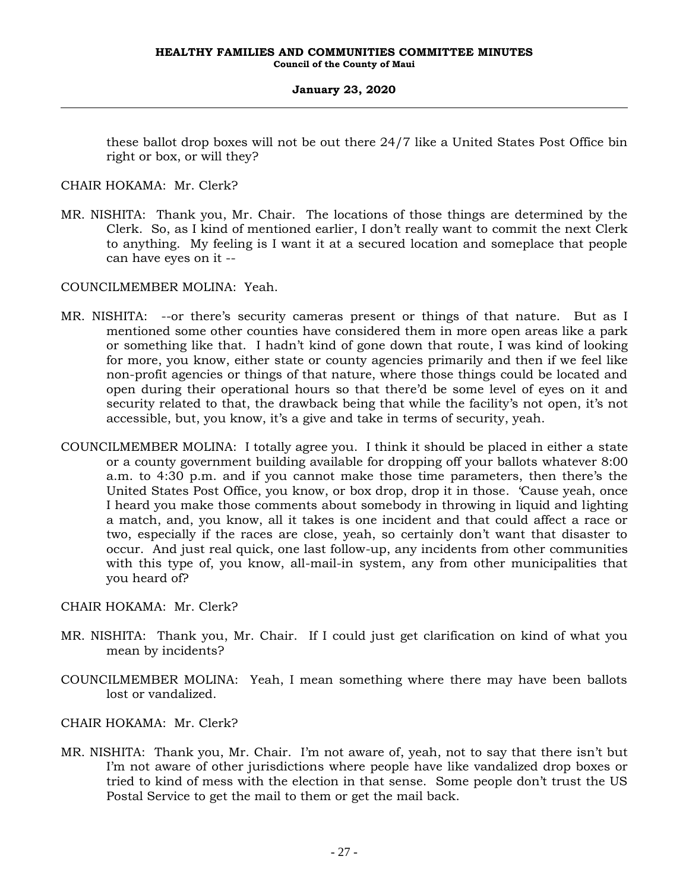these ballot drop boxes will not be out there 24/7 like a United States Post Office bin right or box, or will they?

CHAIR HOKAMA: Mr. Clerk?

MR. NISHITA: Thank you, Mr. Chair. The locations of those things are determined by the Clerk. So, as I kind of mentioned earlier, I don't really want to commit the next Clerk to anything. My feeling is I want it at a secured location and someplace that people can have eyes on it --

COUNCILMEMBER MOLINA: Yeah.

MR. NISHITA: --or there's security cameras present or things of that nature. But as I mentioned some other counties have considered them in more open areas like a park or something like that. I hadn't kind of gone down that route, I was kind of looking for more, you know, either state or county agencies primarily and then if we feel like non-profit agencies or things of that nature, where those things could be located and open during their operational hours so that there'd be some level of eyes on it and security related to that, the drawback being that while the facility's not open, it's not accessible, but, you know, it's a give and take in terms of security, yeah.

COUNCILMEMBER MOLINA: I totally agree you. I think it should be placed in either a state or a county government building available for dropping off your ballots whatever 8:00 a.m. to 4:30 p.m. and if you cannot make those time parameters, then there's the United States Post Office, you know, or box drop, drop it in those. 'Cause yeah, once I heard you make those comments about somebody in throwing in liquid and lighting a match, and, you know, all it takes is one incident and that could affect a race or two, especially if the races are close, yeah, so certainly don't want that disaster to occur. And just real quick, one last follow-up, any incidents from other communities with this type of, you know, all-mail-in system, any from other municipalities that you heard of?

CHAIR HOKAMA: Mr. Clerk?

MR. NISHITA: Thank you, Mr. Chair. If I could just get clarification on kind of what you mean by incidents?

COUNCILMEMBER MOLINA: Yeah, I mean something where there may have been ballots lost or vandalized.

CHAIR HOKAMA: Mr. Clerk?

MR. NISHITA: Thank you, Mr. Chair. I'm not aware of, yeah, not to say that there isn't but I'm not aware of other jurisdictions where people have like vandalized drop boxes or tried to kind of mess with the election in that sense. Some people don't trust the US Postal Service to get the mail to them or get the mail back.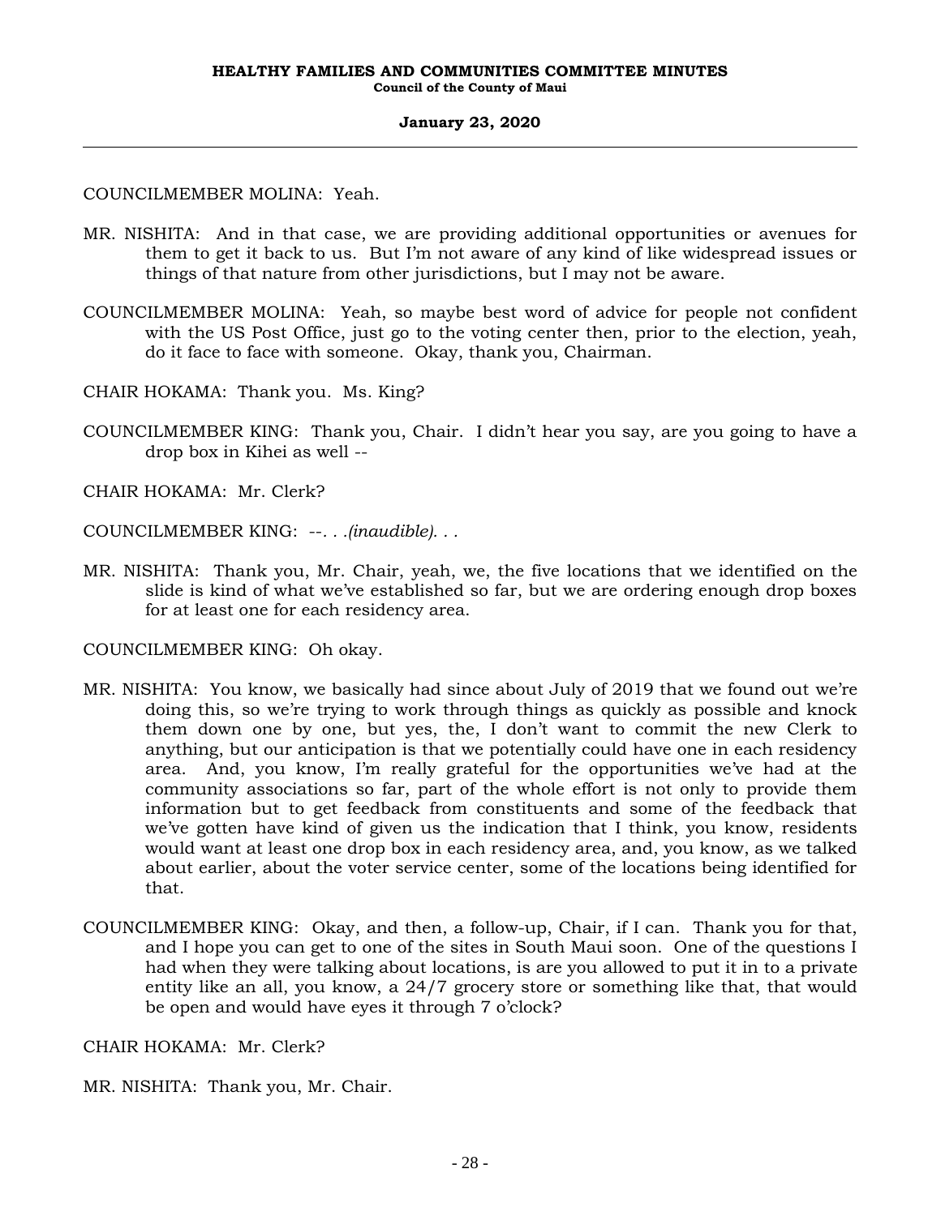COUNCILMEMBER MOLINA: Yeah.

MR. NISHITA: And in that case, we are providing additional opportunities or avenues for them to get it back to us. But I'm not aware of any kind of like widespread issues or things of that nature from other jurisdictions, but I may not be aware.

COUNCILMEMBER MOLINA: Yeah, so maybe best word of advice for people not confident with the US Post Office, just go to the voting center then, prior to the election, yeah, do it face to face with someone. Okay, thank you, Chairman.

CHAIR HOKAMA: Thank you. Ms. King?

COUNCILMEMBER KING: Thank you, Chair. I didn't hear you say, are you going to have a drop box in Kihei as well --

CHAIR HOKAMA: Mr. Clerk?

COUNCILMEMBER KING: --. . .*(inaudible)*. . .

MR. NISHITA: Thank you, Mr. Chair, yeah, we, the five locations that we identified on the slide is kind of what we've established so far, but we are ordering enough drop boxes for at least one for each residency area.

COUNCILMEMBER KING: Oh okay.

MR. NISHITA: You know, we basically had since about July of 2019 that we found out we're doing this, so we're trying to work through things as quickly as possible and knock them down one by one, but yes, the, I don't want to commit the new Clerk to anything, but our anticipation is that we potentially could have one in each residency area. And, you know, I'm really grateful for the opportunities we've had at the community associations so far, part of the whole effort is not only to provide them information but to get feedback from constituents and some of the feedback that we've gotten have kind of given us the indication that I think, you know, residents would want at least one drop box in each residency area, and, you know, as we talked about earlier, about the voter service center, some of the locations being identified for that.

COUNCILMEMBER KING: Okay, and then, a follow-up, Chair, if I can. Thank you for that, and I hope you can get to one of the sites in South Maui soon. One of the questions I had when they were talking about locations, is are you allowed to put it in to a private entity like an all, you know, a 24/7 grocery store or something like that, that would be open and would have eyes it through 7 o'clock?

CHAIR HOKAMA: Mr. Clerk?

MR. NISHITA: Thank you, Mr. Chair.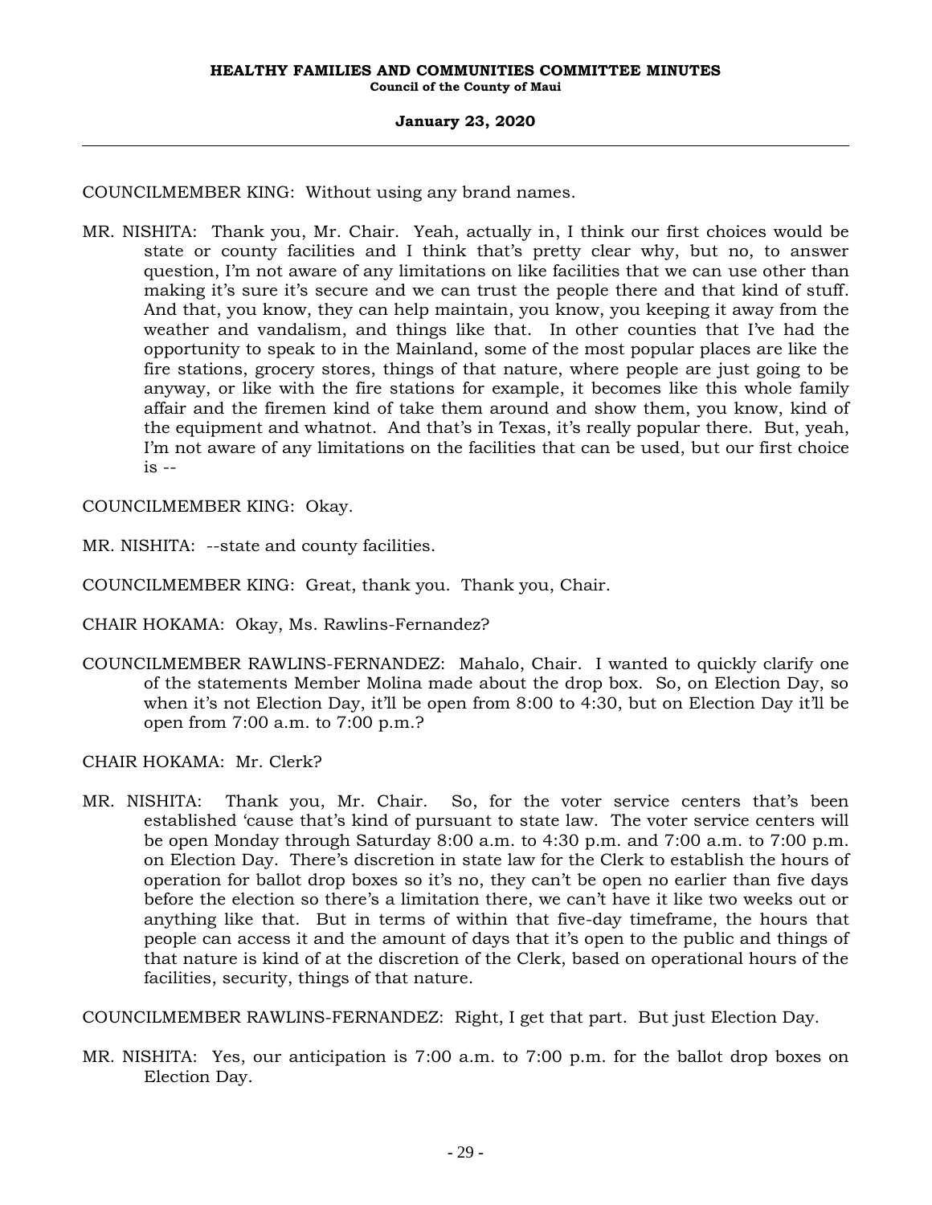COUNCILMEMBER KING: Without using any brand names.

MR. NISHITA: Thank you, Mr. Chair. Yeah, actually in, I think our first choices would be state or county facilities and I think that's pretty clear why, but no, to answer question, I'm not aware of any limitations on like facilities that we can use other than making it's sure it's secure and we can trust the people there and that kind of stuff. And that, you know, they can help maintain, you know, you keeping it away from the weather and vandalism, and things like that. In other counties that I've had the opportunity to speak to in the Mainland, some of the most popular places are like the fire stations, grocery stores, things of that nature, where people are just going to be anyway, or like with the fire stations for example, it becomes like this whole family affair and the firemen kind of take them around and show them, you know, kind of the equipment and whatnot. And that's in Texas, it's really popular there. But, yeah, I'm not aware of any limitations on the facilities that can be used, but our first choice is --

COUNCILMEMBER KING: Okay.

MR. NISHITA: --state and county facilities.

COUNCILMEMBER KING: Great, thank you. Thank you, Chair.

CHAIR HOKAMA: Okay, Ms. Rawlins-Fernandez?

COUNCILMEMBER RAWLINS-FERNANDEZ: Mahalo, Chair. I wanted to quickly clarify one of the statements Member Molina made about the drop box. So, on Election Day, so when it's not Election Day, it'll be open from 8:00 to 4:30, but on Election Day it'll be open from 7:00 a.m. to 7:00 p.m.?

CHAIR HOKAMA: Mr. Clerk?

MR. NISHITA: Thank you, Mr. Chair. So, for the voter service centers that's been established 'cause that's kind of pursuant to state law. The voter service centers will be open Monday through Saturday 8:00 a.m. to 4:30 p.m. and 7:00 a.m. to 7:00 p.m. on Election Day. There's discretion in state law for the Clerk to establish the hours of operation for ballot drop boxes so it's no, they can't be open no earlier than five days before the election so there's a limitation there, we can't have it like two weeks out or anything like that. But in terms of within that five-day timeframe, the hours that people can access it and the amount of days that it's open to the public and things of that nature is kind of at the discretion of the Clerk, based on operational hours of the facilities, security, things of that nature.

COUNCILMEMBER RAWLINS-FERNANDEZ: Right, I get that part. But just Election Day.

MR. NISHITA: Yes, our anticipation is 7:00 a.m. to 7:00 p.m. for the ballot drop boxes on Election Day.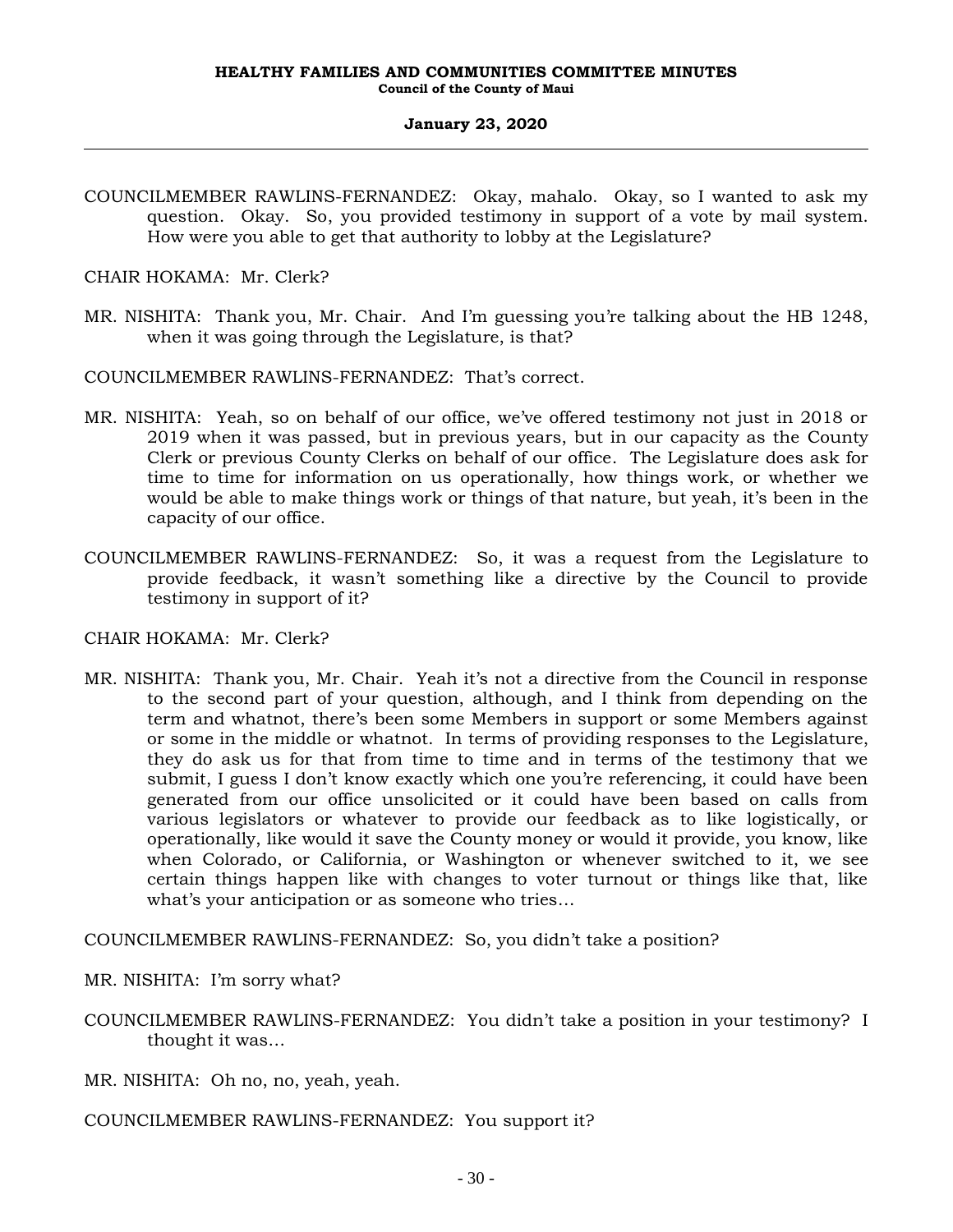COUNCILMEMBER RAWLINS-FERNANDEZ: Okay, mahalo. Okay, so I wanted to ask my question. Okay. So, you provided testimony in support of a vote by mail system. How were you able to get that authority to lobby at the Legislature?

CHAIR HOKAMA: Mr. Clerk?

MR. NISHITA: Thank you, Mr. Chair. And I'm guessing you're talking about the HB 1248, when it was going through the Legislature, is that?

COUNCILMEMBER RAWLINS-FERNANDEZ: That's correct.

MR. NISHITA: Yeah, so on behalf of our office, we've offered testimony not just in 2018 or 2019 when it was passed, but in previous years, but in our capacity as the County Clerk or previous County Clerks on behalf of our office. The Legislature does ask for time to time for information on us operationally, how things work, or whether we would be able to make things work or things of that nature, but yeah, it's been in the capacity of our office.

COUNCILMEMBER RAWLINS-FERNANDEZ: So, it was a request from the Legislature to provide feedback, it wasn't something like a directive by the Council to provide testimony in support of it?

CHAIR HOKAMA: Mr. Clerk?

MR. NISHITA: Thank you, Mr. Chair. Yeah it's not a directive from the Council in response to the second part of your question, although, and I think from depending on the term and whatnot, there's been some Members in support or some Members against or some in the middle or whatnot. In terms of providing responses to the Legislature, they do ask us for that from time to time and in terms of the testimony that we submit, I guess I don't know exactly which one you're referencing, it could have been generated from our office unsolicited or it could have been based on calls from various legislators or whatever to provide our feedback as to like logistically, or operationally, like would it save the County money or would it provide, you know, like when Colorado, or California, or Washington or whenever switched to it, we see certain things happen like with changes to voter turnout or things like that, like what's your anticipation or as someone who tries...

COUNCILMEMBER RAWLINS-FERNANDEZ: So, you didn't take a position?

MR. NISHITA: I'm sorry what?

COUNCILMEMBER RAWLINS-FERNANDEZ: You didn't take a position in your testimony? I thought it was...

MR. NISHITA: Oh no, no, yeah, yeah.

COUNCILMEMBER RAWLINS-FERNANDEZ: You support it?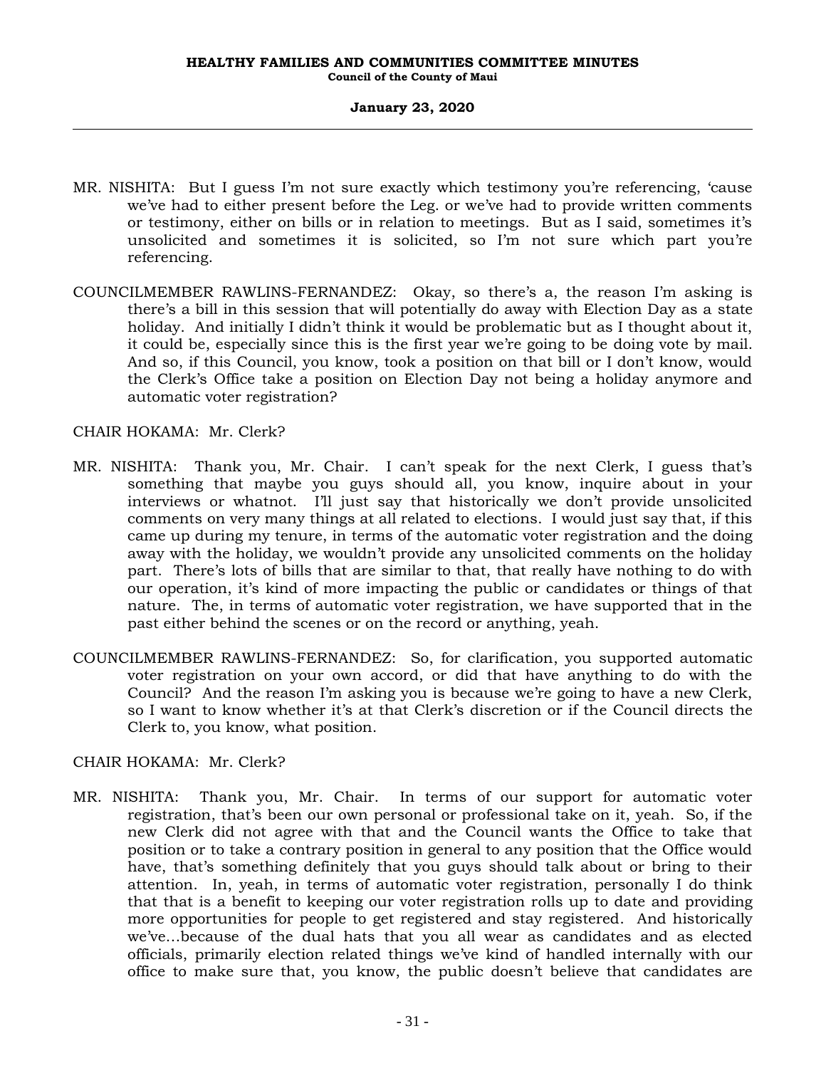MR. NISHITA: But I guess I'm not sure exactly which testimony you're referencing, 'cause we've had to either present before the Leg. or we've had to provide written comments or testimony, either on bills or in relation to meetings. But as I said, sometimes it's unsolicited and sometimes it is solicited, so I'm not sure which part you're referencing.

COUNCILMEMBER RAWLINS-FERNANDEZ: Okay, so there's a, the reason I'm asking is there's a bill in this session that will potentially do away with Election Day as a state holiday. And initially I didn't think it would be problematic but as I thought about it, it could be, especially since this is the first year we're going to be doing vote by mail. And so, if this Council, you know, took a position on that bill or I don't know, would the Clerk's Office take a position on Election Day not being a holiday anymore and automatic voter registration?

CHAIR HOKAMA: Mr. Clerk?

MR. NISHITA: Thank you, Mr. Chair. I can't speak for the next Clerk, I guess that's something that maybe you guys should all, you know, inquire about in your interviews or whatnot. I'll just say that historically we don't provide unsolicited comments on very many things at all related to elections. I would just say that, if this came up during my tenure, in terms of the automatic voter registration and the doing away with the holiday, we wouldn't provide any unsolicited comments on the holiday part. There's lots of bills that are similar to that, that really have nothing to do with our operation, it's kind of more impacting the public or candidates or things of that nature. The, in terms of automatic voter registration, we have supported that in the past either behind the scenes or on the record or anything, yeah.

COUNCILMEMBER RAWLINS-FERNANDEZ: So, for clarification, you supported automatic voter registration on your own accord, or did that have anything to do with the Council? And the reason I'm asking you is because we're going to have a new Clerk, so I want to know whether it's at that Clerk's discretion or if the Council directs the Clerk to, you know, what position.

CHAIR HOKAMA: Mr. Clerk?

MR. NISHITA: Thank you, Mr. Chair. In terms of our support for automatic voter registration, that's been our own personal or professional take on it, yeah. So, if the new Clerk did not agree with that and the Council wants the Office to take that position or to take a contrary position in general to any position that the Office would have, that's something definitely that you guys should talk about or bring to their attention. In, yeah, in terms of automatic voter registration, personally I do think that that is a benefit to keeping our voter registration rolls up to date and providing more opportunities for people to get registered and stay registered. And historically we've...because of the dual hats that you all wear as candidates and as elected officials, primarily election related things we've kind of handled internally with our office to make sure that, you know, the public doesn't believe that candidates are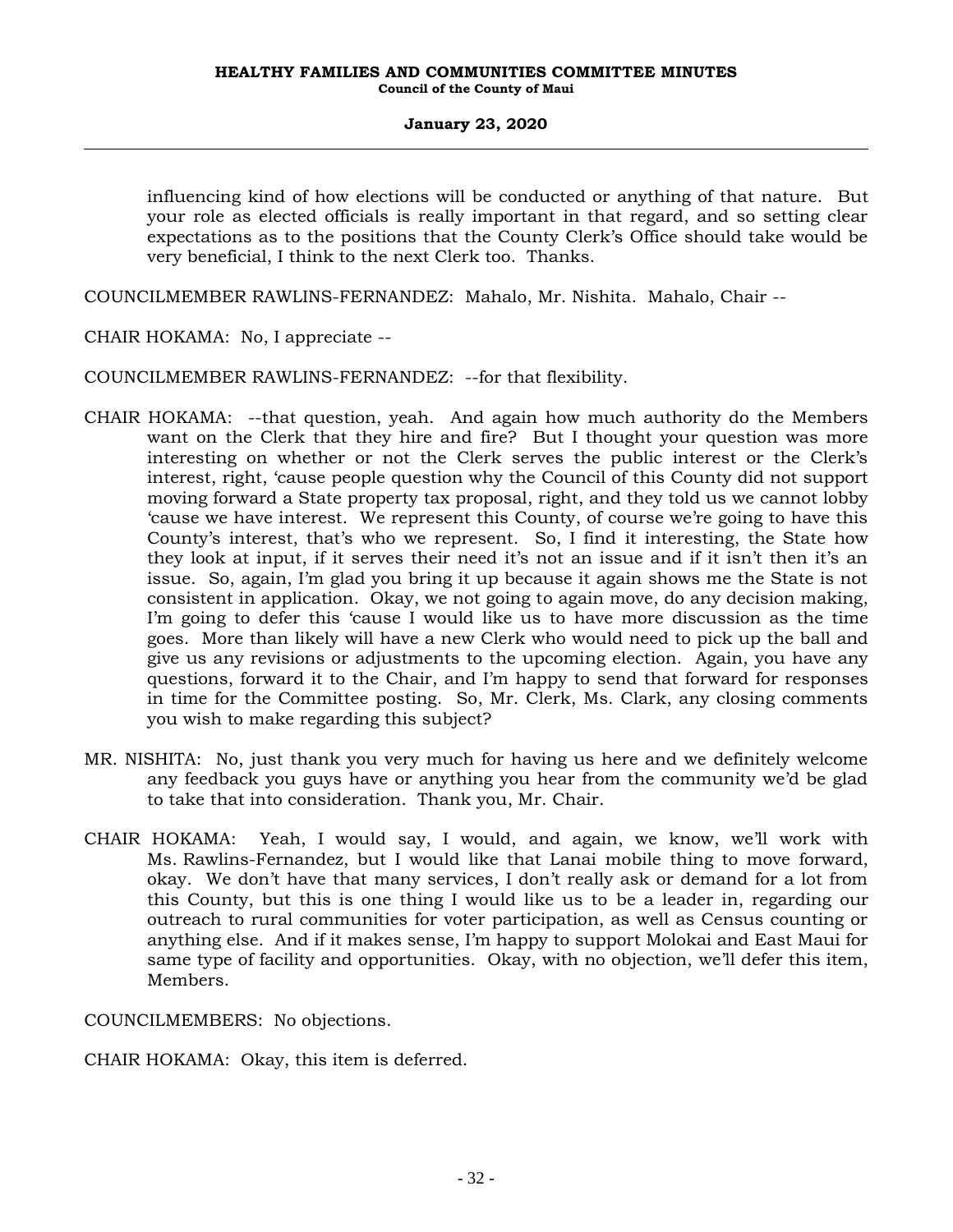influencing kind of how elections will be conducted or anything of that nature. But your role as elected officials is really important in that regard, and so setting clear expectations as to the positions that the County Clerk's Office should take would be very beneficial, I think to the next Clerk too. Thanks.

COUNCILMEMBER RAWLINS-FERNANDEZ: Mahalo, Mr. Nishita. Mahalo, Chair --

CHAIR HOKAMA: No, I appreciate --

COUNCILMEMBER RAWLINS-FERNANDEZ: --for that flexibility.

CHAIR HOKAMA: --that question, yeah. And again how much authority do the Members want on the Clerk that they hire and fire? But I thought your question was more interesting on whether or not the Clerk serves the public interest or the Clerk's interest, right, 'cause people question why the Council of this County did not support moving forward a State property tax proposal, right, and they told us we cannot lobby 'cause we have interest. We represent this County, of course we're going to have this County's interest, that's who we represent. So, I find it interesting, the State how they look at input, if it serves their need it's not an issue and if it isn't then it's an issue. So, again, I'm glad you bring it up because it again shows me the State is not consistent in application. Okay, we not going to again move, do any decision making, I'm going to defer this 'cause I would like us to have more discussion as the time goes. More than likely will have a new Clerk who would need to pick up the ball and give us any revisions or adjustments to the upcoming election. Again, you have any questions, forward it to the Chair, and I'm happy to send that forward for responses in time for the Committee posting. So, Mr. Clerk, Ms. Clark, any closing comments you wish to make regarding this subject?

MR. NISHITA: No, just thank you very much for having us here and we definitely welcome any feedback you guys have or anything you hear from the community we'd be glad to take that into consideration. Thank you, Mr. Chair.

CHAIR HOKAMA: Yeah, I would say, I would, and again, we know, we'll work with Ms. Rawlins-Fernandez, but I would like that Lanai mobile thing to move forward, okay. We don't have that many services, I don't really ask or demand for a lot from this County, but this is one thing I would like us to be a leader in, regarding our outreach to rural communities for voter participation, as well as Census counting or anything else. And if it makes sense, I'm happy to support Molokai and East Maui for same type of facility and opportunities. Okay, with no objection, we'll defer this item, Members.

COUNCILMEMBERS: No objections.

CHAIR HOKAMA: Okay, this item is deferred.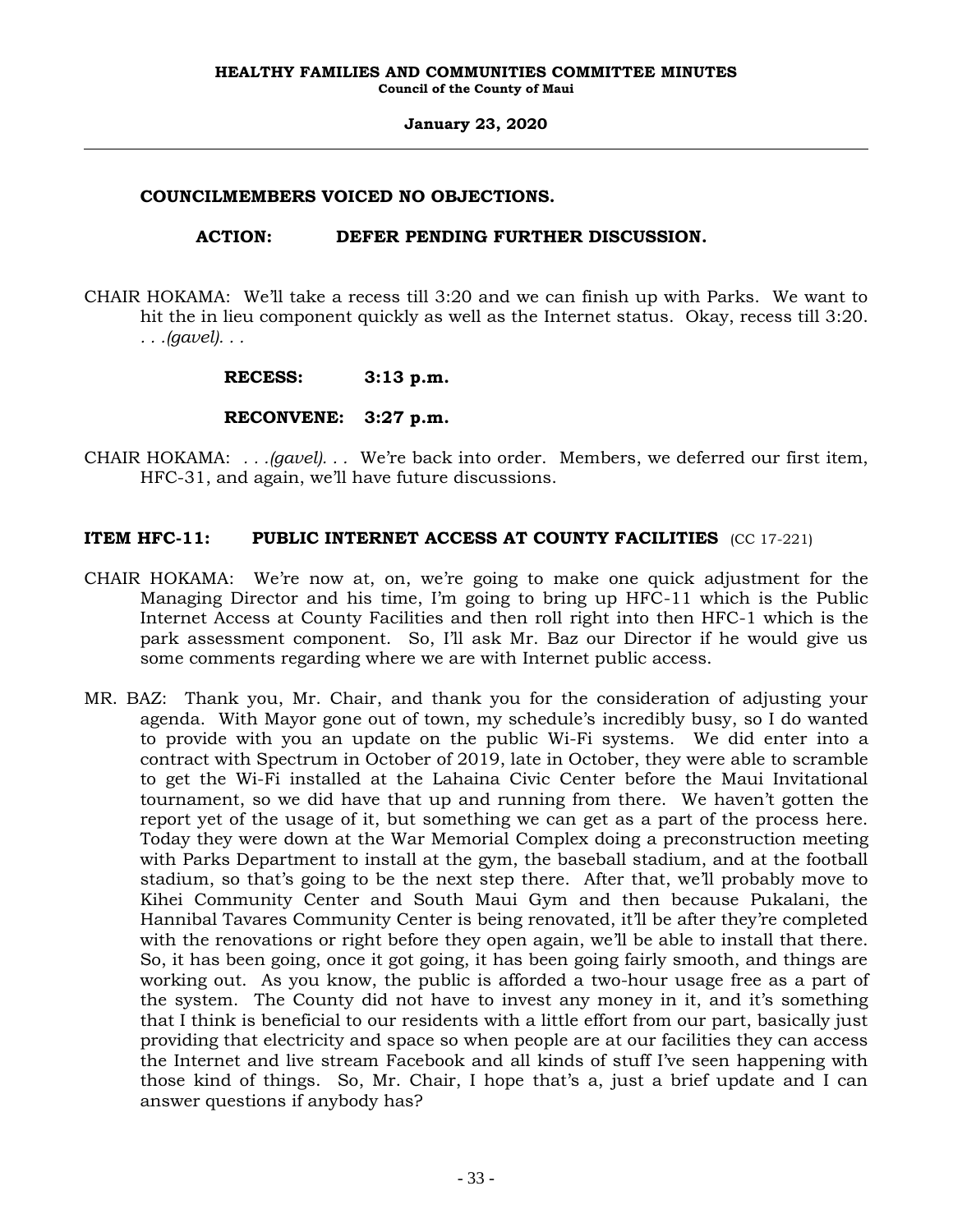**COUNCILMEMBERS VOICED NO OBJECTIONS.**

**ACTION: DEFER PENDING FURTHER DISCUSSION.**

CHAIR HOKAMA: We'll take a recess till 3:20 and we can finish up with Parks. We want to hit the in lieu component quickly as well as the Internet status. Okay, recess till 3:20. *. . .(gavel). . .*

**RECESS: 3:13 p.m.**

**RECONVENE: 3:27 p.m.**

CHAIR HOKAMA: *. . .(gavel). . .* We're back into order. Members, we deferred our first item, HFC-31, and again, we'll have future discussions.

**ITEM HFC-11: PUBLIC INTERNET ACCESS AT COUNTY FACILITIES** (CC 17-221)

CHAIR HOKAMA: We're now at, on, we're going to make one quick adjustment for the Managing Director and his time, I'm going to bring up HFC-11 which is the Public Internet Access at County Facilities and then roll right into then HFC-1 which is the park assessment component. So, I'll ask Mr. Baz our Director if he would give us some comments regarding where we are with Internet public access.

MR. BAZ: Thank you, Mr. Chair, and thank you for the consideration of adjusting your agenda. With Mayor gone out of town, my schedule's incredibly busy, so I do wanted to provide with you an update on the public Wi-Fi systems. We did enter into a contract with Spectrum in October of 2019, late in October, they were able to scramble to get the Wi-Fi installed at the Lahaina Civic Center before the Maui Invitational tournament, so we did have that up and running from there. We haven't gotten the report yet of the usage of it, but something we can get as a part of the process here. Today they were down at the War Memorial Complex doing a preconstruction meeting with Parks Department to install at the gym, the baseball stadium, and at the football stadium, so that's going to be the next step there. After that, we'll probably move to Kihei Community Center and South Maui Gym and then because Pukalani, the Hannibal Tavares Community Center is being renovated, it'll be after they're completed with the renovations or right before they open again, we'll be able to install that there. So, it has been going, once it got going, it has been going fairly smooth, and things are working out. As you know, the public is afforded a two-hour usage free as a part of the system. The County did not have to invest any money in it, and it's something that I think is beneficial to our residents with a little effort from our part, basically just providing that electricity and space so when people are at our facilities they can access the Internet and live stream Facebook and all kinds of stuff I've seen happening with those kind of things. So, Mr. Chair, I hope that's a, just a brief update and I can answer questions if anybody has?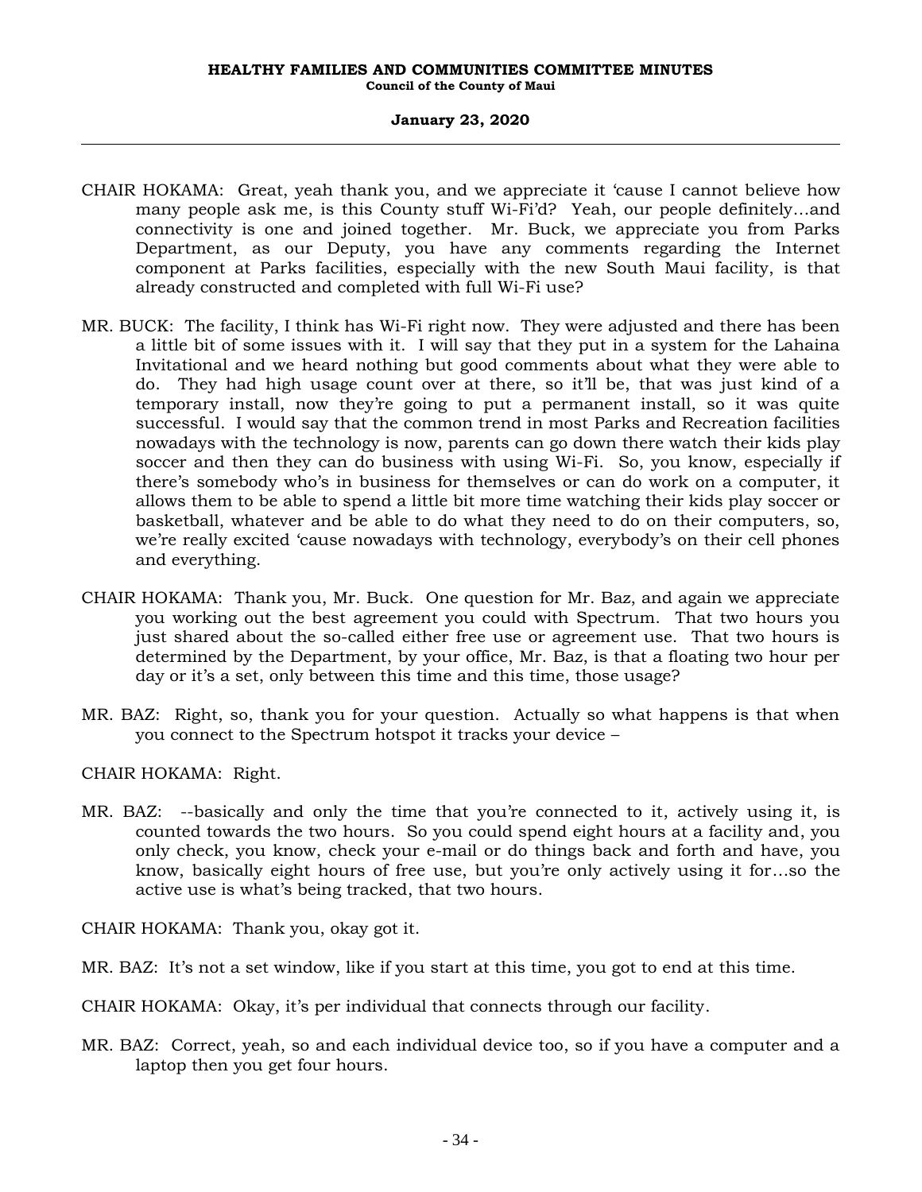CHAIR HOKAMA: Great, yeah thank you, and we appreciate it 'cause I cannot believe how many people ask me, is this County stuff Wi-Fi'd? Yeah, our people definitely…and connectivity is one and joined together. Mr. Buck, we appreciate you from Parks Department, as our Deputy, you have any comments regarding the Internet component at Parks facilities, especially with the new South Maui facility, is that already constructed and completed with full Wi-Fi use?

MR. BUCK: The facility, I think has Wi-Fi right now. They were adjusted and there has been a little bit of some issues with it. I will say that they put in a system for the Lahaina Invitational and we heard nothing but good comments about what they were able to do. They had high usage count over at there, so it'll be, that was just kind of a temporary install, now they're going to put a permanent install, so it was quite successful. I would say that the common trend in most Parks and Recreation facilities nowadays with the technology is now, parents can go down there watch their kids play soccer and then they can do business with using Wi-Fi. So, you know, especially if there's somebody who's in business for themselves or can do work on a computer, it allows them to be able to spend a little bit more time watching their kids play soccer or basketball, whatever and be able to do what they need to do on their computers, so, we're really excited 'cause nowadays with technology, everybody's on their cell phones and everything.

CHAIR HOKAMA: Thank you, Mr. Buck. One question for Mr. Baz, and again we appreciate you working out the best agreement you could with Spectrum. That two hours you just shared about the so-called either free use or agreement use. That two hours is determined by the Department, by your office, Mr. Baz, is that a floating two hour per day or it's a set, only between this time and this time, those usage?

MR. BAZ: Right, so, thank you for your question. Actually so what happens is that when you connect to the Spectrum hotspot it tracks your device –

CHAIR HOKAMA: Right.

MR. BAZ: --basically and only the time that you're connected to it, actively using it, is counted towards the two hours. So you could spend eight hours at a facility and, you only check, you know, check your e-mail or do things back and forth and have, you know, basically eight hours of free use, but you're only actively using it for…so the active use is what's being tracked, that two hours.

CHAIR HOKAMA: Thank you, okay got it.

MR. BAZ: It's not a set window, like if you start at this time, you got to end at this time.

CHAIR HOKAMA: Okay, it's per individual that connects through our facility.

MR. BAZ: Correct, yeah, so and each individual device too, so if you have a computer and a laptop then you get four hours.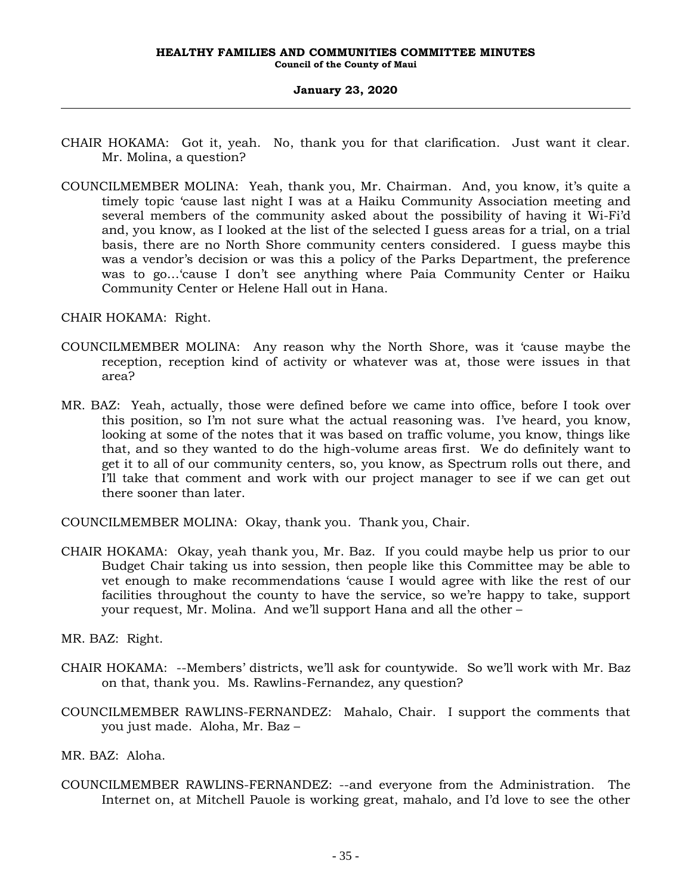CHAIR HOKAMA: Got it, yeah. No, thank you for that clarification. Just want it clear. Mr. Molina, a question?

COUNCILMEMBER MOLINA: Yeah, thank you, Mr. Chairman. And, you know, it's quite a timely topic 'cause last night I was at a Haiku Community Association meeting and several members of the community asked about the possibility of having it Wi-Fi'd and, you know, as I looked at the list of the selected I guess areas for a trial, on a trial basis, there are no North Shore community centers considered. I guess maybe this was a vendor's decision or was this a policy of the Parks Department, the preference was to go…'cause I don't see anything where Paia Community Center or Haiku Community Center or Helene Hall out in Hana.

CHAIR HOKAMA: Right.

COUNCILMEMBER MOLINA: Any reason why the North Shore, was it 'cause maybe the reception, reception kind of activity or whatever was at, those were issues in that area?

MR. BAZ: Yeah, actually, those were defined before we came into office, before I took over this position, so I'm not sure what the actual reasoning was. I've heard, you know, looking at some of the notes that it was based on traffic volume, you know, things like that, and so they wanted to do the high-volume areas first. We do definitely want to get it to all of our community centers, so, you know, as Spectrum rolls out there, and I'll take that comment and work with our project manager to see if we can get out there sooner than later.

COUNCILMEMBER MOLINA: Okay, thank you. Thank you, Chair.

CHAIR HOKAMA: Okay, yeah thank you, Mr. Baz. If you could maybe help us prior to our Budget Chair taking us into session, then people like this Committee may be able to vet enough to make recommendations 'cause I would agree with like the rest of our facilities throughout the county to have the service, so we're happy to take, support your request, Mr. Molina. And we'll support Hana and all the other –

MR. BAZ: Right.

CHAIR HOKAMA: --Members' districts, we'll ask for countywide. So we'll work with Mr. Baz on that, thank you. Ms. Rawlins-Fernandez, any question?

COUNCILMEMBER RAWLINS-FERNANDEZ: Mahalo, Chair. I support the comments that you just made. Aloha, Mr. Baz –

MR. BAZ: Aloha.

COUNCILMEMBER RAWLINS-FERNANDEZ: --and everyone from the Administration. The Internet on, at Mitchell Pauole is working great, mahalo, and I'd love to see the other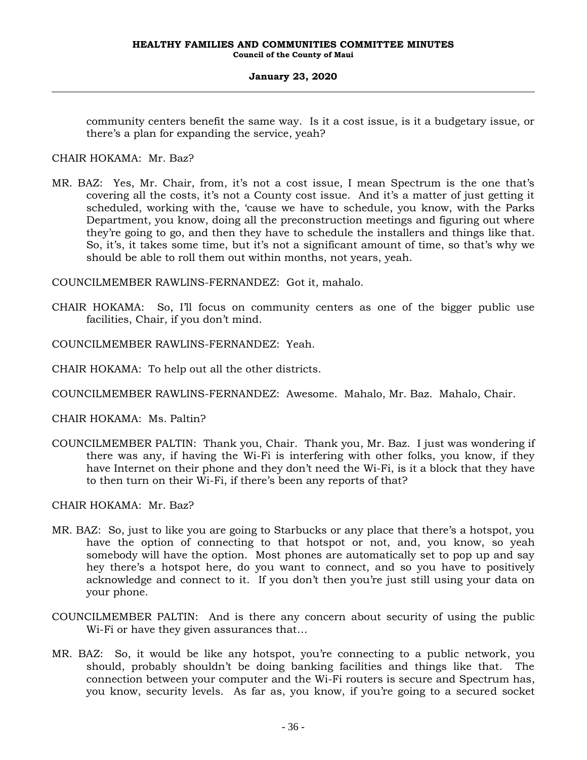community centers benefit the same way. Is it a cost issue, is it a budgetary issue, or there's a plan for expanding the service, yeah?

CHAIR HOKAMA: Mr. Baz?

MR. BAZ: Yes, Mr. Chair, from, it's not a cost issue, I mean Spectrum is the one that's covering all the costs, it's not a County cost issue. And it's a matter of just getting it scheduled, working with the, 'cause we have to schedule, you know, with the Parks Department, you know, doing all the preconstruction meetings and figuring out where they're going to go, and then they have to schedule the installers and things like that. So, it's, it takes some time, but it's not a significant amount of time, so that's why we should be able to roll them out within months, not years, yeah.

COUNCILMEMBER RAWLINS-FERNANDEZ: Got it, mahalo.

CHAIR HOKAMA: So, I'll focus on community centers as one of the bigger public use facilities, Chair, if you don't mind.

COUNCILMEMBER RAWLINS-FERNANDEZ: Yeah.

CHAIR HOKAMA: To help out all the other districts.

COUNCILMEMBER RAWLINS-FERNANDEZ: Awesome. Mahalo, Mr. Baz. Mahalo, Chair.

CHAIR HOKAMA: Ms. Paltin?

COUNCILMEMBER PALTIN: Thank you, Chair. Thank you, Mr. Baz. I just was wondering if there was any, if having the Wi-Fi is interfering with other folks, you know, if they have Internet on their phone and they don't need the Wi-Fi, is it a block that they have to then turn on their Wi-Fi, if there's been any reports of that?

CHAIR HOKAMA: Mr. Baz?

MR. BAZ: So, just to like you are going to Starbucks or any place that there's a hotspot, you have the option of connecting to that hotspot or not, and, you know, so yeah somebody will have the option. Most phones are automatically set to pop up and say hey there's a hotspot here, do you want to connect, and so you have to positively acknowledge and connect to it. If you don't then you're just still using your data on your phone.

COUNCILMEMBER PALTIN: And is there any concern about security of using the public Wi-Fi or have they given assurances that...

MR. BAZ: So, it would be like any hotspot, you're connecting to a public network, you should, probably shouldn't be doing banking facilities and things like that. The connection between your computer and the Wi-Fi routers is secure and Spectrum has, you know, security levels. As far as, you know, if you're going to a secured socket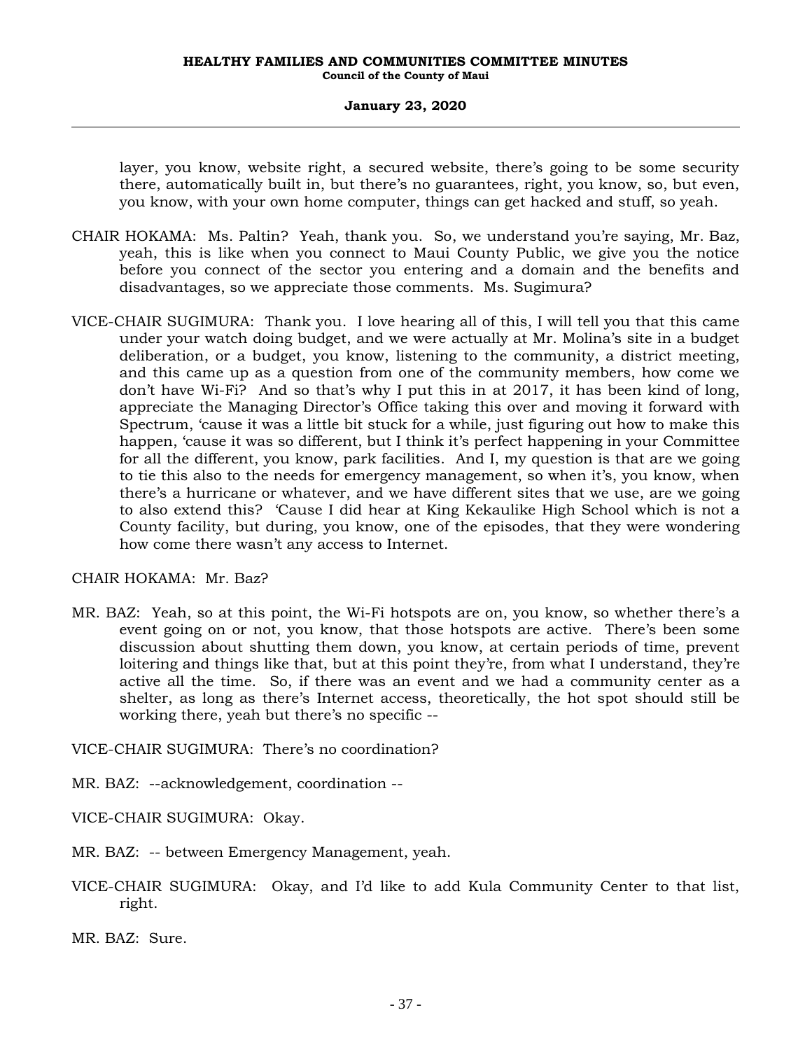layer, you know, website right, a secured website, there's going to be some security there, automatically built in, but there's no guarantees, right, you know, so, but even, you know, with your own home computer, things can get hacked and stuff, so yeah.

CHAIR HOKAMA: Ms. Paltin? Yeah, thank you. So, we understand you're saying, Mr. Baz, yeah, this is like when you connect to Maui County Public, we give you the notice before you connect of the sector you entering and a domain and the benefits and disadvantages, so we appreciate those comments. Ms. Sugimura?

VICE-CHAIR SUGIMURA: Thank you. I love hearing all of this, I will tell you that this came under your watch doing budget, and we were actually at Mr. Molina's site in a budget deliberation, or a budget, you know, listening to the community, a district meeting, and this came up as a question from one of the community members, how come we don't have Wi-Fi? And so that's why I put this in at 2017, it has been kind of long, appreciate the Managing Director's Office taking this over and moving it forward with Spectrum, 'cause it was a little bit stuck for a while, just figuring out how to make this happen, 'cause it was so different, but I think it's perfect happening in your Committee for all the different, you know, park facilities. And I, my question is that are we going to tie this also to the needs for emergency management, so when it's, you know, when there's a hurricane or whatever, and we have different sites that we use, are we going to also extend this? 'Cause I did hear at King Kekaulike High School which is not a County facility, but during, you know, one of the episodes, that they were wondering how come there wasn't any access to Internet.

CHAIR HOKAMA: Mr. Baz?

MR. BAZ: Yeah, so at this point, the Wi-Fi hotspots are on, you know, so whether there's a event going on or not, you know, that those hotspots are active. There's been some discussion about shutting them down, you know, at certain periods of time, prevent loitering and things like that, but at this point they're, from what I understand, they're active all the time. So, if there was an event and we had a community center as a shelter, as long as there's Internet access, theoretically, the hot spot should still be working there, yeah but there's no specific --

VICE-CHAIR SUGIMURA: There's no coordination?

MR. BAZ: --acknowledgement, coordination --

VICE-CHAIR SUGIMURA: Okay.

MR. BAZ: -- between Emergency Management, yeah.

VICE-CHAIR SUGIMURA: Okay, and I'd like to add Kula Community Center to that list, right.

MR. BAZ: Sure.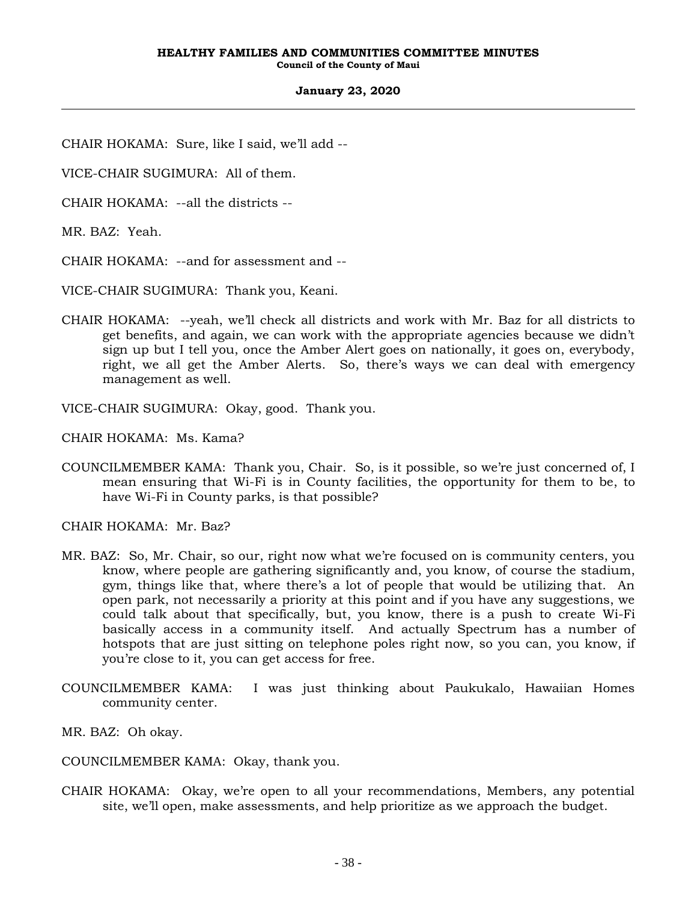CHAIR HOKAMA: Sure, like I said, we'll add --

VICE-CHAIR SUGIMURA: All of them.

CHAIR HOKAMA: --all the districts --

MR. BAZ: Yeah.

CHAIR HOKAMA: --and for assessment and --

VICE-CHAIR SUGIMURA: Thank you, Keani.

CHAIR HOKAMA: --yeah, we'll check all districts and work with Mr. Baz for all districts to get benefits, and again, we can work with the appropriate agencies because we didn't sign up but I tell you, once the Amber Alert goes on nationally, it goes on, everybody, right, we all get the Amber Alerts. So, there's ways we can deal with emergency management as well.

VICE-CHAIR SUGIMURA: Okay, good. Thank you.

CHAIR HOKAMA: Ms. Kama?

COUNCILMEMBER KAMA: Thank you, Chair. So, is it possible, so we're just concerned of, I mean ensuring that Wi-Fi is in County facilities, the opportunity for them to be, to have Wi-Fi in County parks, is that possible?

CHAIR HOKAMA: Mr. Baz?

MR. BAZ: So, Mr. Chair, so our, right now what we're focused on is community centers, you know, where people are gathering significantly and, you know, of course the stadium, gym, things like that, where there's a lot of people that would be utilizing that. An open park, not necessarily a priority at this point and if you have any suggestions, we could talk about that specifically, but, you know, there is a push to create Wi-Fi basically access in a community itself. And actually Spectrum has a number of hotspots that are just sitting on telephone poles right now, so you can, you know, if you're close to it, you can get access for free.

COUNCILMEMBER KAMA: I was just thinking about Paukukalo, Hawaiian Homes community center.

MR. BAZ: Oh okay.

COUNCILMEMBER KAMA: Okay, thank you.

CHAIR HOKAMA: Okay, we're open to all your recommendations, Members, any potential site, we'll open, make assessments, and help prioritize as we approach the budget.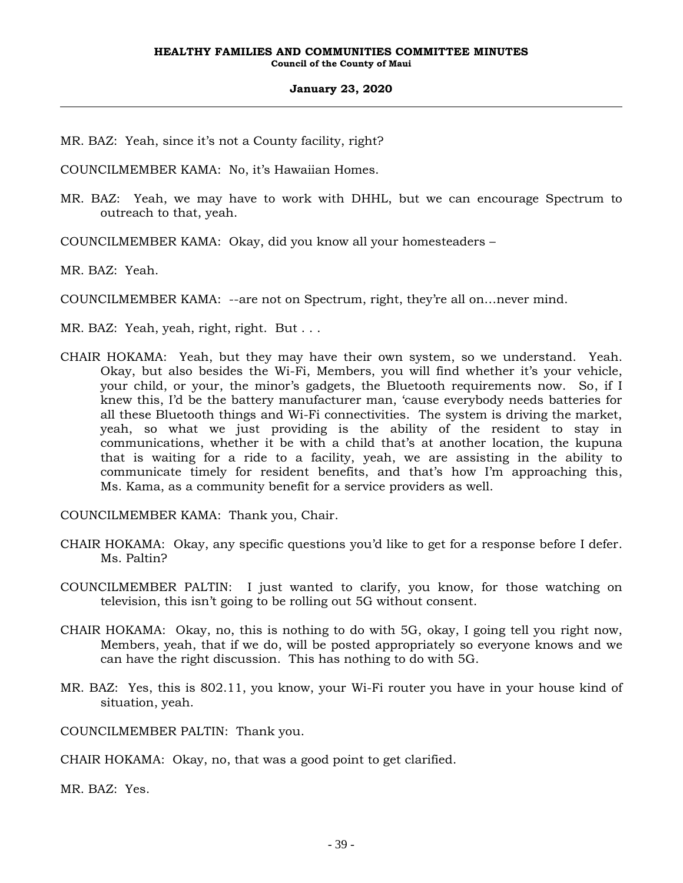MR. BAZ: Yeah, since it's not a County facility, right?

COUNCILMEMBER KAMA: No, it's Hawaiian Homes.

MR. BAZ: Yeah, we may have to work with DHHL, but we can encourage Spectrum to outreach to that, yeah.

COUNCILMEMBER KAMA: Okay, did you know all your homesteaders –

MR. BAZ: Yeah.

COUNCILMEMBER KAMA: --are not on Spectrum, right, they're all on…never mind.

MR. BAZ: Yeah, yeah, right, right. But . . .

CHAIR HOKAMA: Yeah, but they may have their own system, so we understand. Yeah. Okay, but also besides the Wi-Fi, Members, you will find whether it's your vehicle, your child, or your, the minor's gadgets, the Bluetooth requirements now. So, if I knew this, I'd be the battery manufacturer man, 'cause everybody needs batteries for all these Bluetooth things and Wi-Fi connectivities. The system is driving the market, yeah, so what we just providing is the ability of the resident to stay in communications, whether it be with a child that's at another location, the kupuna that is waiting for a ride to a facility, yeah, we are assisting in the ability to communicate timely for resident benefits, and that's how I'm approaching this, Ms. Kama, as a community benefit for a service providers as well.

COUNCILMEMBER KAMA: Thank you, Chair.

CHAIR HOKAMA: Okay, any specific questions you'd like to get for a response before I defer. Ms. Paltin?

COUNCILMEMBER PALTIN: I just wanted to clarify, you know, for those watching on television, this isn't going to be rolling out 5G without consent.

CHAIR HOKAMA: Okay, no, this is nothing to do with 5G, okay, I going tell you right now, Members, yeah, that if we do, will be posted appropriately so everyone knows and we can have the right discussion. This has nothing to do with 5G.

MR. BAZ: Yes, this is 802.11, you know, your Wi-Fi router you have in your house kind of situation, yeah.

COUNCILMEMBER PALTIN: Thank you.

CHAIR HOKAMA: Okay, no, that was a good point to get clarified.

MR. BAZ: Yes.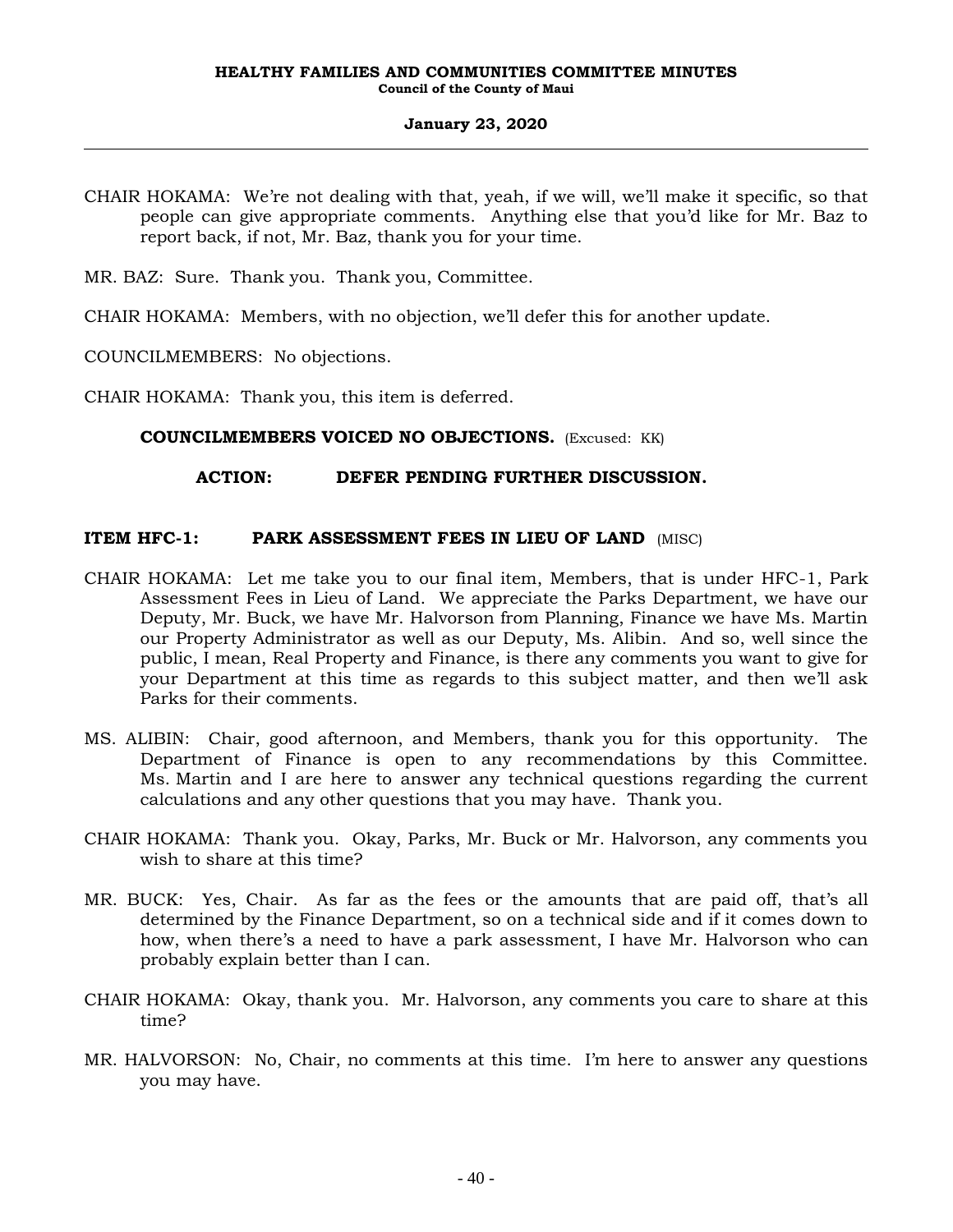CHAIR HOKAMA: We're not dealing with that, yeah, if we will, we'll make it specific, so that people can give appropriate comments. Anything else that you'd like for Mr. Baz to report back, if not, Mr. Baz, thank you for your time.

MR. BAZ: Sure. Thank you. Thank you, Committee.

CHAIR HOKAMA: Members, with no objection, we'll defer this for another update.

COUNCILMEMBERS: No objections.

CHAIR HOKAMA: Thank you, this item is deferred.

**COUNCILMEMBERS VOICED NO OBJECTIONS.** (Excused: KK)

**ACTION: DEFER PENDING FURTHER DISCUSSION.**

**ITEM HFC-1: PARK ASSESSMENT FEES IN LIEU OF LAND** (MISC)

CHAIR HOKAMA: Let me take you to our final item, Members, that is under HFC-1, Park Assessment Fees in Lieu of Land. We appreciate the Parks Department, we have our Deputy, Mr. Buck, we have Mr. Halvorson from Planning, Finance we have Ms. Martin our Property Administrator as well as our Deputy, Ms. Alibin. And so, well since the public, I mean, Real Property and Finance, is there any comments you want to give for your Department at this time as regards to this subject matter, and then we'll ask Parks for their comments.

MS. ALIBIN: Chair, good afternoon, and Members, thank you for this opportunity. The Department of Finance is open to any recommendations by this Committee. Ms. Martin and I are here to answer any technical questions regarding the current calculations and any other questions that you may have. Thank you.

CHAIR HOKAMA: Thank you. Okay, Parks, Mr. Buck or Mr. Halvorson, any comments you wish to share at this time?

MR. BUCK: Yes, Chair. As far as the fees or the amounts that are paid off, that's all determined by the Finance Department, so on a technical side and if it comes down to how, when there's a need to have a park assessment, I have Mr. Halvorson who can probably explain better than I can.

CHAIR HOKAMA: Okay, thank you. Mr. Halvorson, any comments you care to share at this time?

MR. HALVORSON: No, Chair, no comments at this time. I'm here to answer any questions you may have.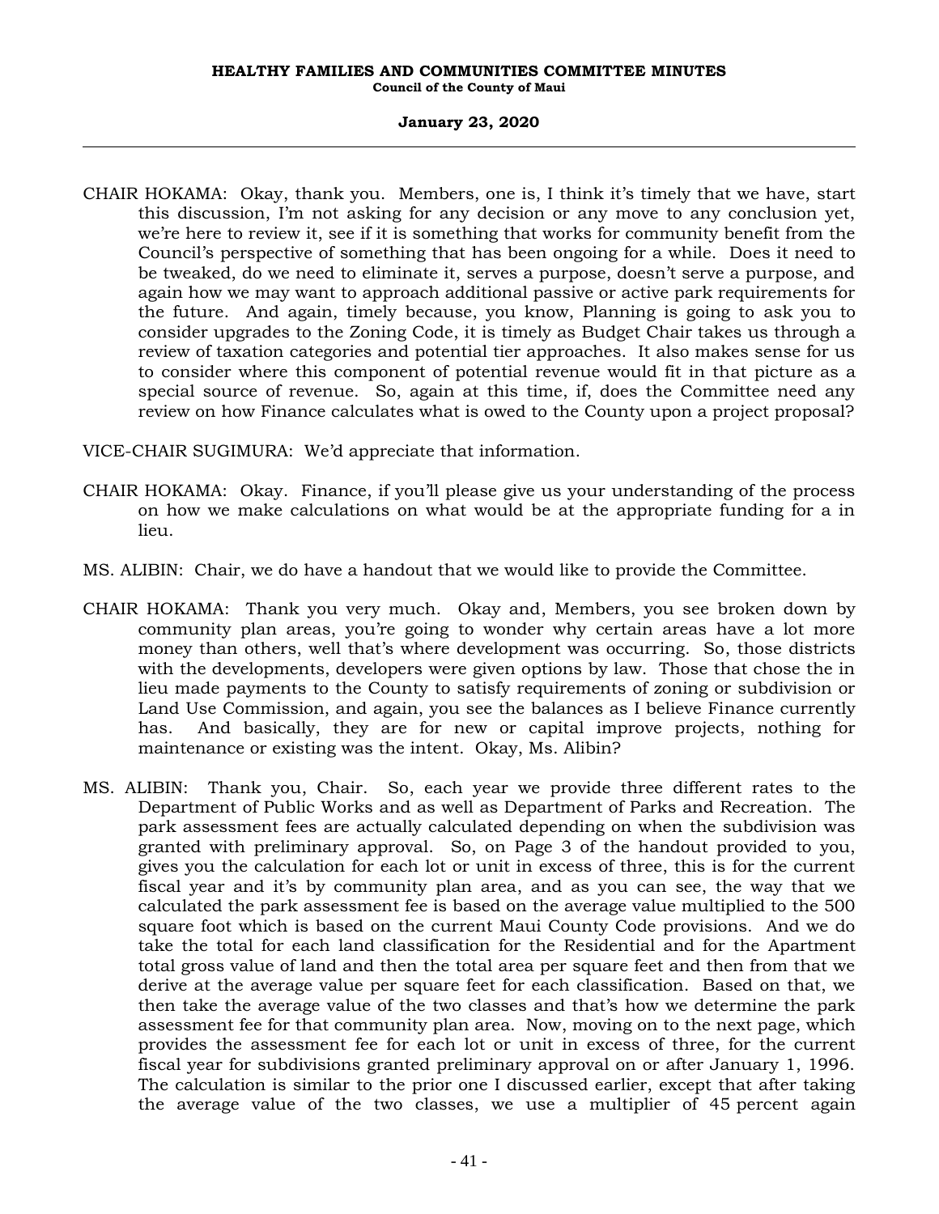CHAIR HOKAMA: Okay, thank you. Members, one is, I think it's timely that we have, start this discussion, I'm not asking for any decision or any move to any conclusion yet, we're here to review it, see if it is something that works for community benefit from the Council's perspective of something that has been ongoing for a while. Does it need to be tweaked, do we need to eliminate it, serves a purpose, doesn't serve a purpose, and again how we may want to approach additional passive or active park requirements for the future. And again, timely because, you know, Planning is going to ask you to consider upgrades to the Zoning Code, it is timely as Budget Chair takes us through a review of taxation categories and potential tier approaches. It also makes sense for us to consider where this component of potential revenue would fit in that picture as a special source of revenue. So, again at this time, if, does the Committee need any review on how Finance calculates what is owed to the County upon a project proposal?

VICE-CHAIR SUGIMURA: We'd appreciate that information.

CHAIR HOKAMA: Okay. Finance, if you'll please give us your understanding of the process on how we make calculations on what would be at the appropriate funding for a in lieu.

MS. ALIBIN: Chair, we do have a handout that we would like to provide the Committee.

CHAIR HOKAMA: Thank you very much. Okay and, Members, you see broken down by community plan areas, you're going to wonder why certain areas have a lot more money than others, well that's where development was occurring. So, those districts with the developments, developers were given options by law. Those that chose the in lieu made payments to the County to satisfy requirements of zoning or subdivision or Land Use Commission, and again, you see the balances as I believe Finance currently has. And basically, they are for new or capital improve projects, nothing for maintenance or existing was the intent. Okay, Ms. Alibin?

MS. ALIBIN: Thank you, Chair. So, each year we provide three different rates to the Department of Public Works and as well as Department of Parks and Recreation. The park assessment fees are actually calculated depending on when the subdivision was granted with preliminary approval. So, on Page 3 of the handout provided to you, gives you the calculation for each lot or unit in excess of three, this is for the current fiscal year and it's by community plan area, and as you can see, the way that we calculated the park assessment fee is based on the average value multiplied to the 500 square foot which is based on the current Maui County Code provisions. And we do take the total for each land classification for the Residential and for the Apartment total gross value of land and then the total area per square feet and then from that we derive at the average value per square feet for each classification. Based on that, we then take the average value of the two classes and that's how we determine the park assessment fee for that community plan area. Now, moving on to the next page, which provides the assessment fee for each lot or unit in excess of three, for the current fiscal year for subdivisions granted preliminary approval on or after January 1, 1996. The calculation is similar to the prior one I discussed earlier, except that after taking the average value of the two classes, we use a multiplier of 45 percent again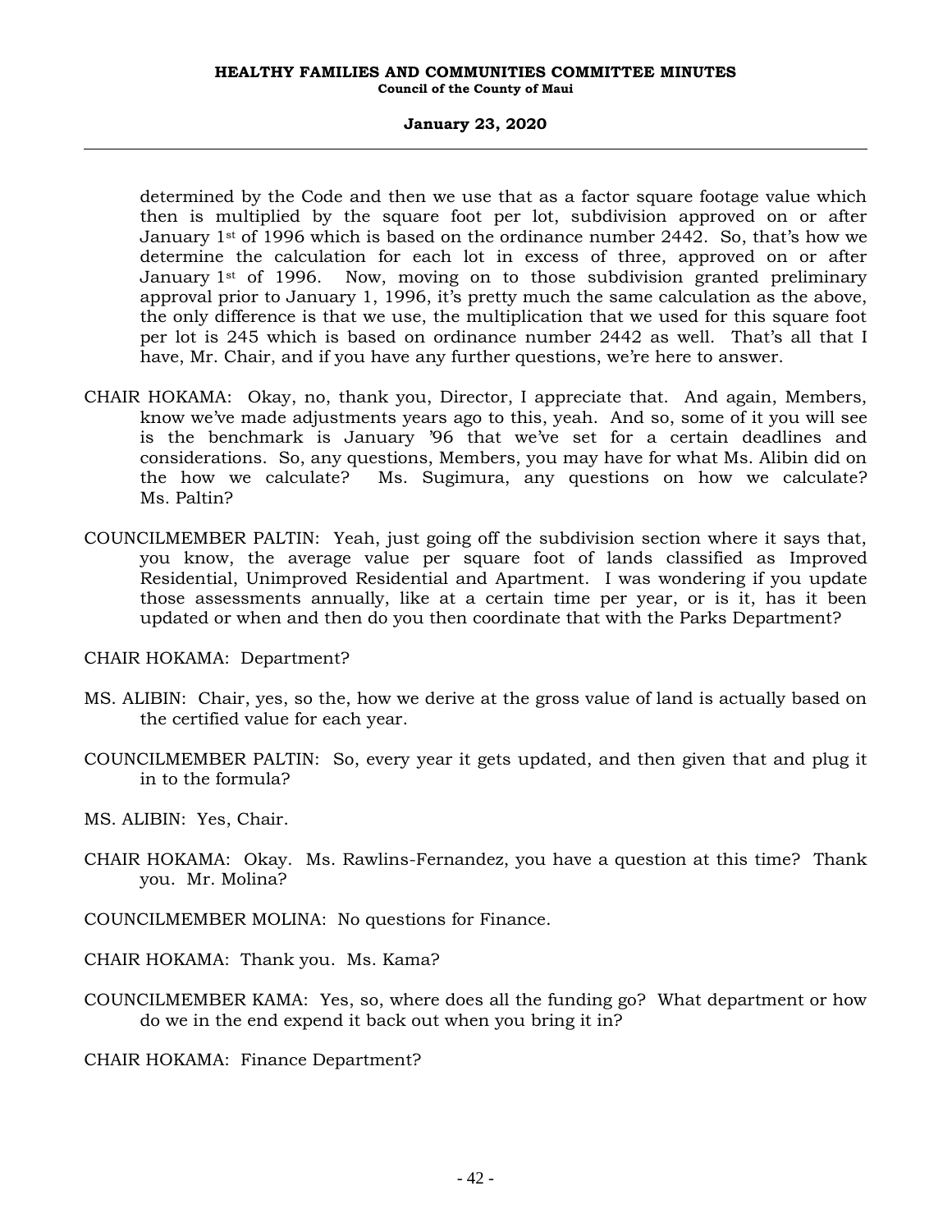determined by the Code and then we use that as a factor square footage value which then is multiplied by the square foot per lot, subdivision approved on or after January 1st of 1996 which is based on the ordinance number 2442. So, that's how we determine the calculation for each lot in excess of three, approved on or after January 1st of 1996. Now, moving on to those subdivision granted preliminary approval prior to January 1, 1996, it's pretty much the same calculation as the above, the only difference is that we use, the multiplication that we used for this square foot per lot is 245 which is based on ordinance number 2442 as well. That's all that I have, Mr. Chair, and if you have any further questions, we're here to answer.

CHAIR HOKAMA: Okay, no, thank you, Director, I appreciate that. And again, Members, know we've made adjustments years ago to this, yeah. And so, some of it you will see is the benchmark is January '96 that we've set for a certain deadlines and considerations. So, any questions, Members, you may have for what Ms. Alibin did on the how we calculate? Ms. Sugimura, any questions on how we calculate? Ms. Paltin?

COUNCILMEMBER PALTIN: Yeah, just going off the subdivision section where it says that, you know, the average value per square foot of lands classified as Improved Residential, Unimproved Residential and Apartment. I was wondering if you update those assessments annually, like at a certain time per year, or is it, has it been updated or when and then do you then coordinate that with the Parks Department?

CHAIR HOKAMA: Department?

MS. ALIBIN: Chair, yes, so the, how we derive at the gross value of land is actually based on the certified value for each year.

COUNCILMEMBER PALTIN: So, every year it gets updated, and then given that and plug it in to the formula?

MS. ALIBIN: Yes, Chair.

CHAIR HOKAMA: Okay. Ms. Rawlins-Fernandez, you have a question at this time? Thank you. Mr. Molina?

COUNCILMEMBER MOLINA: No questions for Finance.

CHAIR HOKAMA: Thank you. Ms. Kama?

COUNCILMEMBER KAMA: Yes, so, where does all the funding go? What department or how do we in the end expend it back out when you bring it in?

CHAIR HOKAMA: Finance Department?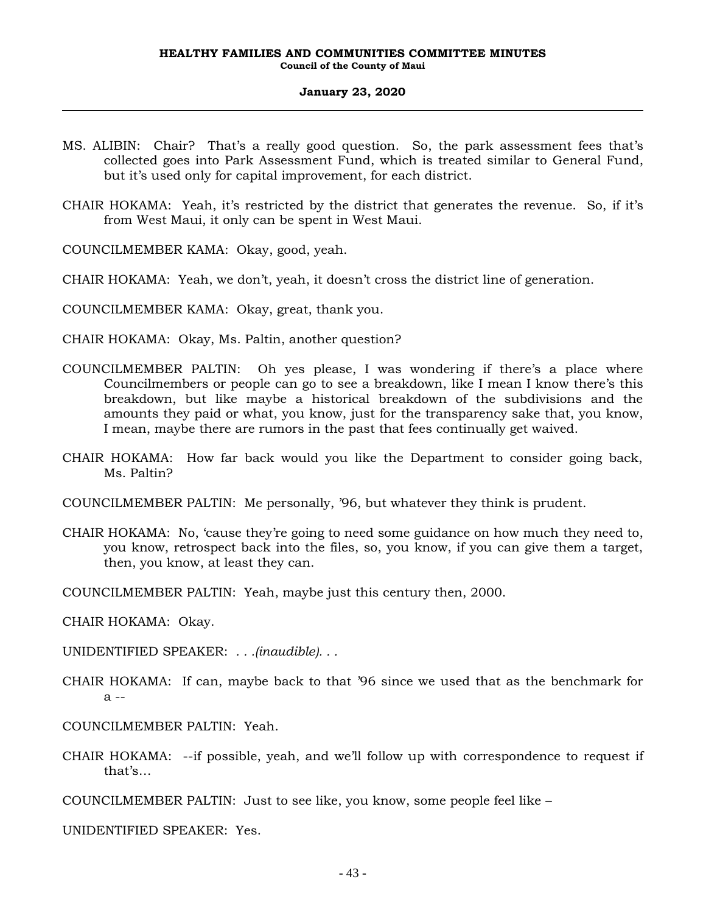MS. ALIBIN: Chair? That's a really good question. So, the park assessment fees that's collected goes into Park Assessment Fund, which is treated similar to General Fund, but it's used only for capital improvement, for each district.

CHAIR HOKAMA: Yeah, it's restricted by the district that generates the revenue. So, if it's from West Maui, it only can be spent in West Maui.

COUNCILMEMBER KAMA: Okay, good, yeah.

CHAIR HOKAMA: Yeah, we don't, yeah, it doesn't cross the district line of generation.

COUNCILMEMBER KAMA: Okay, great, thank you.

CHAIR HOKAMA: Okay, Ms. Paltin, another question?

COUNCILMEMBER PALTIN: Oh yes please, I was wondering if there's a place where Councilmembers or people can go to see a breakdown, like I mean I know there's this breakdown, but like maybe a historical breakdown of the subdivisions and the amounts they paid or what, you know, just for the transparency sake that, you know, I mean, maybe there are rumors in the past that fees continually get waived.

CHAIR HOKAMA: How far back would you like the Department to consider going back, Ms. Paltin?

COUNCILMEMBER PALTIN: Me personally, '96, but whatever they think is prudent.

CHAIR HOKAMA: No, 'cause they're going to need some guidance on how much they need to, you know, retrospect back into the files, so, you know, if you can give them a target, then, you know, at least they can.

COUNCILMEMBER PALTIN: Yeah, maybe just this century then, 2000.

CHAIR HOKAMA: Okay.

UNIDENTIFIED SPEAKER: *. . .(inaudible). . .*

CHAIR HOKAMA: If can, maybe back to that '96 since we used that as the benchmark for a --

COUNCILMEMBER PALTIN: Yeah.

CHAIR HOKAMA: --if possible, yeah, and we'll follow up with correspondence to request if that's...

COUNCILMEMBER PALTIN: Just to see like, you know, some people feel like –

UNIDENTIFIED SPEAKER: Yes.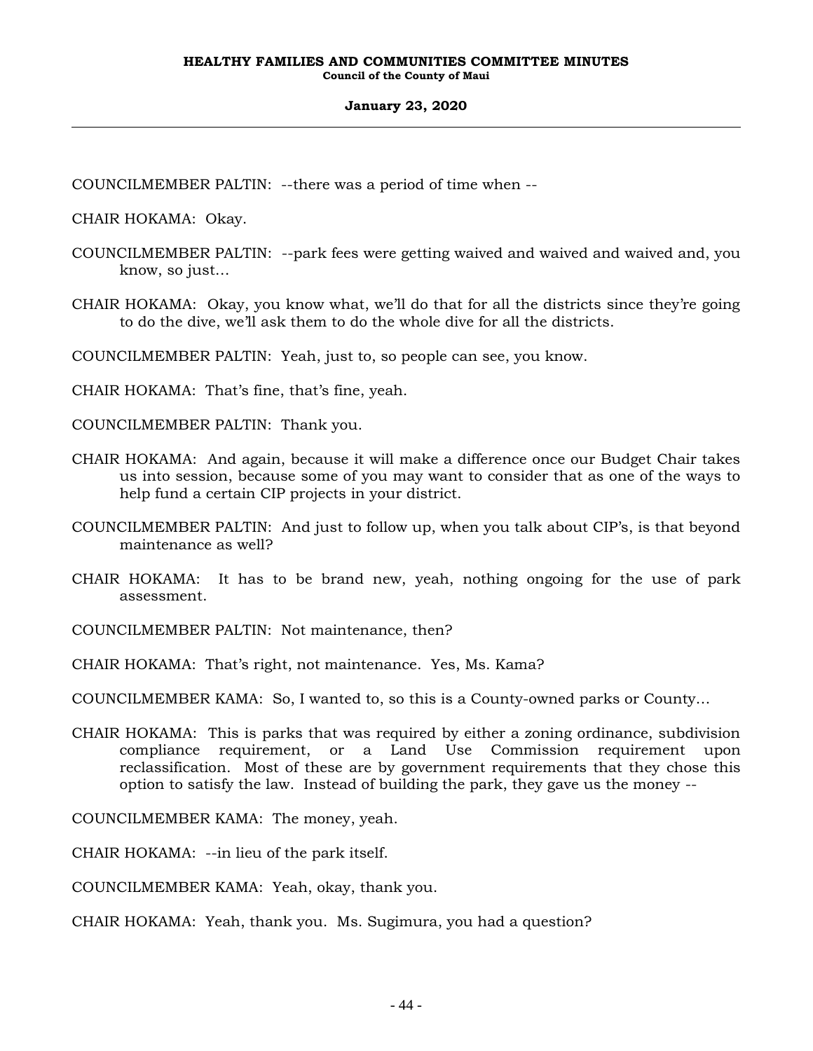COUNCILMEMBER PALTIN: --there was a period of time when --

CHAIR HOKAMA: Okay.

COUNCILMEMBER PALTIN: --park fees were getting waived and waived and waived and, you know, so just…

CHAIR HOKAMA: Okay, you know what, we'll do that for all the districts since they're going to do the dive, we'll ask them to do the whole dive for all the districts.

COUNCILMEMBER PALTIN: Yeah, just to, so people can see, you know.

CHAIR HOKAMA: That's fine, that's fine, yeah.

COUNCILMEMBER PALTIN: Thank you.

CHAIR HOKAMA: And again, because it will make a difference once our Budget Chair takes us into session, because some of you may want to consider that as one of the ways to help fund a certain CIP projects in your district.

COUNCILMEMBER PALTIN: And just to follow up, when you talk about CIP's, is that beyond maintenance as well?

CHAIR HOKAMA: It has to be brand new, yeah, nothing ongoing for the use of park assessment.

COUNCILMEMBER PALTIN: Not maintenance, then?

CHAIR HOKAMA: That's right, not maintenance. Yes, Ms. Kama?

COUNCILMEMBER KAMA: So, I wanted to, so this is a County-owned parks or County…

CHAIR HOKAMA: This is parks that was required by either a zoning ordinance, subdivision compliance requirement, or a Land Use Commission requirement upon reclassification. Most of these are by government requirements that they chose this option to satisfy the law. Instead of building the park, they gave us the money --

COUNCILMEMBER KAMA: The money, yeah.

CHAIR HOKAMA: --in lieu of the park itself.

COUNCILMEMBER KAMA: Yeah, okay, thank you.

CHAIR HOKAMA: Yeah, thank you. Ms. Sugimura, you had a question?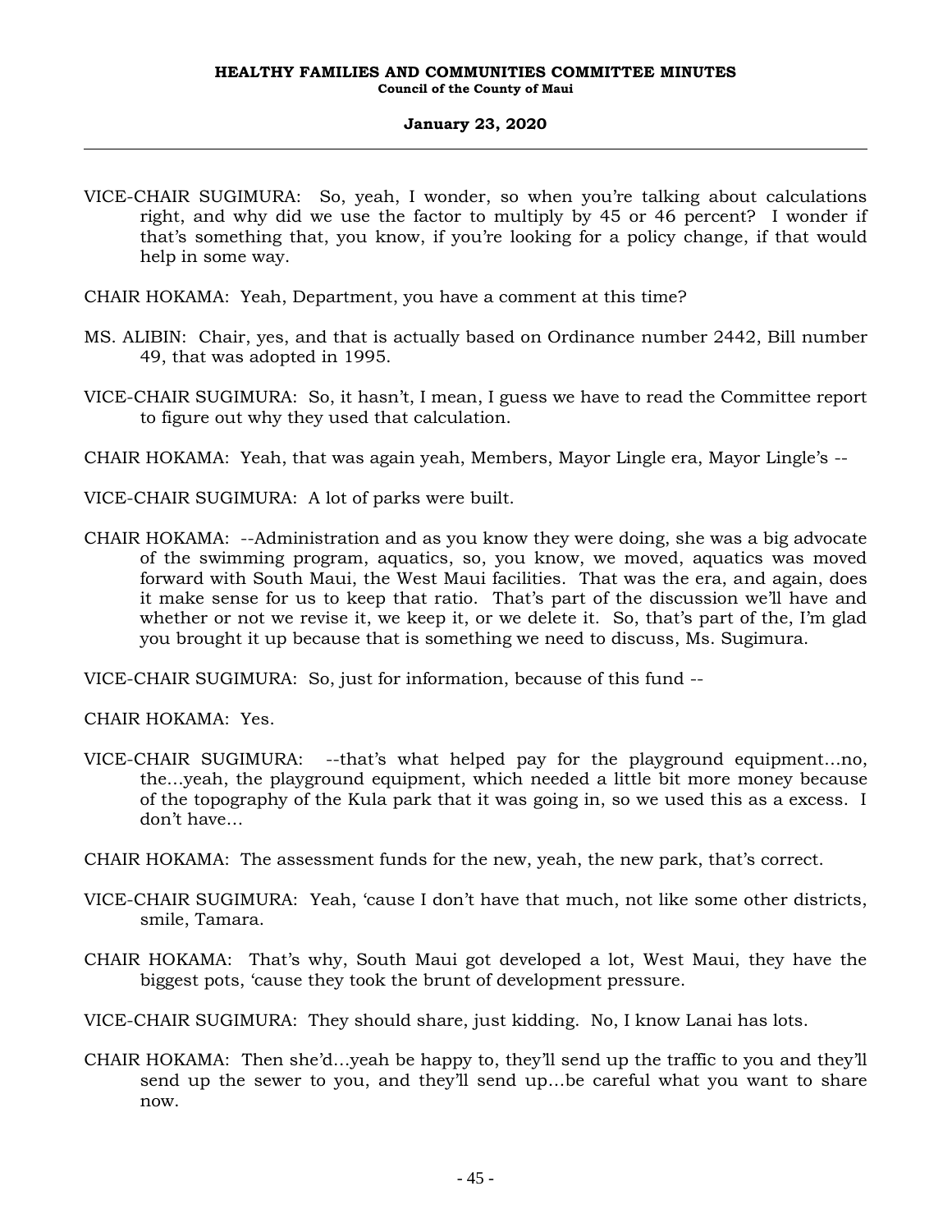VICE-CHAIR SUGIMURA: So, yeah, I wonder, so when you're talking about calculations right, and why did we use the factor to multiply by 45 or 46 percent? I wonder if that's something that, you know, if you're looking for a policy change, if that would help in some way.

CHAIR HOKAMA: Yeah, Department, you have a comment at this time?

MS. ALIBIN: Chair, yes, and that is actually based on Ordinance number 2442, Bill number 49, that was adopted in 1995.

VICE-CHAIR SUGIMURA: So, it hasn't, I mean, I guess we have to read the Committee report to figure out why they used that calculation.

CHAIR HOKAMA: Yeah, that was again yeah, Members, Mayor Lingle era, Mayor Lingle's --

VICE-CHAIR SUGIMURA: A lot of parks were built.

CHAIR HOKAMA: --Administration and as you know they were doing, she was a big advocate of the swimming program, aquatics, so, you know, we moved, aquatics was moved forward with South Maui, the West Maui facilities. That was the era, and again, does it make sense for us to keep that ratio. That's part of the discussion we'll have and whether or not we revise it, we keep it, or we delete it. So, that's part of the, I'm glad you brought it up because that is something we need to discuss, Ms. Sugimura.

VICE-CHAIR SUGIMURA: So, just for information, because of this fund --

CHAIR HOKAMA: Yes.

VICE-CHAIR SUGIMURA: --that's what helped pay for the playground equipment…no, the…yeah, the playground equipment, which needed a little bit more money because of the topography of the Kula park that it was going in, so we used this as a excess. I don't have…

CHAIR HOKAMA: The assessment funds for the new, yeah, the new park, that's correct.

VICE-CHAIR SUGIMURA: Yeah, 'cause I don't have that much, not like some other districts, smile, Tamara.

CHAIR HOKAMA: That's why, South Maui got developed a lot, West Maui, they have the biggest pots, 'cause they took the brunt of development pressure.

VICE-CHAIR SUGIMURA: They should share, just kidding. No, I know Lanai has lots.

CHAIR HOKAMA: Then she'd…yeah be happy to, they'll send up the traffic to you and they'll send up the sewer to you, and they'll send up…be careful what you want to share now.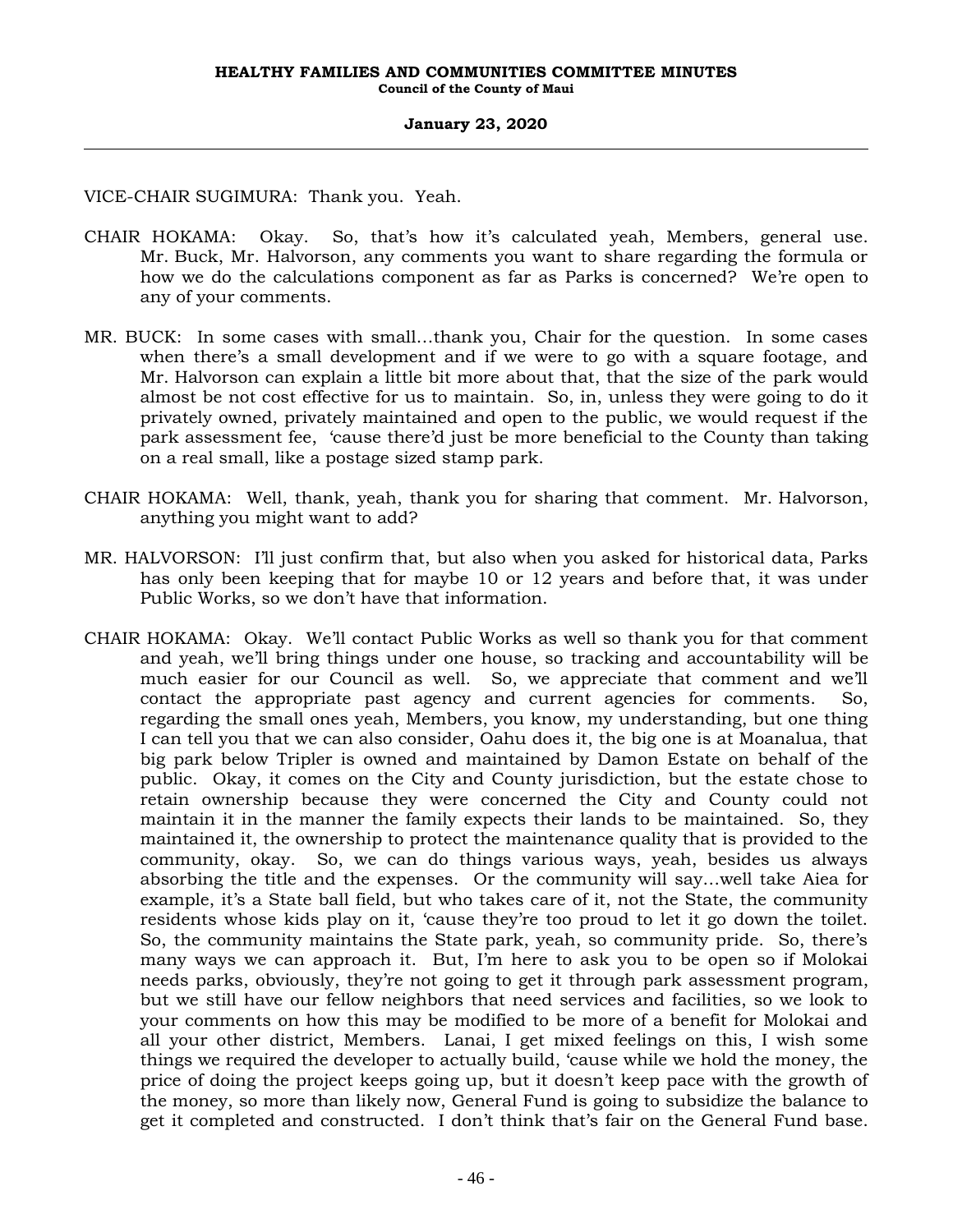VICE-CHAIR SUGIMURA: Thank you. Yeah.

CHAIR HOKAMA: Okay. So, that's how it's calculated yeah, Members, general use. Mr. Buck, Mr. Halvorson, any comments you want to share regarding the formula or how we do the calculations component as far as Parks is concerned? We're open to any of your comments.

MR. BUCK: In some cases with small…thank you, Chair for the question. In some cases when there's a small development and if we were to go with a square footage, and Mr. Halvorson can explain a little bit more about that, that the size of the park would almost be not cost effective for us to maintain. So, in, unless they were going to do it privately owned, privately maintained and open to the public, we would request if the park assessment fee, 'cause there'd just be more beneficial to the County than taking on a real small, like a postage sized stamp park.

CHAIR HOKAMA: Well, thank, yeah, thank you for sharing that comment. Mr. Halvorson, anything you might want to add?

MR. HALVORSON: I'll just confirm that, but also when you asked for historical data, Parks has only been keeping that for maybe 10 or 12 years and before that, it was under Public Works, so we don't have that information.

CHAIR HOKAMA: Okay. We'll contact Public Works as well so thank you for that comment and yeah, we'll bring things under one house, so tracking and accountability will be much easier for our Council as well. So, we appreciate that comment and we'll contact the appropriate past agency and current agencies for comments. So, regarding the small ones yeah, Members, you know, my understanding, but one thing I can tell you that we can also consider, Oahu does it, the big one is at Moanalua, that big park below Tripler is owned and maintained by Damon Estate on behalf of the public. Okay, it comes on the City and County jurisdiction, but the estate chose to retain ownership because they were concerned the City and County could not maintain it in the manner the family expects their lands to be maintained. So, they maintained it, the ownership to protect the maintenance quality that is provided to the community, okay. So, we can do things various ways, yeah, besides us always absorbing the title and the expenses. Or the community will say…well take Aiea for example, it's a State ball field, but who takes care of it, not the State, the community residents whose kids play on it, 'cause they're too proud to let it go down the toilet. So, the community maintains the State park, yeah, so community pride. So, there's many ways we can approach it. But, I'm here to ask you to be open so if Molokai needs parks, obviously, they're not going to get it through park assessment program, but we still have our fellow neighbors that need services and facilities, so we look to your comments on how this may be modified to be more of a benefit for Molokai and all your other district, Members. Lanai, I get mixed feelings on this, I wish some things we required the developer to actually build, 'cause while we hold the money, the price of doing the project keeps going up, but it doesn't keep pace with the growth of the money, so more than likely now, General Fund is going to subsidize the balance to get it completed and constructed. I don't think that's fair on the General Fund base.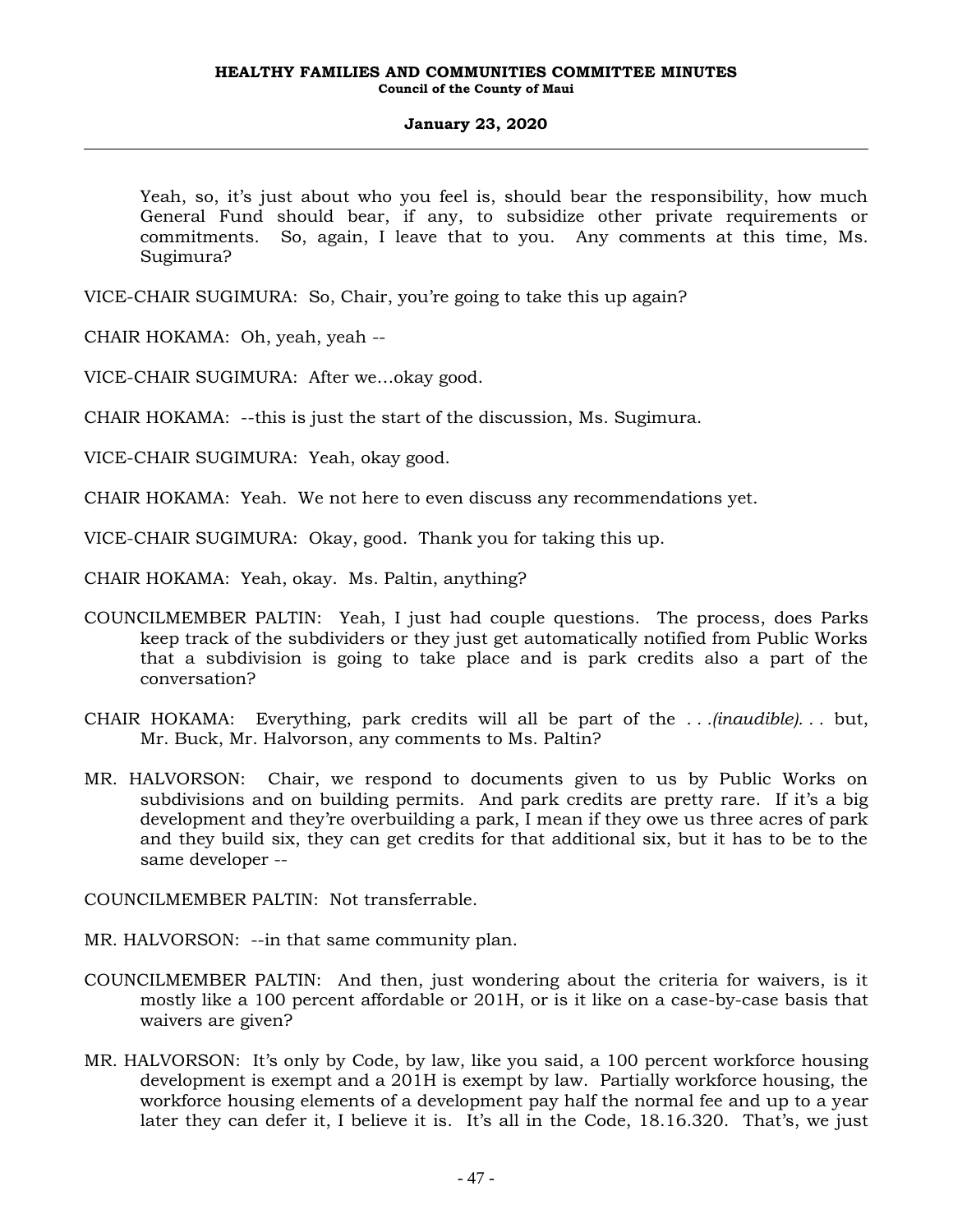Yeah, so, it's just about who you feel is, should bear the responsibility, how much General Fund should bear, if any, to subsidize other private requirements or commitments. So, again, I leave that to you. Any comments at this time, Ms. Sugimura?

VICE-CHAIR SUGIMURA: So, Chair, you're going to take this up again?

CHAIR HOKAMA: Oh, yeah, yeah --

VICE-CHAIR SUGIMURA: After we…okay good.

CHAIR HOKAMA: --this is just the start of the discussion, Ms. Sugimura.

VICE-CHAIR SUGIMURA: Yeah, okay good.

CHAIR HOKAMA: Yeah. We not here to even discuss any recommendations yet.

VICE-CHAIR SUGIMURA: Okay, good. Thank you for taking this up.

CHAIR HOKAMA: Yeah, okay. Ms. Paltin, anything?

COUNCILMEMBER PALTIN: Yeah, I just had couple questions. The process, does Parks keep track of the subdividers or they just get automatically notified from Public Works that a subdivision is going to take place and is park credits also a part of the conversation?

CHAIR HOKAMA: Everything, park credits will all be part of the *. . .(inaudible). . .* but, Mr. Buck, Mr. Halvorson, any comments to Ms. Paltin?

MR. HALVORSON: Chair, we respond to documents given to us by Public Works on subdivisions and on building permits. And park credits are pretty rare. If it's a big development and they're overbuilding a park, I mean if they owe us three acres of park and they build six, they can get credits for that additional six, but it has to be to the same developer --

COUNCILMEMBER PALTIN: Not transferrable.

MR. HALVORSON: --in that same community plan.

COUNCILMEMBER PALTIN: And then, just wondering about the criteria for waivers, is it mostly like a 100 percent affordable or 201H, or is it like on a case-by-case basis that waivers are given?

MR. HALVORSON: It's only by Code, by law, like you said, a 100 percent workforce housing development is exempt and a 201H is exempt by law. Partially workforce housing, the workforce housing elements of a development pay half the normal fee and up to a year later they can defer it, I believe it is. It's all in the Code, 18.16.320. That's, we just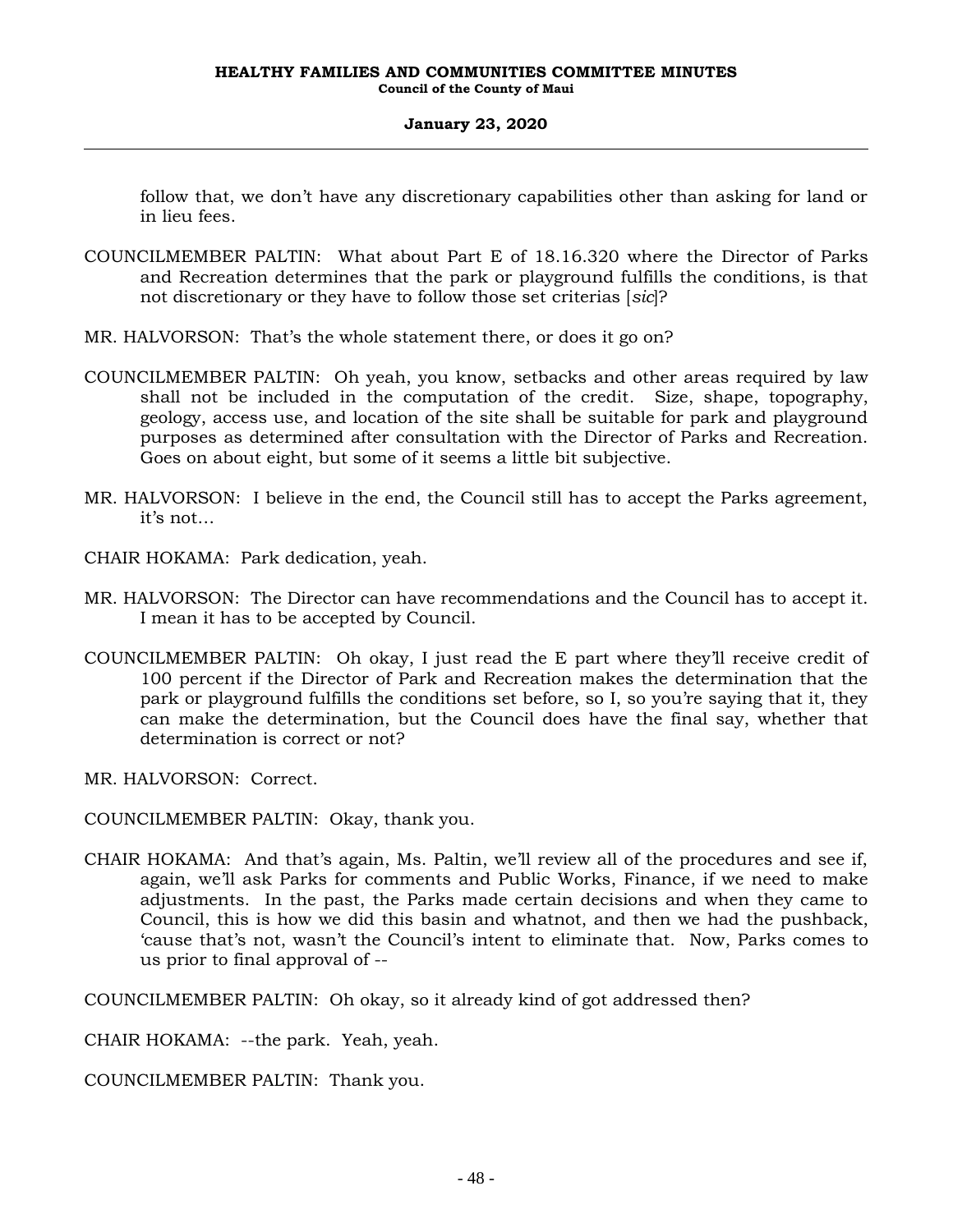follow that, we don't have any discretionary capabilities other than asking for land or in lieu fees.

COUNCILMEMBER PALTIN: What about Part E of 18.16.320 where the Director of Parks and Recreation determines that the park or playground fulfills the conditions, is that not discretionary or they have to follow those set criterias [*sic*]?

MR. HALVORSON: That's the whole statement there, or does it go on?

COUNCILMEMBER PALTIN: Oh yeah, you know, setbacks and other areas required by law shall not be included in the computation of the credit. Size, shape, topography, geology, access use, and location of the site shall be suitable for park and playground purposes as determined after consultation with the Director of Parks and Recreation. Goes on about eight, but some of it seems a little bit subjective.

MR. HALVORSON: I believe in the end, the Council still has to accept the Parks agreement, it's not...

CHAIR HOKAMA: Park dedication, yeah.

MR. HALVORSON: The Director can have recommendations and the Council has to accept it. I mean it has to be accepted by Council.

COUNCILMEMBER PALTIN: Oh okay, I just read the E part where they'll receive credit of 100 percent if the Director of Park and Recreation makes the determination that the park or playground fulfills the conditions set before, so I, so you're saying that it, they can make the determination, but the Council does have the final say, whether that determination is correct or not?

MR. HALVORSON: Correct.

COUNCILMEMBER PALTIN: Okay, thank you.

CHAIR HOKAMA: And that's again, Ms. Paltin, we'll review all of the procedures and see if, again, we'll ask Parks for comments and Public Works, Finance, if we need to make adjustments. In the past, the Parks made certain decisions and when they came to Council, this is how we did this basin and whatnot, and then we had the pushback, 'cause that's not, wasn't the Council's intent to eliminate that. Now, Parks comes to us prior to final approval of --

COUNCILMEMBER PALTIN: Oh okay, so it already kind of got addressed then?

CHAIR HOKAMA: --the park. Yeah, yeah.

COUNCILMEMBER PALTIN: Thank you.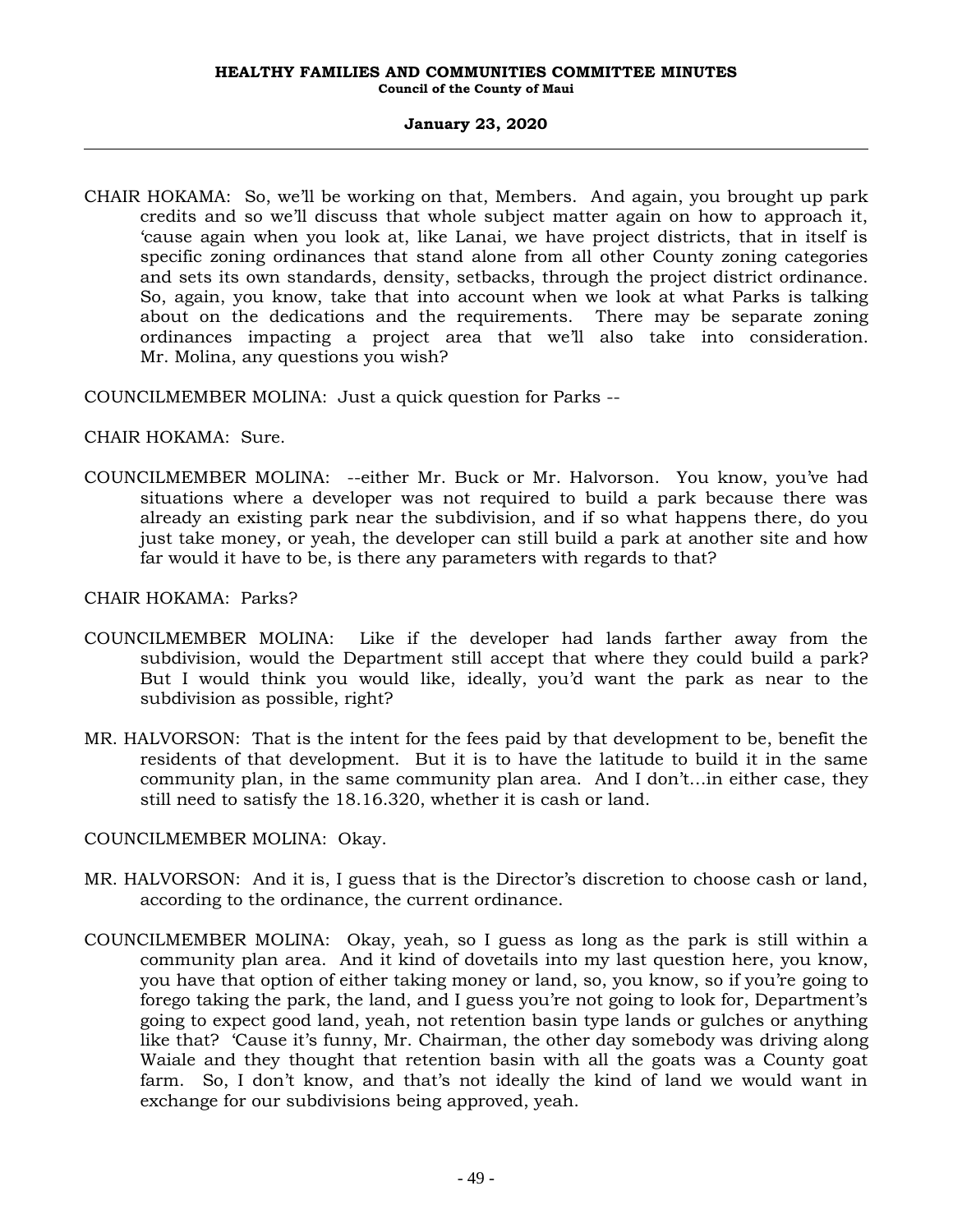CHAIR HOKAMA: So, we'll be working on that, Members. And again, you brought up park credits and so we'll discuss that whole subject matter again on how to approach it, 'cause again when you look at, like Lanai, we have project districts, that in itself is specific zoning ordinances that stand alone from all other County zoning categories and sets its own standards, density, setbacks, through the project district ordinance. So, again, you know, take that into account when we look at what Parks is talking about on the dedications and the requirements. There may be separate zoning ordinances impacting a project area that we'll also take into consideration. Mr. Molina, any questions you wish?

COUNCILMEMBER MOLINA: Just a quick question for Parks --

CHAIR HOKAMA: Sure.

COUNCILMEMBER MOLINA: --either Mr. Buck or Mr. Halvorson. You know, you've had situations where a developer was not required to build a park because there was already an existing park near the subdivision, and if so what happens there, do you just take money, or yeah, the developer can still build a park at another site and how far would it have to be, is there any parameters with regards to that?

CHAIR HOKAMA: Parks?

COUNCILMEMBER MOLINA: Like if the developer had lands farther away from the subdivision, would the Department still accept that where they could build a park? But I would think you would like, ideally, you'd want the park as near to the subdivision as possible, right?

MR. HALVORSON: That is the intent for the fees paid by that development to be, benefit the residents of that development. But it is to have the latitude to build it in the same community plan, in the same community plan area. And I don't...in either case, they still need to satisfy the 18.16.320, whether it is cash or land.

COUNCILMEMBER MOLINA: Okay.

MR. HALVORSON: And it is, I guess that is the Director's discretion to choose cash or land, according to the ordinance, the current ordinance.

COUNCILMEMBER MOLINA: Okay, yeah, so I guess as long as the park is still within a community plan area. And it kind of dovetails into my last question here, you know, you have that option of either taking money or land, so, you know, so if you're going to forego taking the park, the land, and I guess you're not going to look for, Department's going to expect good land, yeah, not retention basin type lands or gulches or anything like that? 'Cause it's funny, Mr. Chairman, the other day somebody was driving along Waiale and they thought that retention basin with all the goats was a County goat farm. So, I don't know, and that's not ideally the kind of land we would want in exchange for our subdivisions being approved, yeah.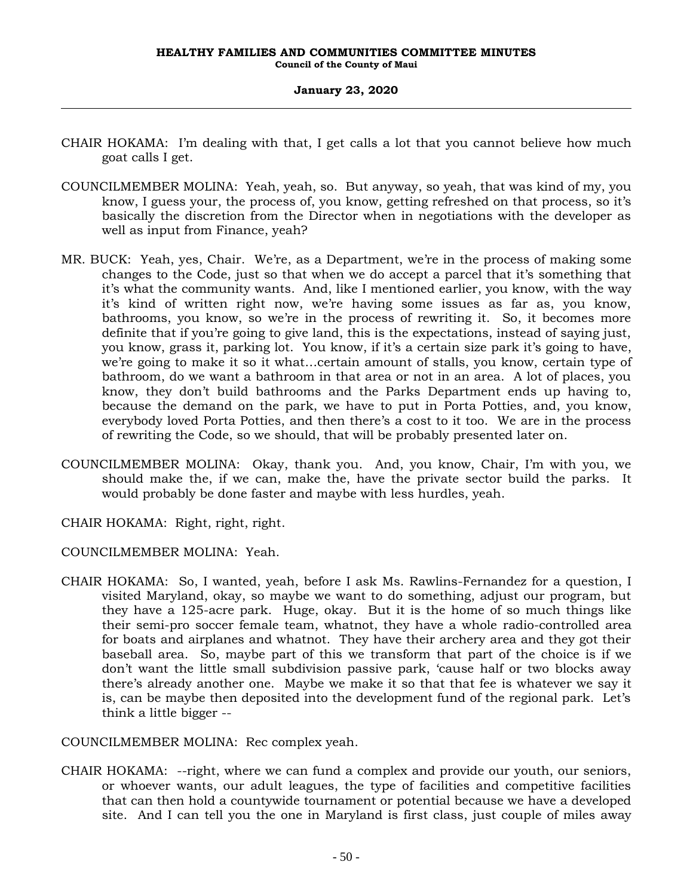CHAIR HOKAMA: I'm dealing with that, I get calls a lot that you cannot believe how much goat calls I get.

COUNCILMEMBER MOLINA: Yeah, yeah, so. But anyway, so yeah, that was kind of my, you know, I guess your, the process of, you know, getting refreshed on that process, so it's basically the discretion from the Director when in negotiations with the developer as well as input from Finance, yeah?

MR. BUCK: Yeah, yes, Chair. We're, as a Department, we're in the process of making some changes to the Code, just so that when we do accept a parcel that it's something that it's what the community wants. And, like I mentioned earlier, you know, with the way it's kind of written right now, we're having some issues as far as, you know, bathrooms, you know, so we're in the process of rewriting it. So, it becomes more definite that if you're going to give land, this is the expectations, instead of saying just, you know, grass it, parking lot. You know, if it's a certain size park it's going to have, we're going to make it so it what…certain amount of stalls, you know, certain type of bathroom, do we want a bathroom in that area or not in an area. A lot of places, you know, they don't build bathrooms and the Parks Department ends up having to, because the demand on the park, we have to put in Porta Potties, and, you know, everybody loved Porta Potties, and then there's a cost to it too. We are in the process of rewriting the Code, so we should, that will be probably presented later on.

COUNCILMEMBER MOLINA: Okay, thank you. And, you know, Chair, I'm with you, we should make the, if we can, make the, have the private sector build the parks. It would probably be done faster and maybe with less hurdles, yeah.

CHAIR HOKAMA: Right, right, right.

COUNCILMEMBER MOLINA: Yeah.

CHAIR HOKAMA: So, I wanted, yeah, before I ask Ms. Rawlins-Fernandez for a question, I visited Maryland, okay, so maybe we want to do something, adjust our program, but they have a 125-acre park. Huge, okay. But it is the home of so much things like their semi-pro soccer female team, whatnot, they have a whole radio-controlled area for boats and airplanes and whatnot. They have their archery area and they got their baseball area. So, maybe part of this we transform that part of the choice is if we don't want the little small subdivision passive park, 'cause half or two blocks away there's already another one. Maybe we make it so that that fee is whatever we say it is, can be maybe then deposited into the development fund of the regional park. Let's think a little bigger --

COUNCILMEMBER MOLINA: Rec complex yeah.

CHAIR HOKAMA: --right, where we can fund a complex and provide our youth, our seniors, or whoever wants, our adult leagues, the type of facilities and competitive facilities that can then hold a countywide tournament or potential because we have a developed site. And I can tell you the one in Maryland is first class, just couple of miles away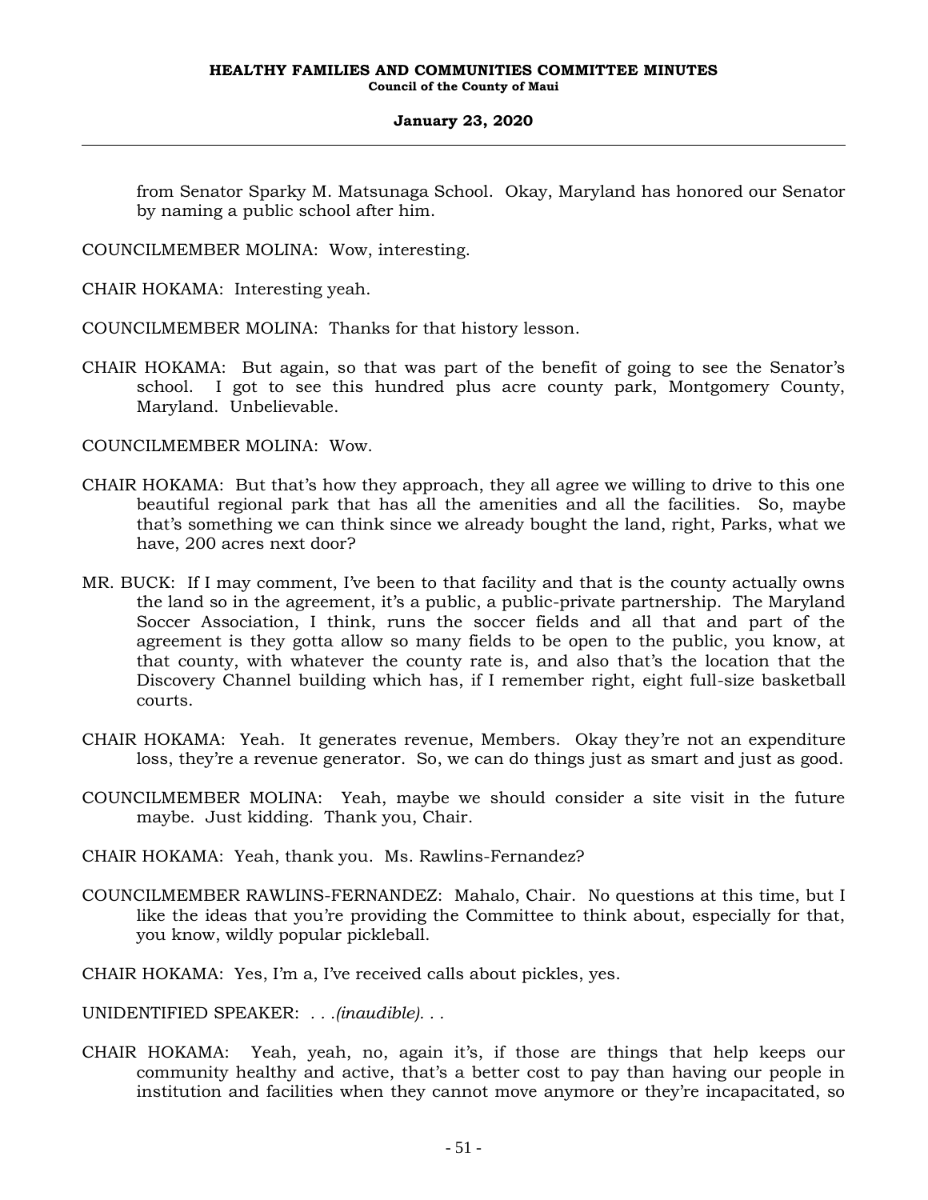from Senator Sparky M. Matsunaga School. Okay, Maryland has honored our Senator by naming a public school after him.

COUNCILMEMBER MOLINA: Wow, interesting.

CHAIR HOKAMA: Interesting yeah.

COUNCILMEMBER MOLINA: Thanks for that history lesson.

CHAIR HOKAMA: But again, so that was part of the benefit of going to see the Senator's school. I got to see this hundred plus acre county park, Montgomery County, Maryland. Unbelievable.

COUNCILMEMBER MOLINA: Wow.

CHAIR HOKAMA: But that's how they approach, they all agree we willing to drive to this one beautiful regional park that has all the amenities and all the facilities. So, maybe that's something we can think since we already bought the land, right, Parks, what we have, 200 acres next door?

MR. BUCK: If I may comment, I've been to that facility and that is the county actually owns the land so in the agreement, it's a public, a public-private partnership. The Maryland Soccer Association, I think, runs the soccer fields and all that and part of the agreement is they gotta allow so many fields to be open to the public, you know, at that county, with whatever the county rate is, and also that's the location that the Discovery Channel building which has, if I remember right, eight full-size basketball courts.

CHAIR HOKAMA: Yeah. It generates revenue, Members. Okay they're not an expenditure loss, they're a revenue generator. So, we can do things just as smart and just as good.

COUNCILMEMBER MOLINA: Yeah, maybe we should consider a site visit in the future maybe. Just kidding. Thank you, Chair.

CHAIR HOKAMA: Yeah, thank you. Ms. Rawlins-Fernandez?

COUNCILMEMBER RAWLINS-FERNANDEZ: Mahalo, Chair. No questions at this time, but I like the ideas that you're providing the Committee to think about, especially for that, you know, wildly popular pickleball.

CHAIR HOKAMA: Yes, I'm a, I've received calls about pickles, yes.

UNIDENTIFIED SPEAKER: *. . .(inaudible). . .*

CHAIR HOKAMA: Yeah, yeah, no, again it's, if those are things that help keeps our community healthy and active, that's a better cost to pay than having our people in institution and facilities when they cannot move anymore or they're incapacitated, so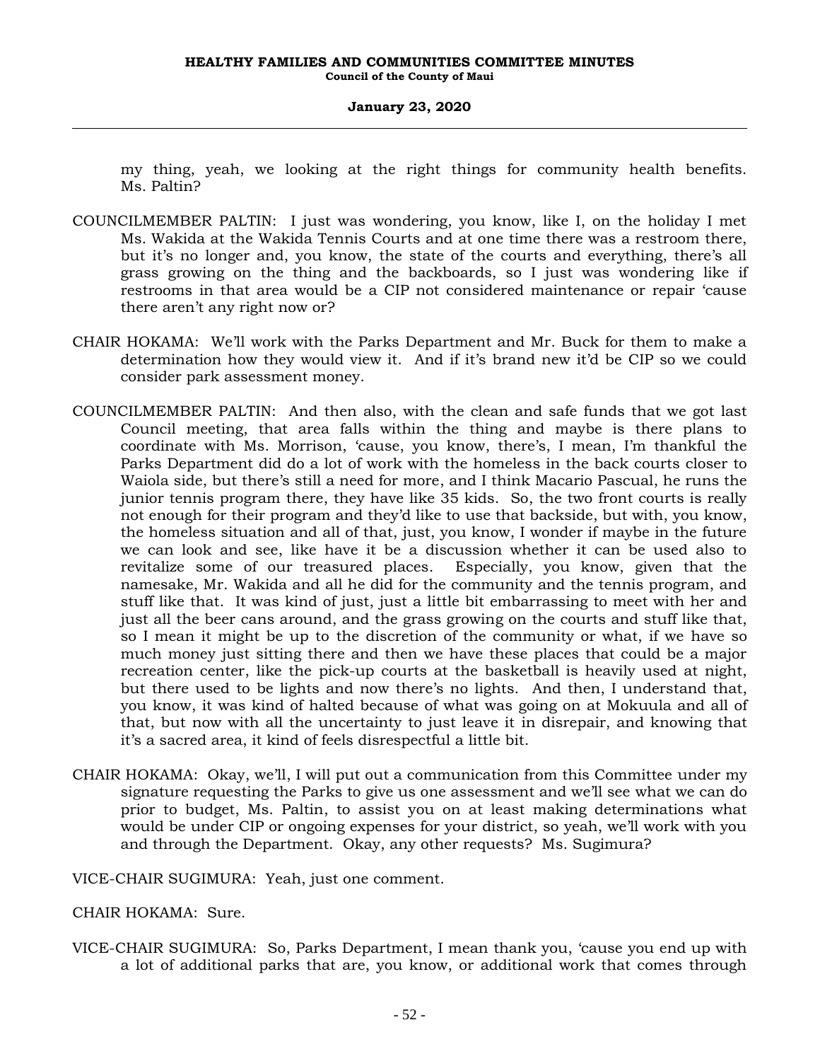my thing, yeah, we looking at the right things for community health benefits. Ms. Paltin?

COUNCILMEMBER PALTIN: I just was wondering, you know, like I, on the holiday I met Ms. Wakida at the Wakida Tennis Courts and at one time there was a restroom there, but it's no longer and, you know, the state of the courts and everything, there's all grass growing on the thing and the backboards, so I just was wondering like if restrooms in that area would be a CIP not considered maintenance or repair 'cause there aren't any right now or?

CHAIR HOKAMA: We'll work with the Parks Department and Mr. Buck for them to make a determination how they would view it. And if it's brand new it'd be CIP so we could consider park assessment money.

COUNCILMEMBER PALTIN: And then also, with the clean and safe funds that we got last Council meeting, that area falls within the thing and maybe is there plans to coordinate with Ms. Morrison, 'cause, you know, there's, I mean, I'm thankful the Parks Department did do a lot of work with the homeless in the back courts closer to Waiola side, but there's still a need for more, and I think Macario Pascual, he runs the junior tennis program there, they have like 35 kids. So, the two front courts is really not enough for their program and they'd like to use that backside, but with, you know, the homeless situation and all of that, just, you know, I wonder if maybe in the future we can look and see, like have it be a discussion whether it can be used also to revitalize some of our treasured places. Especially, you know, given that the namesake, Mr. Wakida and all he did for the community and the tennis program, and stuff like that. It was kind of just, just a little bit embarrassing to meet with her and just all the beer cans around, and the grass growing on the courts and stuff like that, so I mean it might be up to the discretion of the community or what, if we have so much money just sitting there and then we have these places that could be a major recreation center, like the pick-up courts at the basketball is heavily used at night, but there used to be lights and now there's no lights. And then, I understand that, you know, it was kind of halted because of what was going on at Mokuula and all of that, but now with all the uncertainty to just leave it in disrepair, and knowing that it's a sacred area, it kind of feels disrespectful a little bit.

CHAIR HOKAMA: Okay, we'll, I will put out a communication from this Committee under my signature requesting the Parks to give us one assessment and we'll see what we can do prior to budget, Ms. Paltin, to assist you on at least making determinations what would be under CIP or ongoing expenses for your district, so yeah, we'll work with you and through the Department. Okay, any other requests? Ms. Sugimura?

VICE-CHAIR SUGIMURA: Yeah, just one comment.

CHAIR HOKAMA: Sure.

VICE-CHAIR SUGIMURA: So, Parks Department, I mean thank you, 'cause you end up with a lot of additional parks that are, you know, or additional work that comes through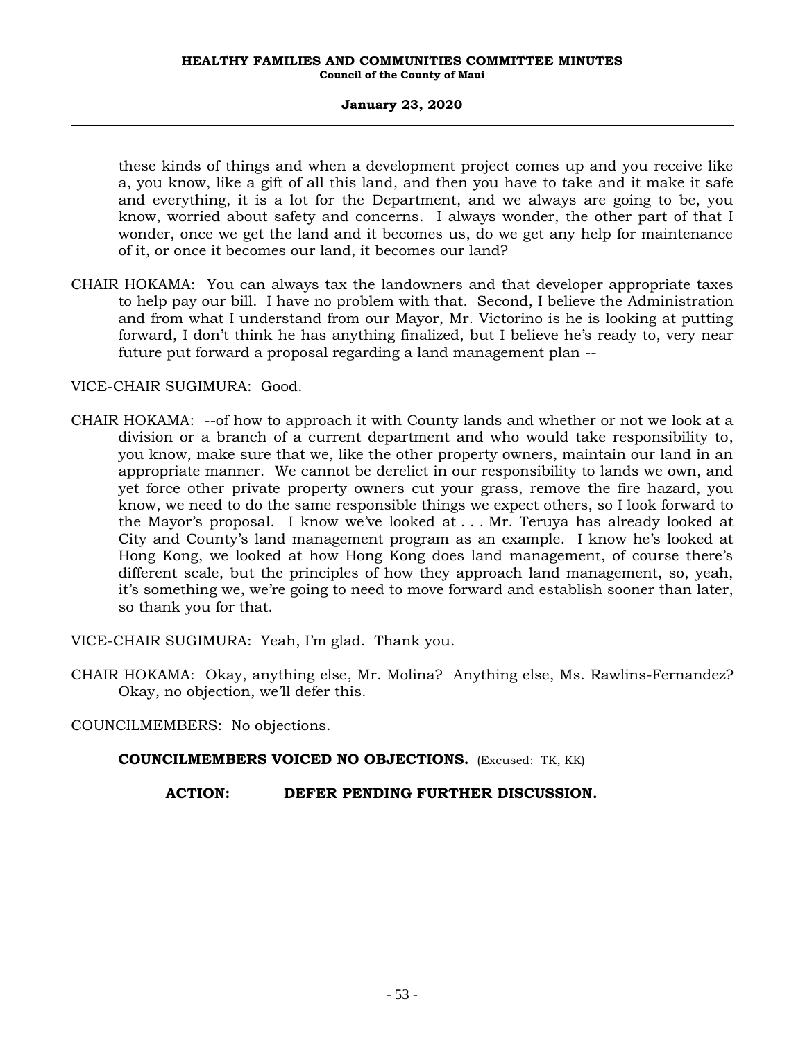these kinds of things and when a development project comes up and you receive like a, you know, like a gift of all this land, and then you have to take and it make it safe and everything, it is a lot for the Department, and we always are going to be, you know, worried about safety and concerns. I always wonder, the other part of that I wonder, once we get the land and it becomes us, do we get any help for maintenance of it, or once it becomes our land, it becomes our land?

CHAIR HOKAMA: You can always tax the landowners and that developer appropriate taxes to help pay our bill. I have no problem with that. Second, I believe the Administration and from what I understand from our Mayor, Mr. Victorino is he is looking at putting forward, I don't think he has anything finalized, but I believe he's ready to, very near future put forward a proposal regarding a land management plan --

VICE-CHAIR SUGIMURA: Good.

CHAIR HOKAMA: --of how to approach it with County lands and whether or not we look at a division or a branch of a current department and who would take responsibility to, you know, make sure that we, like the other property owners, maintain our land in an appropriate manner. We cannot be derelict in our responsibility to lands we own, and yet force other private property owners cut your grass, remove the fire hazard, you know, we need to do the same responsible things we expect others, so I look forward to the Mayor's proposal. I know we've looked at . . . Mr. Teruya has already looked at City and County's land management program as an example. I know he's looked at Hong Kong, we looked at how Hong Kong does land management, of course there's different scale, but the principles of how they approach land management, so, yeah, it's something we, we're going to need to move forward and establish sooner than later, so thank you for that.

VICE-CHAIR SUGIMURA: Yeah, I'm glad. Thank you.

CHAIR HOKAMA: Okay, anything else, Mr. Molina? Anything else, Ms. Rawlins-Fernandez? Okay, no objection, we'll defer this.

COUNCILMEMBERS: No objections.

**COUNCILMEMBERS VOICED NO OBJECTIONS.** (Excused: TK, KK)

**ACTION: DEFER PENDING FURTHER DISCUSSION.**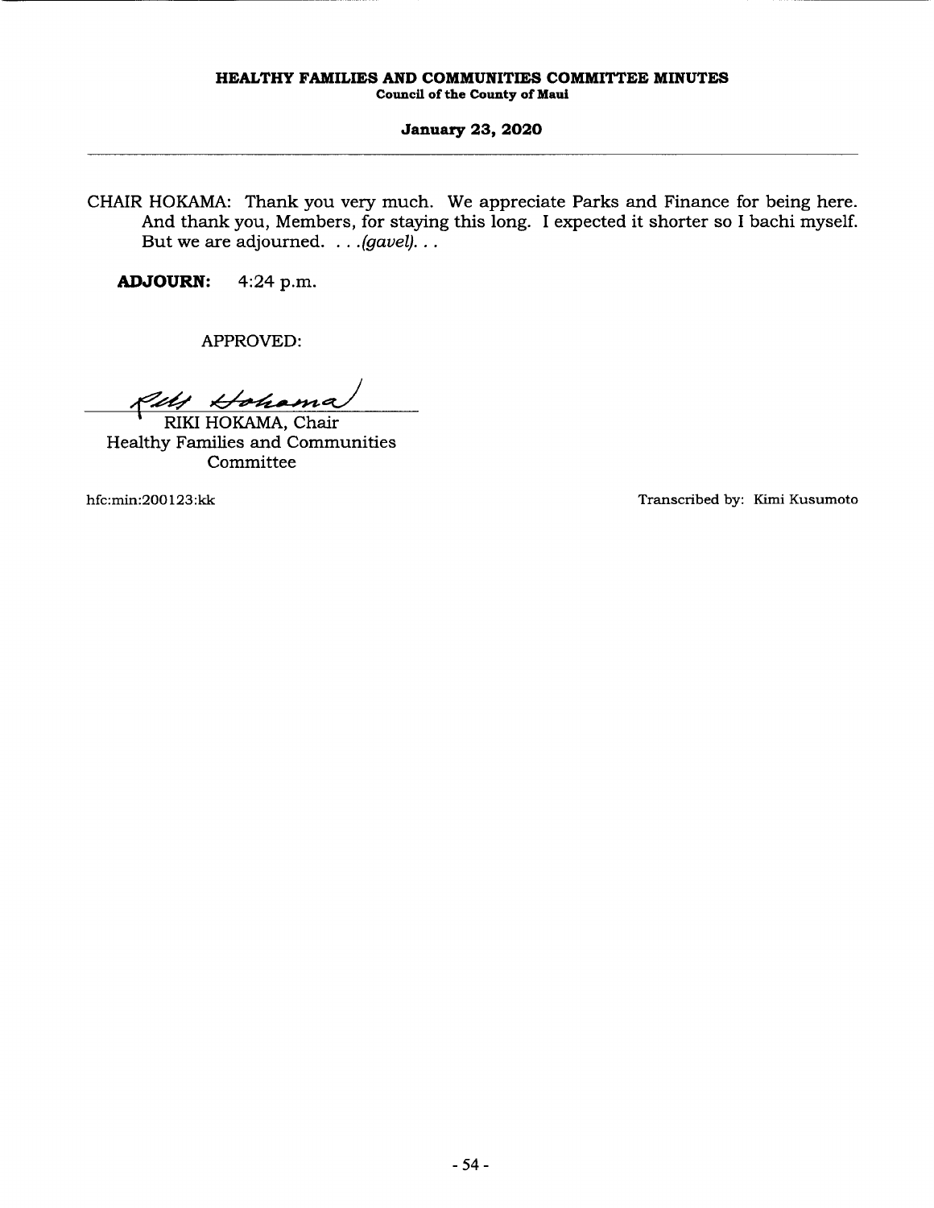CHAIR HOKAMA: Thank you very much. We appreciate Parks and Finance for being here. And thank you, Members, for staying this long. I expected it shorter so I bachi myself. But we are adjourned. . . .*(gavel)*. . .

**ADJOURN:** 4:24 p.m.

APPROVED:

RIKI HOKAMA, Chair
Healthy Families and Communities Committee

hfc:min:200123:kk

Transcribed by: Kimi Kusumoto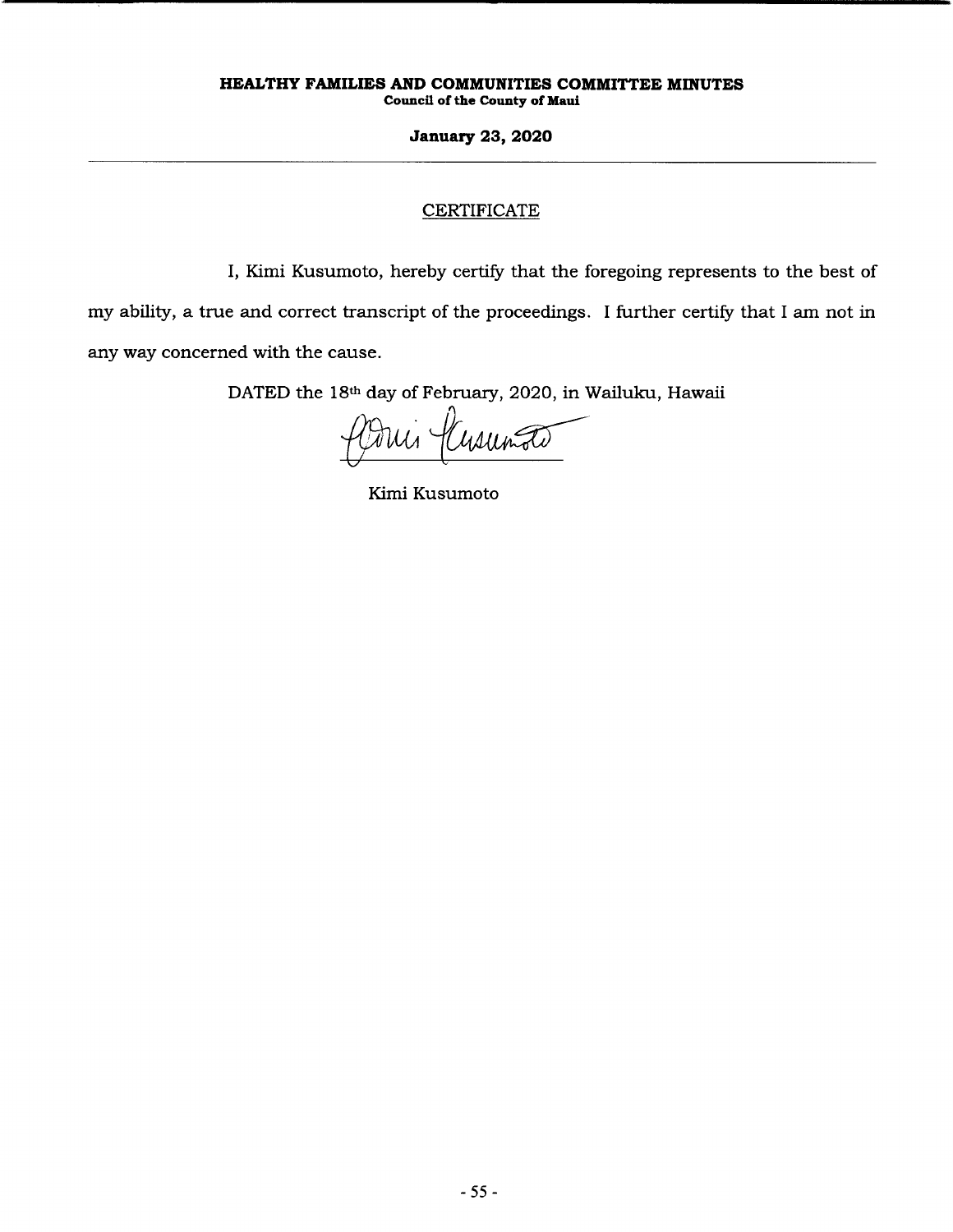## CERTIFICATE

I, Kimi Kusumoto, hereby certify that the foregoing represents to the best of my ability, a true and correct transcript of the proceedings. I further certify that I am not in any way concerned with the cause.

DATED the 18th day of February, 2020, in Wailuku, Hawaii

Kimi Kusumoto